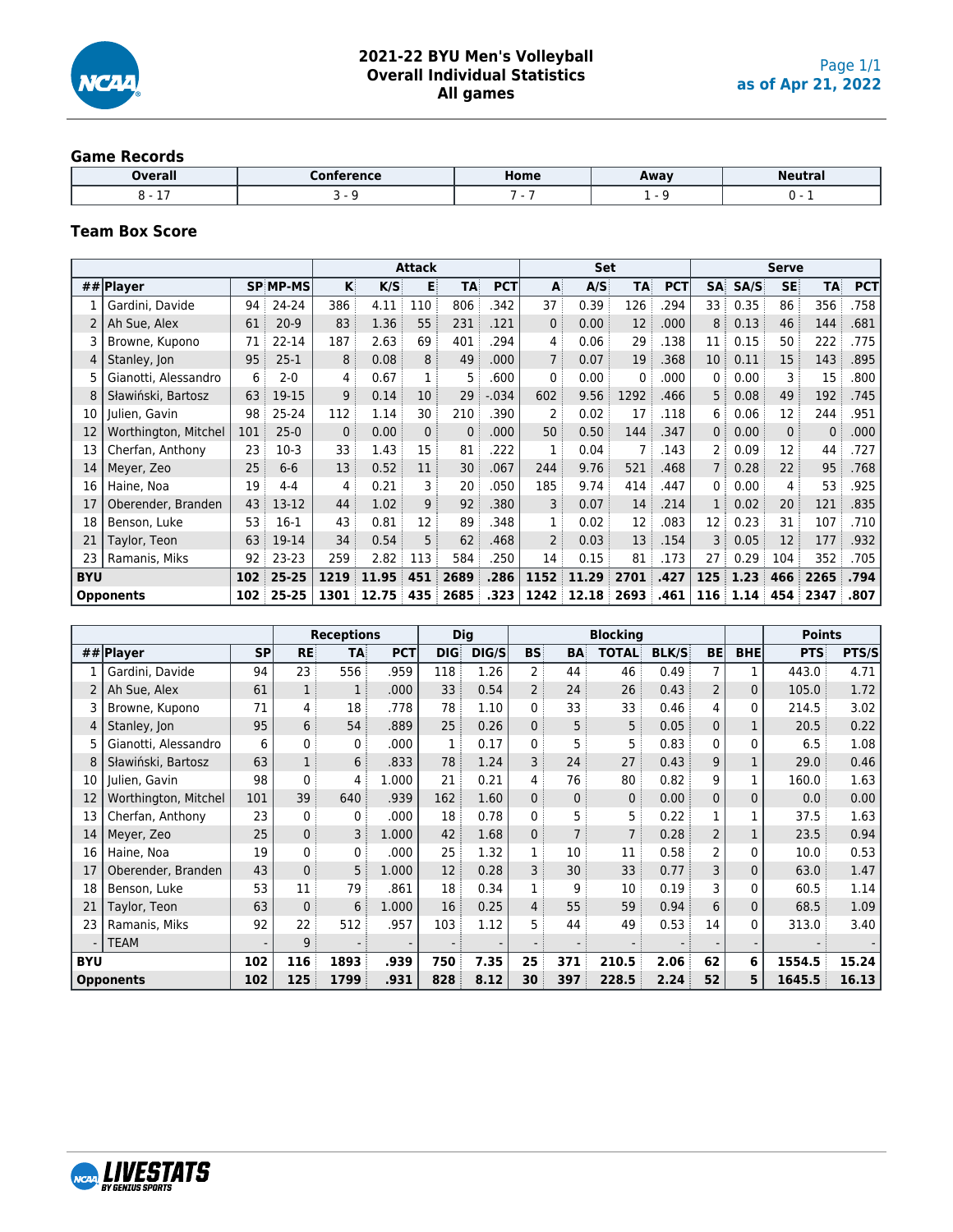# 2021-22 BYU Men's Volleyball
## Overall Individual Statistics
## All games

as of Apr 21, 2022

### Game Records

| Overall | Conference | Home | Away | Neutral |
|---|---|---|---|---|
| 8 - 17 | 3 - 9 | 7 - 7 | 1 - 9 | 0 - 1 |

### Team Box Score

| | | | | Attack | | | | | Set | | | | Serve | | | | |
|---|---|---|---|---|---|---|---|---|---|---|---|---|---|---|---|---|---|
| ## | Player | SP | MP-MS | K | K/S | E | TA | PCT | A | A/S | TA | PCT | SA | SA/S | SE | TA | PCT |
| 1 | Gardini, Davide | 94 | 24-24 | 386 | 4.11 | 110 | 806 | .342 | 37 | 0.39 | 126 | .294 | 33 | 0.35 | 86 | 356 | .758 |
| 2 | Ah Sue, Alex | 61 | 20-9 | 83 | 1.36 | 55 | 231 | .121 | 0 | 0.00 | 12 | .000 | 8 | 0.13 | 46 | 144 | .681 |
| 3 | Browne, Kupono | 71 | 22-14 | 187 | 2.63 | 69 | 401 | .294 | 4 | 0.06 | 29 | .138 | 11 | 0.15 | 50 | 222 | .775 |
| 4 | Stanley, Jon | 95 | 25-1 | 8 | 0.08 | 8 | 49 | .000 | 7 | 0.07 | 19 | .368 | 10 | 0.11 | 15 | 143 | .895 |
| 5 | Gianotti, Alessandro | 6 | 2-0 | 4 | 0.67 | 1 | 5 | .600 | 0 | 0.00 | 0 | .000 | 0 | 0.00 | 3 | 15 | .800 |
| 8 | Sławiński, Bartosz | 63 | 19-15 | 9 | 0.14 | 10 | 29 | -.034 | 602 | 9.56 | 1292 | .466 | 5 | 0.08 | 49 | 192 | .745 |
| 10 | Julien, Gavin | 98 | 25-24 | 112 | 1.14 | 30 | 210 | .390 | 2 | 0.02 | 17 | .118 | 6 | 0.06 | 12 | 244 | .951 |
| 12 | Worthington, Mitchel | 101 | 25-0 | 0 | 0.00 | 0 | 0 | .000 | 50 | 0.50 | 144 | .347 | 0 | 0.00 | 0 | 0 | .000 |
| 13 | Cherfan, Anthony | 23 | 10-3 | 33 | 1.43 | 15 | 81 | .222 | 1 | 0.04 | 7 | .143 | 2 | 0.09 | 12 | 44 | .727 |
| 14 | Meyer, Zeo | 25 | 6-6 | 13 | 0.52 | 11 | 30 | .067 | 244 | 9.76 | 521 | .468 | 7 | 0.28 | 22 | 95 | .768 |
| 16 | Haine, Noa | 19 | 4-4 | 4 | 0.21 | 3 | 20 | .050 | 185 | 9.74 | 414 | .447 | 0 | 0.00 | 4 | 53 | .925 |
| 17 | Oberender, Branden | 43 | 13-12 | 44 | 1.02 | 9 | 92 | .380 | 3 | 0.07 | 14 | .214 | 1 | 0.02 | 20 | 121 | .835 |
| 18 | Benson, Luke | 53 | 16-1 | 43 | 0.81 | 12 | 89 | .348 | 1 | 0.02 | 12 | .083 | 12 | 0.23 | 31 | 107 | .710 |
| 21 | Taylor, Teon | 63 | 19-14 | 34 | 0.54 | 5 | 62 | .468 | 2 | 0.03 | 13 | .154 | 3 | 0.05 | 12 | 177 | .932 |
| 23 | Ramanis, Miks | 92 | 23-23 | 259 | 2.82 | 113 | 584 | .250 | 14 | 0.15 | 81 | .173 | 27 | 0.29 | 104 | 352 | .705 |
| **BYU** | | **102** | **25-25** | **1219** | **11.95** | **451** | **2689** | **.286** | **1152** | **11.29** | **2701** | **.427** | **125** | **1.23** | **466** | **2265** | **.794** |
| **Opponents** | | **102** | **25-25** | **1301** | **12.75** | **435** | **2685** | **.323** | **1242** | **12.18** | **2693** | **.461** | **116** | **1.14** | **454** | **2347** | **.807** |

| | | | Receptions | | | Dig | | Blocking | | | | | | Points | |
|---|---|---|---|---|---|---|---|---|---|---|---|---|---|---|---|
| ## | Player | SP | RE | TA | PCT | DIG | DIG/S | BS | BA | TOTAL | BLK/S | BE | BHE | PTS | PTS/S |
| 1 | Gardini, Davide | 94 | 23 | 556 | .959 | 118 | 1.26 | 2 | 44 | 46 | 0.49 | 7 | 1 | 443.0 | 4.71 |
| 2 | Ah Sue, Alex | 61 | 1 | 1 | .000 | 33 | 0.54 | 2 | 24 | 26 | 0.43 | 2 | 0 | 105.0 | 1.72 |
| 3 | Browne, Kupono | 71 | 4 | 18 | .778 | 78 | 1.10 | 0 | 33 | 33 | 0.46 | 4 | 0 | 214.5 | 3.02 |
| 4 | Stanley, Jon | 95 | 6 | 54 | .889 | 25 | 0.26 | 0 | 5 | 5 | 0.05 | 0 | 1 | 20.5 | 0.22 |
| 5 | Gianotti, Alessandro | 6 | 0 | 0 | .000 | 1 | 0.17 | 0 | 5 | 5 | 0.83 | 0 | 0 | 6.5 | 1.08 |
| 8 | Sławiński, Bartosz | 63 | 1 | 6 | .833 | 78 | 1.24 | 3 | 24 | 27 | 0.43 | 9 | 1 | 29.0 | 0.46 |
| 10 | Julien, Gavin | 98 | 0 | 4 | 1.000 | 21 | 0.21 | 4 | 76 | 80 | 0.82 | 9 | 1 | 160.0 | 1.63 |
| 12 | Worthington, Mitchel | 101 | 39 | 640 | .939 | 162 | 1.60 | 0 | 0 | 0 | 0.00 | 0 | 0 | 0.0 | 0.00 |
| 13 | Cherfan, Anthony | 23 | 0 | 0 | .000 | 18 | 0.78 | 0 | 5 | 5 | 0.22 | 1 | 1 | 37.5 | 1.63 |
| 14 | Meyer, Zeo | 25 | 0 | 3 | 1.000 | 42 | 1.68 | 0 | 7 | 7 | 0.28 | 2 | 1 | 23.5 | 0.94 |
| 16 | Haine, Noa | 19 | 0 | 0 | .000 | 25 | 1.32 | 1 | 10 | 11 | 0.58 | 2 | 0 | 10.0 | 0.53 |
| 17 | Oberender, Branden | 43 | 0 | 5 | 1.000 | 12 | 0.28 | 3 | 30 | 33 | 0.77 | 3 | 0 | 63.0 | 1.47 |
| 18 | Benson, Luke | 53 | 11 | 79 | .861 | 18 | 0.34 | 1 | 9 | 10 | 0.19 | 3 | 0 | 60.5 | 1.14 |
| 21 | Taylor, Teon | 63 | 0 | 6 | 1.000 | 16 | 0.25 | 4 | 55 | 59 | 0.94 | 6 | 0 | 68.5 | 1.09 |
| 23 | Ramanis, Miks | 92 | 22 | 512 | .957 | 103 | 1.12 | 5 | 44 | 49 | 0.53 | 14 | 0 | 313.0 | 3.40 |
| - | TEAM | - | 9 | - | - | - | - | - | - | - | - | - | - | - | - |
| **BYU** | | **102** | **116** | **1893** | **.939** | **750** | **7.35** | **25** | **371** | **210.5** | **2.06** | **62** | **6** | **1554.5** | **15.24** |
| **Opponents** | | **102** | **125** | **1799** | **.931** | **828** | **8.12** | **30** | **397** | **228.5** | **2.24** | **52** | **5** | **1645.5** | **16.13** |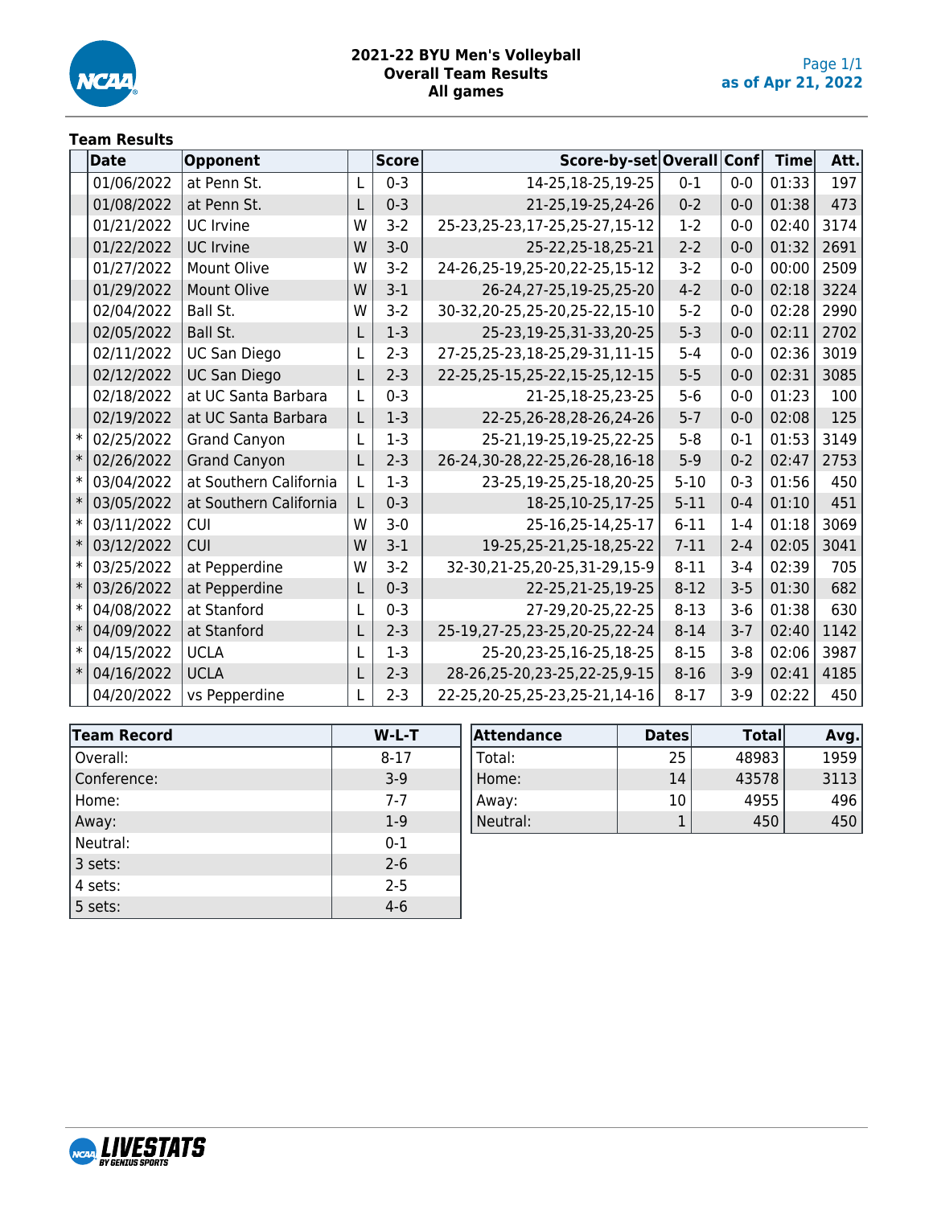# 2021-22 BYU Men's Volleyball
## Overall Team Results
## All games

as of Apr 21, 2022

### Team Results

| | Date | Opponent | | Score | Score-by-set | Overall | Conf | Time | Att. |
|---|---|---|---|---|---|---|---|---|---|
| | 01/06/2022 | at Penn St. | L | 0-3 | 14-25,18-25,19-25 | 0-1 | 0-0 | 01:33 | 197 |
| | 01/08/2022 | at Penn St. | L | 0-3 | 21-25,19-25,24-26 | 0-2 | 0-0 | 01:38 | 473 |
| | 01/21/2022 | UC Irvine | W | 3-2 | 25-23,25-23,17-25,25-27,15-12 | 1-2 | 0-0 | 02:40 | 3174 |
| | 01/22/2022 | UC Irvine | W | 3-0 | 25-22,25-18,25-21 | 2-2 | 0-0 | 01:32 | 2691 |
| | 01/27/2022 | Mount Olive | W | 3-2 | 24-26,25-19,25-20,22-25,15-12 | 3-2 | 0-0 | 00:00 | 2509 |
| | 01/29/2022 | Mount Olive | W | 3-1 | 26-24,27-25,19-25,25-20 | 4-2 | 0-0 | 02:18 | 3224 |
| | 02/04/2022 | Ball St. | W | 3-2 | 30-32,20-25,25-20,25-22,15-10 | 5-2 | 0-0 | 02:28 | 2990 |
| | 02/05/2022 | Ball St. | L | 1-3 | 25-23,19-25,31-33,20-25 | 5-3 | 0-0 | 02:11 | 2702 |
| | 02/11/2022 | UC San Diego | L | 2-3 | 27-25,25-23,18-25,29-31,11-15 | 5-4 | 0-0 | 02:36 | 3019 |
| | 02/12/2022 | UC San Diego | L | 2-3 | 22-25,25-15,25-22,15-25,12-15 | 5-5 | 0-0 | 02:31 | 3085 |
| | 02/18/2022 | at UC Santa Barbara | L | 0-3 | 21-25,18-25,23-25 | 5-6 | 0-0 | 01:23 | 100 |
| | 02/19/2022 | at UC Santa Barbara | L | 1-3 | 22-25,26-28,28-26,24-26 | 5-7 | 0-0 | 02:08 | 125 |
| * | 02/25/2022 | Grand Canyon | L | 1-3 | 25-21,19-25,19-25,22-25 | 5-8 | 0-1 | 01:53 | 3149 |
| * | 02/26/2022 | Grand Canyon | L | 2-3 | 26-24,30-28,22-25,26-28,16-18 | 5-9 | 0-2 | 02:47 | 2753 |
| * | 03/04/2022 | at Southern California | L | 1-3 | 23-25,19-25,25-18,20-25 | 5-10 | 0-3 | 01:56 | 450 |
| * | 03/05/2022 | at Southern California | L | 0-3 | 18-25,10-25,17-25 | 5-11 | 0-4 | 01:10 | 451 |
| * | 03/11/2022 | CUI | W | 3-0 | 25-16,25-14,25-17 | 6-11 | 1-4 | 01:18 | 3069 |
| * | 03/12/2022 | CUI | W | 3-1 | 19-25,25-21,25-18,25-22 | 7-11 | 2-4 | 02:05 | 3041 |
| * | 03/25/2022 | at Pepperdine | W | 3-2 | 32-30,21-25,20-25,31-29,15-9 | 8-11 | 3-4 | 02:39 | 705 |
| * | 03/26/2022 | at Pepperdine | L | 0-3 | 22-25,21-25,19-25 | 8-12 | 3-5 | 01:30 | 682 |
| * | 04/08/2022 | at Stanford | L | 0-3 | 27-29,20-25,22-25 | 8-13 | 3-6 | 01:38 | 630 |
| * | 04/09/2022 | at Stanford | L | 2-3 | 25-19,27-25,23-25,20-25,22-24 | 8-14 | 3-7 | 02:40 | 1142 |
| * | 04/15/2022 | UCLA | L | 1-3 | 25-20,23-25,16-25,18-25 | 8-15 | 3-8 | 02:06 | 3987 |
| * | 04/16/2022 | UCLA | L | 2-3 | 28-26,25-20,23-25,22-25,9-15 | 8-16 | 3-9 | 02:41 | 4185 |
| | 04/20/2022 | vs Pepperdine | L | 2-3 | 22-25,20-25,25-23,25-21,14-16 | 8-17 | 3-9 | 02:22 | 450 |

| Team Record | W-L-T |
|---|---|
| Overall: | 8-17 |
| Conference: | 3-9 |
| Home: | 7-7 |
| Away: | 1-9 |
| Neutral: | 0-1 |
| 3 sets: | 2-6 |
| 4 sets: | 2-5 |
| 5 sets: | 4-6 |

| Attendance | Dates | Total | Avg. |
|---|---|---|---|
| Total: | 25 | 48983 | 1959 |
| Home: | 14 | 43578 | 3113 |
| Away: | 10 | 4955 | 496 |
| Neutral: | 1 | 450 | 450 |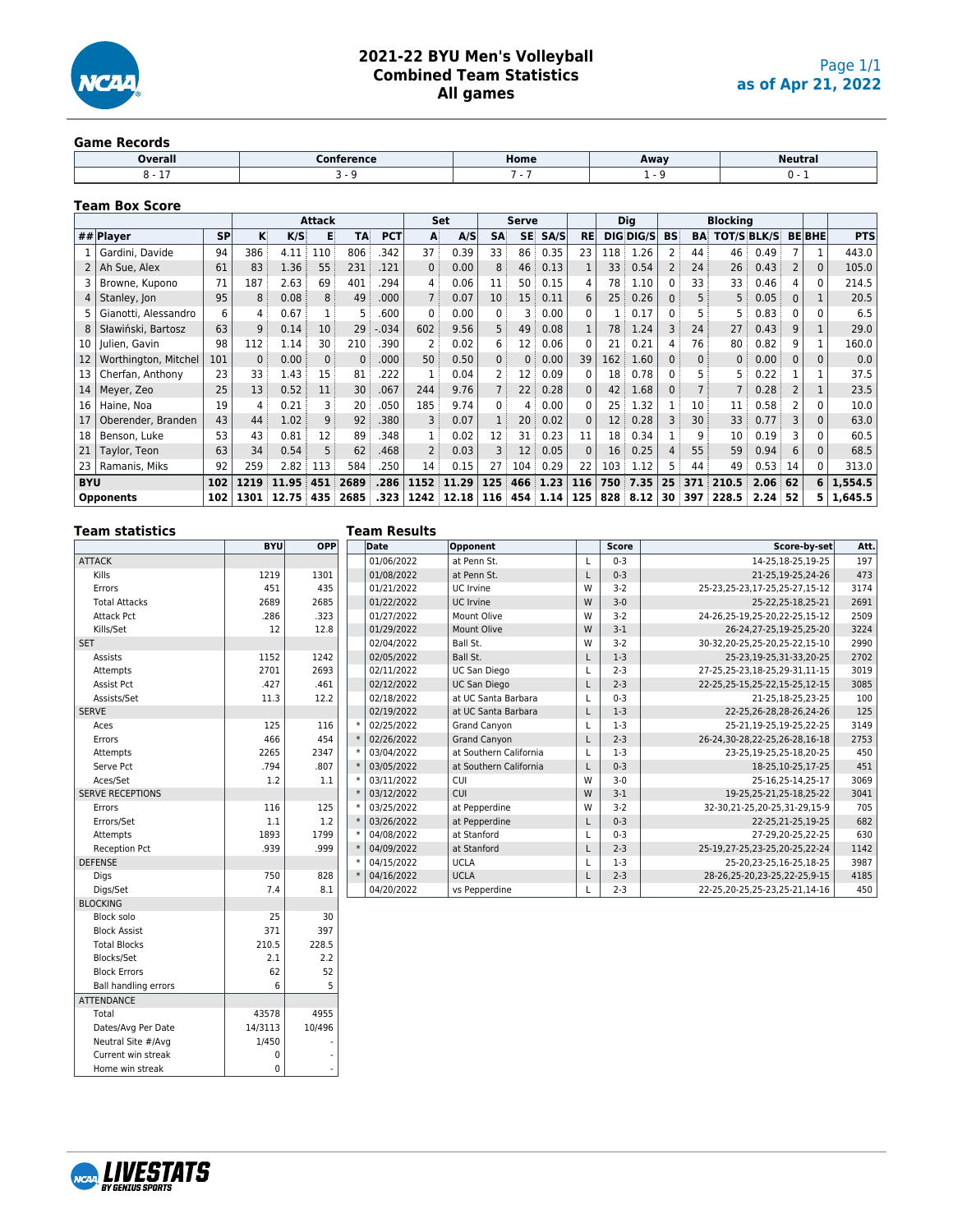# 2021-22 BYU Men's Volleyball
## Combined Team Statistics
## All games

as of Apr 21, 2022

### Game Records

| Overall | Conference | Home | Away | Neutral |
|---|---|---|---|---|
| 8 - 17 | 3 - 9 | 7 - 7 | 1 - 9 | 0 - 1 |

### Team Box Score

| | | | Attack | | | | | Set | | Serve | | | | Dig | | Blocking | | | | | | |
|---|---|---|---|---|---|---|---|---|---|---|---|---|---|---|---|---|---|---|---|---|---|---|
| ## | Player | SP | K | K/S | E | TA | PCT | A | A/S | SA | SE | SA/S | RE | DIG | DIG/S | BS | BA | TOT/S | BLK/S | BE | BHE | PTS |
| 1 | Gardini, Davide | 94 | 386 | 4.11 | 110 | 806 | .342 | 37 | 0.39 | 33 | 86 | 0.35 | 23 | 118 | 1.26 | 2 | 44 | 46 | 0.49 | 7 | 1 | 443.0 |
| 2 | Ah Sue, Alex | 61 | 83 | 1.36 | 55 | 231 | .121 | 0 | 0.00 | 8 | 46 | 0.13 | 1 | 33 | 0.54 | 2 | 24 | 26 | 0.43 | 2 | 0 | 105.0 |
| 3 | Browne, Kupono | 71 | 187 | 2.63 | 69 | 401 | .294 | 4 | 0.06 | 11 | 50 | 0.15 | 4 | 78 | 1.10 | 0 | 33 | 33 | 0.46 | 4 | 0 | 214.5 |
| 4 | Stanley, Jon | 95 | 8 | 0.08 | 8 | 49 | .000 | 7 | 0.07 | 10 | 15 | 0.11 | 6 | 25 | 0.26 | 0 | 5 | 5 | 0.05 | 0 | 1 | 20.5 |
| 5 | Gianotti, Alessandro | 6 | 4 | 0.67 | 1 | 5 | .600 | 0 | 0.00 | 0 | 3 | 0.00 | 0 | 1 | 0.17 | 0 | 5 | 5 | 0.83 | 0 | 0 | 6.5 |
| 8 | Sławiński, Bartosz | 63 | 9 | 0.14 | 10 | 29 | -.034 | 602 | 9.56 | 5 | 49 | 0.08 | 1 | 78 | 1.24 | 3 | 24 | 27 | 0.43 | 9 | 1 | 29.0 |
| 10 | Julien, Gavin | 98 | 112 | 1.14 | 30 | 210 | .390 | 2 | 0.02 | 6 | 12 | 0.06 | 0 | 21 | 0.21 | 4 | 76 | 80 | 0.82 | 9 | 1 | 160.0 |
| 12 | Worthington, Mitchel | 101 | 0 | 0.00 | 0 | 0 | .000 | 50 | 0.50 | 0 | 0 | 0.00 | 39 | 162 | 1.60 | 0 | 0 | 0 | 0.00 | 0 | 0 | 0.0 |
| 13 | Cherfan, Anthony | 23 | 33 | 1.43 | 15 | 81 | .222 | 1 | 0.04 | 2 | 12 | 0.09 | 0 | 18 | 0.78 | 0 | 5 | 5 | 0.22 | 1 | 1 | 37.5 |
| 14 | Meyer, Zeo | 25 | 13 | 0.52 | 11 | 30 | .067 | 244 | 9.76 | 7 | 22 | 0.28 | 0 | 42 | 1.68 | 0 | 7 | 7 | 0.28 | 2 | 1 | 23.5 |
| 16 | Haine, Noa | 19 | 4 | 0.21 | 3 | 20 | .050 | 185 | 9.74 | 0 | 4 | 0.00 | 0 | 25 | 1.32 | 1 | 10 | 11 | 0.58 | 2 | 0 | 10.0 |
| 17 | Oberender, Branden | 43 | 44 | 1.02 | 9 | 92 | .380 | 3 | 0.07 | 1 | 20 | 0.02 | 0 | 12 | 0.28 | 3 | 30 | 33 | 0.77 | 3 | 0 | 63.0 |
| 18 | Benson, Luke | 53 | 43 | 0.81 | 12 | 89 | .348 | 1 | 0.02 | 12 | 31 | 0.23 | 11 | 18 | 0.34 | 1 | 9 | 10 | 0.19 | 3 | 0 | 60.5 |
| 21 | Taylor, Teon | 63 | 34 | 0.54 | 5 | 62 | .468 | 2 | 0.03 | 3 | 12 | 0.05 | 0 | 16 | 0.25 | 4 | 55 | 59 | 0.94 | 6 | 0 | 68.5 |
| 23 | Ramanis, Miks | 92 | 259 | 2.82 | 113 | 584 | .250 | 14 | 0.15 | 27 | 104 | 0.29 | 22 | 103 | 1.12 | 5 | 44 | 49 | 0.53 | 14 | 0 | 313.0 |
| **BYU** | | **102** | **1219** | **11.95** | **451** | **2689** | **.286** | **1152** | **11.29** | **125** | **466** | **1.23** | **116** | **750** | **7.35** | **25** | **371** | **210.5** | **2.06** | **62** | **6** | **1,554.5** |
| **Opponents** | | **102** | **1301** | **12.75** | **435** | **2685** | **.323** | **1242** | **12.18** | **116** | **454** | **1.14** | **125** | **828** | **8.12** | **30** | **397** | **228.5** | **2.24** | **52** | **5** | **1,645.5** |

### Team statistics

| | BYU | OPP |
|---|---|---|
| ATTACK | | |
| Kills | 1219 | 1301 |
| Errors | 451 | 435 |
| Total Attacks | 2689 | 2685 |
| Attack Pct | .286 | .323 |
| Kills/Set | 12 | 12.8 |
| SET | | |
| Assists | 1152 | 1242 |
| Attempts | 2701 | 2693 |
| Assist Pct | .427 | .461 |
| Assists/Set | 11.3 | 12.2 |
| SERVE | | |
| Aces | 125 | 116 |
| Errors | 466 | 454 |
| Attempts | 2265 | 2347 |
| Serve Pct | .794 | .807 |
| Aces/Set | 1.2 | 1.1 |
| SERVE RECEPTIONS | | |
| Errors | 116 | 125 |
| Errors/Set | 1.1 | 1.2 |
| Attempts | 1893 | 1799 |
| Reception Pct | .939 | .999 |
| DEFENSE | | |
| Digs | 750 | 828 |
| Digs/Set | 7.4 | 8.1 |
| BLOCKING | | |
| Block solo | 25 | 30 |
| Block Assist | 371 | 397 |
| Total Blocks | 210.5 | 228.5 |
| Blocks/Set | 2.1 | 2.2 |
| Block Errors | 62 | 52 |
| Ball handling errors | 6 | 5 |
| ATTENDANCE | | |
| Total | 43578 | 4955 |
| Dates/Avg Per Date | 14/3113 | 10/496 |
| Neutral Site #/Avg | 1/450 | - |
| Current win streak | 0 | - |
| Home win streak | 0 | - |

### Team Results

| | Date | Opponent | | Score | Score-by-set | Att. |
|---|---|---|---|---|---|---|
| | 01/06/2022 | at Penn St. | L | 0-3 | 14-25,18-25,19-25 | 197 |
| | 01/08/2022 | at Penn St. | L | 0-3 | 21-25,19-25,24-26 | 473 |
| | 01/21/2022 | UC Irvine | W | 3-2 | 25-23,25-23,17-25,25-27,15-12 | 3174 |
| | 01/22/2022 | UC Irvine | W | 3-0 | 25-22,25-18,25-21 | 2691 |
| | 01/27/2022 | Mount Olive | W | 3-2 | 24-26,25-19,25-20,22-25,15-12 | 2509 |
| | 01/29/2022 | Mount Olive | W | 3-1 | 26-24,27-25,19-25,25-20 | 3224 |
| | 02/04/2022 | Ball St. | W | 3-2 | 30-32,20-25,25-20,25-22,15-10 | 2990 |
| | 02/05/2022 | Ball St. | L | 1-3 | 25-23,19-25,31-33,20-25 | 2702 |
| | 02/11/2022 | UC San Diego | L | 2-3 | 27-25,25-23,18-25,29-31,11-15 | 3019 |
| | 02/12/2022 | UC San Diego | L | 2-3 | 22-25,25-15,25-22,15-25,12-15 | 3085 |
| | 02/18/2022 | at UC Santa Barbara | L | 0-3 | 21-25,18-25,23-25 | 100 |
| | 02/19/2022 | at UC Santa Barbara | L | 1-3 | 22-25,26-28,28-26,24-26 | 125 |
| * | 02/25/2022 | Grand Canyon | L | 1-3 | 25-21,19-25,19-25,22-25 | 3149 |
| * | 02/26/2022 | Grand Canyon | L | 2-3 | 26-24,30-28,22-25,26-28,16-18 | 2753 |
| * | 03/04/2022 | at Southern California | L | 1-3 | 23-25,19-25,25-18,20-25 | 450 |
| * | 03/05/2022 | at Southern California | L | 0-3 | 18-25,10-25,17-25 | 451 |
| * | 03/11/2022 | CUI | W | 3-0 | 25-16,25-14,25-17 | 3069 |
| * | 03/12/2022 | CUI | W | 3-1 | 19-25,25-21,25-18,25-22 | 3041 |
| * | 03/25/2022 | at Pepperdine | W | 3-2 | 32-30,21-25,20-25,31-29,15-9 | 705 |
| * | 03/26/2022 | at Pepperdine | L | 0-3 | 22-25,21-25,19-25 | 682 |
| * | 04/08/2022 | at Stanford | L | 0-3 | 27-29,20-25,22-25 | 630 |
| * | 04/09/2022 | at Stanford | L | 2-3 | 25-19,27-25,23-25,20-25,22-24 | 1142 |
| * | 04/15/2022 | UCLA | L | 1-3 | 25-20,23-25,16-25,18-25 | 3987 |
| * | 04/16/2022 | UCLA | L | 2-3 | 28-26,25-20,23-25,22-25,9-15 | 4185 |
| | 04/20/2022 | vs Pepperdine | L | 2-3 | 22-25,20-25,25-23,25-21,14-16 | 450 |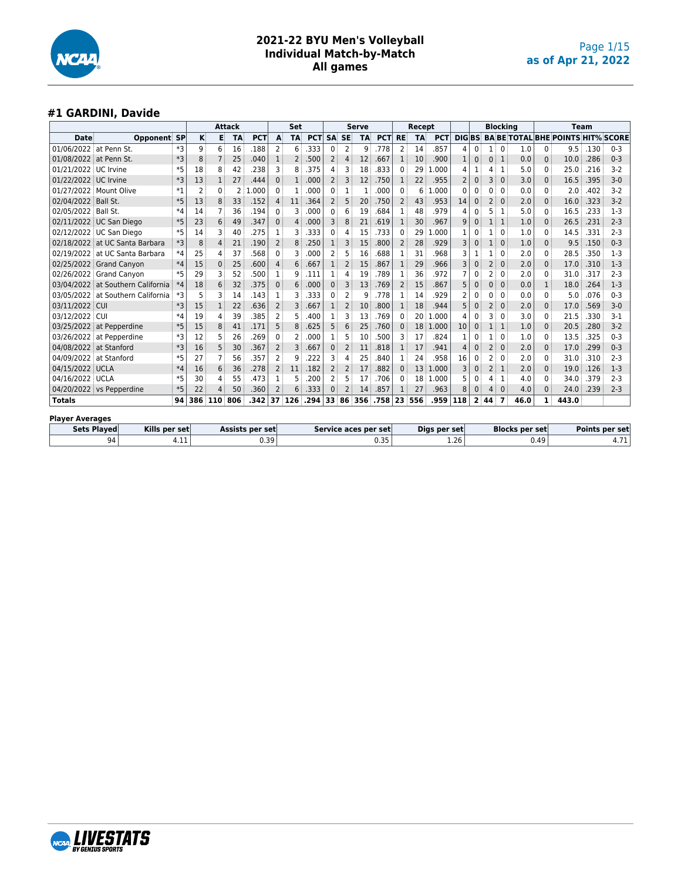# 2021-22 BYU Men's Volleyball
## Individual Match-by-Match
## All games

as of Apr 21, 2022

### #1 GARDINI, Davide

| | | | Attack | | | | Set | | | Serve | | | | Recept | | | | Blocking | | | | | Team | | | |
|---|---|---|---|---|---|---|---|---|---|---|---|---|---|---|---|---|---|---|---|---|---|---|---|---|---|---|
| Date | Opponent | SP | K | E | TA | PCT | A | TA | PCT | SA | SE | TA | PCT | RE | TA | PCT | DIG | BS | BA | BE | TOTAL | BHE | POINTS | HIT% | SCORE |
| 01/06/2022 | at Penn St. | *3 | 9 | 6 | 16 | .188 | 2 | 6 | .333 | 0 | 2 | 9 | .778 | 2 | 14 | .857 | 4 | 0 | 1 | 0 | 1.0 | 0 | 9.5 | .130 | 0-3 |
| 01/08/2022 | at Penn St. | *3 | 8 | 7 | 25 | .040 | 1 | 2 | .500 | 2 | 4 | 12 | .667 | 1 | 10 | .900 | 1 | 0 | 0 | 1 | 0.0 | 0 | 10.0 | .286 | 0-3 |
| 01/21/2022 | UC Irvine | *5 | 18 | 8 | 42 | .238 | 3 | 8 | .375 | 4 | 3 | 18 | .833 | 0 | 29 | 1.000 | 4 | 1 | 4 | 1 | 5.0 | 0 | 25.0 | .216 | 3-2 |
| 01/22/2022 | UC Irvine | *3 | 13 | 1 | 27 | .444 | 0 | 1 | .000 | 2 | 3 | 12 | .750 | 1 | 22 | .955 | 2 | 0 | 3 | 0 | 3.0 | 0 | 16.5 | .395 | 3-0 |
| 01/27/2022 | Mount Olive | *1 | 2 | 0 | 2 | 1.000 | 0 | 1 | .000 | 0 | 1 | 1 | .000 | 0 | 6 | 1.000 | 0 | 0 | 0 | 0 | 0.0 | 0 | 2.0 | .402 | 3-2 |
| 02/04/2022 | Ball St. | *5 | 13 | 8 | 33 | .152 | 4 | 11 | .364 | 2 | 5 | 20 | .750 | 2 | 43 | .953 | 14 | 0 | 2 | 0 | 2.0 | 0 | 16.0 | .323 | 3-2 |
| 02/05/2022 | Ball St. | *4 | 14 | 7 | 36 | .194 | 0 | 3 | .000 | 0 | 6 | 19 | .684 | 1 | 48 | .979 | 4 | 0 | 5 | 1 | 5.0 | 0 | 16.5 | .233 | 1-3 |
| 02/11/2022 | UC San Diego | *5 | 23 | 6 | 49 | .347 | 0 | 4 | .000 | 3 | 8 | 21 | .619 | 1 | 30 | .967 | 9 | 0 | 1 | 1 | 1.0 | 0 | 26.5 | .231 | 2-3 |
| 02/12/2022 | UC San Diego | *5 | 14 | 3 | 40 | .275 | 1 | 3 | .333 | 0 | 4 | 15 | .733 | 0 | 29 | 1.000 | 1 | 0 | 1 | 0 | 1.0 | 0 | 14.5 | .331 | 2-3 |
| 02/18/2022 | at UC Santa Barbara | *3 | 8 | 4 | 21 | .190 | 2 | 8 | .250 | 1 | 3 | 15 | .800 | 2 | 28 | .929 | 3 | 0 | 1 | 0 | 1.0 | 0 | 9.5 | .150 | 0-3 |
| 02/19/2022 | at UC Santa Barbara | *4 | 25 | 4 | 37 | .568 | 0 | 3 | .000 | 2 | 5 | 16 | .688 | 1 | 31 | .968 | 3 | 1 | 1 | 0 | 2.0 | 0 | 28.5 | .350 | 1-3 |
| 02/25/2022 | Grand Canyon | *4 | 15 | 0 | 25 | .600 | 4 | 6 | .667 | 1 | 2 | 15 | .867 | 1 | 29 | .966 | 3 | 0 | 2 | 0 | 2.0 | 0 | 17.0 | .310 | 1-3 |
| 02/26/2022 | Grand Canyon | *5 | 29 | 3 | 52 | .500 | 1 | 9 | .111 | 1 | 4 | 19 | .789 | 1 | 36 | .972 | 7 | 0 | 2 | 0 | 2.0 | 0 | 31.0 | .317 | 2-3 |
| 03/04/2022 | at Southern California | *4 | 18 | 6 | 32 | .375 | 0 | 6 | .000 | 0 | 3 | 13 | .769 | 2 | 15 | .867 | 5 | 0 | 0 | 0 | 0.0 | 1 | 18.0 | .264 | 1-3 |
| 03/05/2022 | at Southern California | *3 | 5 | 3 | 14 | .143 | 1 | 3 | .333 | 0 | 2 | 9 | .778 | 1 | 14 | .929 | 2 | 0 | 0 | 0 | 0.0 | 0 | 5.0 | .076 | 0-3 |
| 03/11/2022 | CUI | *3 | 15 | 1 | 22 | .636 | 2 | 3 | .667 | 1 | 2 | 10 | .800 | 1 | 18 | .944 | 5 | 0 | 2 | 0 | 2.0 | 0 | 17.0 | .569 | 3-0 |
| 03/12/2022 | CUI | *4 | 19 | 4 | 39 | .385 | 2 | 5 | .400 | 1 | 3 | 13 | .769 | 0 | 20 | 1.000 | 4 | 0 | 3 | 0 | 3.0 | 0 | 21.5 | .330 | 3-1 |
| 03/25/2022 | at Pepperdine | *5 | 15 | 8 | 41 | .171 | 5 | 8 | .625 | 5 | 6 | 25 | .760 | 0 | 18 | 1.000 | 10 | 0 | 1 | 1 | 1.0 | 0 | 20.5 | .280 | 3-2 |
| 03/26/2022 | at Pepperdine | *3 | 12 | 5 | 26 | .269 | 0 | 2 | .000 | 1 | 5 | 10 | .500 | 3 | 17 | .824 | 1 | 0 | 1 | 0 | 1.0 | 0 | 13.5 | .325 | 0-3 |
| 04/08/2022 | at Stanford | *3 | 16 | 5 | 30 | .367 | 2 | 3 | .667 | 0 | 2 | 11 | .818 | 1 | 17 | .941 | 4 | 0 | 2 | 0 | 2.0 | 0 | 17.0 | .299 | 0-3 |
| 04/09/2022 | at Stanford | *5 | 27 | 7 | 56 | .357 | 2 | 9 | .222 | 3 | 4 | 25 | .840 | 1 | 24 | .958 | 16 | 0 | 2 | 0 | 2.0 | 0 | 31.0 | .310 | 2-3 |
| 04/15/2022 | UCLA | *4 | 16 | 6 | 36 | .278 | 2 | 11 | .182 | 2 | 2 | 17 | .882 | 0 | 13 | 1.000 | 3 | 0 | 2 | 1 | 2.0 | 0 | 19.0 | .126 | 1-3 |
| 04/16/2022 | UCLA | *5 | 30 | 4 | 55 | .473 | 1 | 5 | .200 | 2 | 5 | 17 | .706 | 0 | 18 | 1.000 | 5 | 0 | 4 | 1 | 4.0 | 0 | 34.0 | .379 | 2-3 |
| 04/20/2022 | vs Pepperdine | *5 | 22 | 4 | 50 | .360 | 2 | 6 | .333 | 0 | 2 | 14 | .857 | 1 | 27 | .963 | 8 | 0 | 4 | 0 | 4.0 | 0 | 24.0 | .239 | 2-3 |
| **Totals** | | **94** | **386** | **110** | **806** | **.342** | **37** | **126** | **.294** | **33** | **86** | **356** | **.758** | **23** | **556** | **.959** | **118** | **2** | **44** | **7** | **46.0** | **1** | **443.0** | | |

**Player Averages**

| Sets Played | Kills per set | Assists per set | Service aces per set | Digs per set | Blocks per set | Points per set |
|---|---|---|---|---|---|---|
| 94 | 4.11 | 0.39 | 0.35 | 1.26 | 0.49 | 4.71 |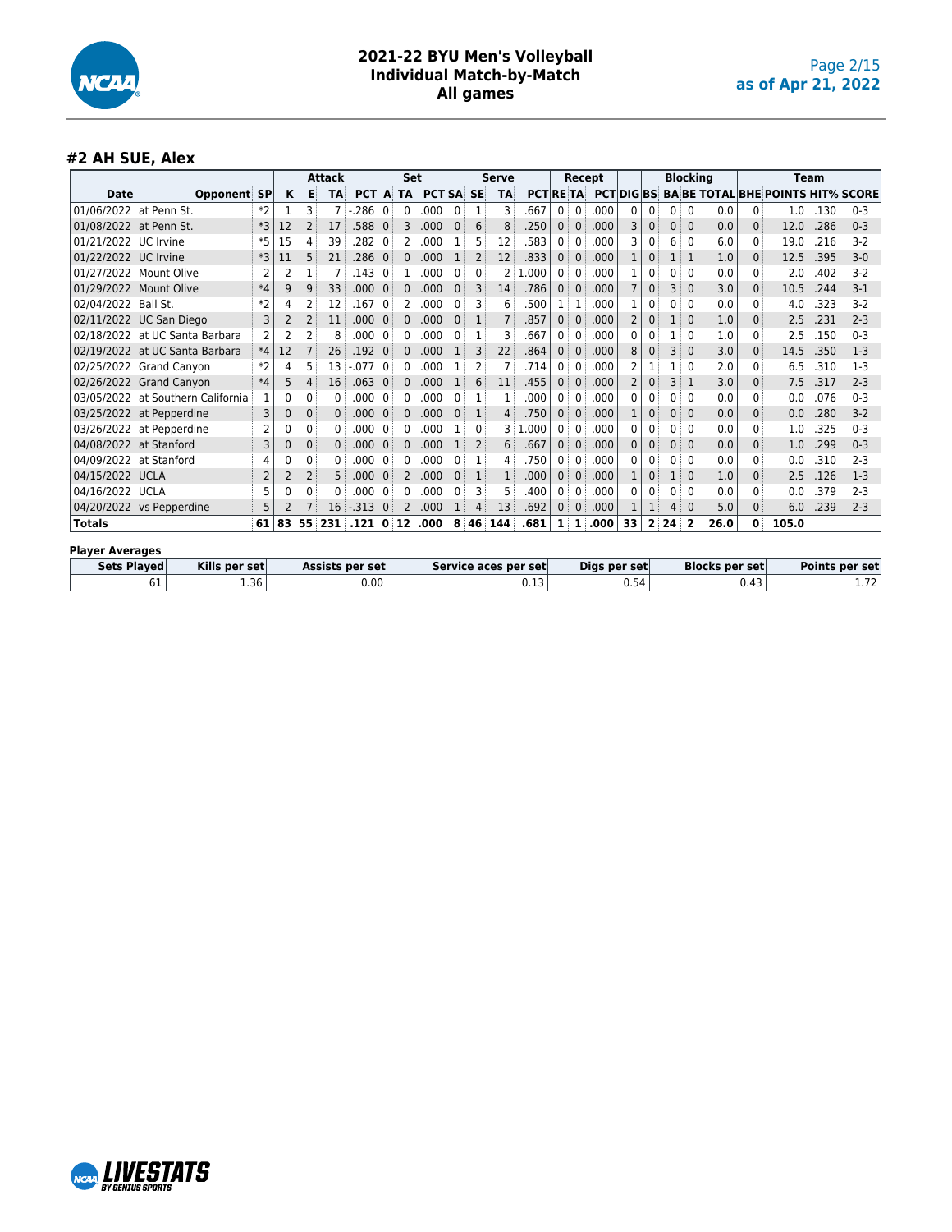# 2021-22 BYU Men's Volleyball
## Individual Match-by-Match
## All games

as of Apr 21, 2022

### #2 AH SUE, Alex

| | | | Attack | | | | Set | | | Serve | | | | Recept | | | | Blocking | | | | | Team | | | |
|---|---|---|---|---|---|---|---|---|---|---|---|---|---|---|---|---|---|---|---|---|---|---|---|---|---|---|
| **Date** | **Opponent** | **SP** | **K** | **E** | **TA** | **PCT** | **A** | **TA** | **PCT** | **SA** | **SE** | **TA** | **PCT** | **RE** | **TA** | **PCT** | **DIG** | **BS** | **BA** | **BE** | **TOTAL** | **BHE** | **POINTS** | **HIT%** | **SCORE** |
| 01/06/2022 | at Penn St. | *2 | 1 | 3 | 7 | -.286 | 0 | 0 | .000 | 0 | 1 | 3 | .667 | 0 | 0 | .000 | 0 | 0 | 0 | 0 | 0.0 | 0 | 1.0 | .130 | 0-3 |
| 01/08/2022 | at Penn St. | *3 | 12 | 2 | 17 | .588 | 0 | 3 | .000 | 0 | 6 | 8 | .250 | 0 | 0 | .000 | 3 | 0 | 0 | 0 | 0.0 | 0 | 12.0 | .286 | 0-3 |
| 01/21/2022 | UC Irvine | *5 | 15 | 4 | 39 | .282 | 0 | 2 | .000 | 1 | 5 | 12 | .583 | 0 | 0 | .000 | 3 | 0 | 6 | 0 | 6.0 | 0 | 19.0 | .216 | 3-2 |
| 01/22/2022 | UC Irvine | *3 | 11 | 5 | 21 | .286 | 0 | 0 | .000 | 1 | 2 | 12 | .833 | 0 | 0 | .000 | 1 | 0 | 1 | 1 | 1.0 | 0 | 12.5 | .395 | 3-0 |
| 01/27/2022 | Mount Olive | 2 | 2 | 1 | 7 | .143 | 0 | 1 | .000 | 0 | 0 | 2 | 1.000 | 0 | 0 | .000 | 1 | 0 | 0 | 0 | 0.0 | 0 | 2.0 | .402 | 3-2 |
| 01/29/2022 | Mount Olive | *4 | 9 | 9 | 33 | .000 | 0 | 0 | .000 | 0 | 3 | 14 | .786 | 0 | 0 | .000 | 7 | 0 | 3 | 0 | 3.0 | 0 | 10.5 | .244 | 3-1 |
| 02/04/2022 | Ball St. | *2 | 4 | 2 | 12 | .167 | 0 | 2 | .000 | 0 | 3 | 6 | .500 | 1 | 1 | .000 | 1 | 0 | 0 | 0 | 0.0 | 0 | 4.0 | .323 | 3-2 |
| 02/11/2022 | UC San Diego | 3 | 2 | 2 | 11 | .000 | 0 | 0 | .000 | 0 | 1 | 7 | .857 | 0 | 0 | .000 | 2 | 0 | 1 | 0 | 1.0 | 0 | 2.5 | .231 | 2-3 |
| 02/18/2022 | at UC Santa Barbara | 2 | 2 | 2 | 8 | .000 | 0 | 0 | .000 | 0 | 1 | 3 | .667 | 0 | 0 | .000 | 0 | 0 | 1 | 0 | 1.0 | 0 | 2.5 | .150 | 0-3 |
| 02/19/2022 | at UC Santa Barbara | *4 | 12 | 7 | 26 | .192 | 0 | 0 | .000 | 1 | 3 | 22 | .864 | 0 | 0 | .000 | 8 | 0 | 3 | 0 | 3.0 | 0 | 14.5 | .350 | 1-3 |
| 02/25/2022 | Grand Canyon | *2 | 4 | 5 | 13 | -.077 | 0 | 0 | .000 | 1 | 2 | 7 | .714 | 0 | 0 | .000 | 2 | 1 | 1 | 0 | 2.0 | 0 | 6.5 | .310 | 1-3 |
| 02/26/2022 | Grand Canyon | *4 | 5 | 4 | 16 | .063 | 0 | 0 | .000 | 1 | 6 | 11 | .455 | 0 | 0 | .000 | 2 | 0 | 3 | 1 | 3.0 | 0 | 7.5 | .317 | 2-3 |
| 03/05/2022 | at Southern California | 1 | 0 | 0 | 0 | .000 | 0 | 0 | .000 | 0 | 1 | 1 | .000 | 0 | 0 | .000 | 0 | 0 | 0 | 0 | 0.0 | 0 | 0.0 | .076 | 0-3 |
| 03/25/2022 | at Pepperdine | 3 | 0 | 0 | 0 | .000 | 0 | 0 | .000 | 0 | 1 | 4 | .750 | 0 | 0 | .000 | 1 | 0 | 0 | 0 | 0.0 | 0 | 0.0 | .280 | 3-2 |
| 03/26/2022 | at Pepperdine | 2 | 0 | 0 | 0 | .000 | 0 | 0 | .000 | 1 | 0 | 3 | 1.000 | 0 | 0 | .000 | 0 | 0 | 0 | 0 | 0.0 | 0 | 1.0 | .325 | 0-3 |
| 04/08/2022 | at Stanford | 3 | 0 | 0 | 0 | .000 | 0 | 0 | .000 | 1 | 2 | 6 | .667 | 0 | 0 | .000 | 0 | 0 | 0 | 0 | 0.0 | 0 | 1.0 | .299 | 0-3 |
| 04/09/2022 | at Stanford | 4 | 0 | 0 | 0 | .000 | 0 | 0 | .000 | 0 | 1 | 4 | .750 | 0 | 0 | .000 | 0 | 0 | 0 | 0 | 0.0 | 0 | 0.0 | .310 | 2-3 |
| 04/15/2022 | UCLA | 2 | 2 | 2 | 5 | .000 | 0 | 2 | .000 | 0 | 1 | 1 | .000 | 0 | 0 | .000 | 1 | 0 | 1 | 0 | 1.0 | 0 | 2.5 | .126 | 1-3 |
| 04/16/2022 | UCLA | 5 | 0 | 0 | 0 | .000 | 0 | 0 | .000 | 0 | 3 | 5 | .400 | 0 | 0 | .000 | 0 | 0 | 0 | 0 | 0.0 | 0 | 0.0 | .379 | 2-3 |
| 04/20/2022 | vs Pepperdine | 5 | 2 | 7 | 16 | -.313 | 0 | 2 | .000 | 1 | 4 | 13 | .692 | 0 | 0 | .000 | 1 | 1 | 4 | 0 | 5.0 | 0 | 6.0 | .239 | 2-3 |
| **Totals** | | **61** | **83** | **55** | **231** | **.121** | **0** | **12** | **.000** | **8** | **46** | **144** | **.681** | **1** | **1** | **.000** | **33** | **2** | **24** | **2** | **26.0** | **0** | **105.0** | | |

**Player Averages**

| Sets Played | Kills per set | Assists per set | Service aces per set | Digs per set | Blocks per set | Points per set |
|---|---|---|---|---|---|---|
| 61 | 1.36 | 0.00 | 0.13 | 0.54 | 0.43 | 1.72 |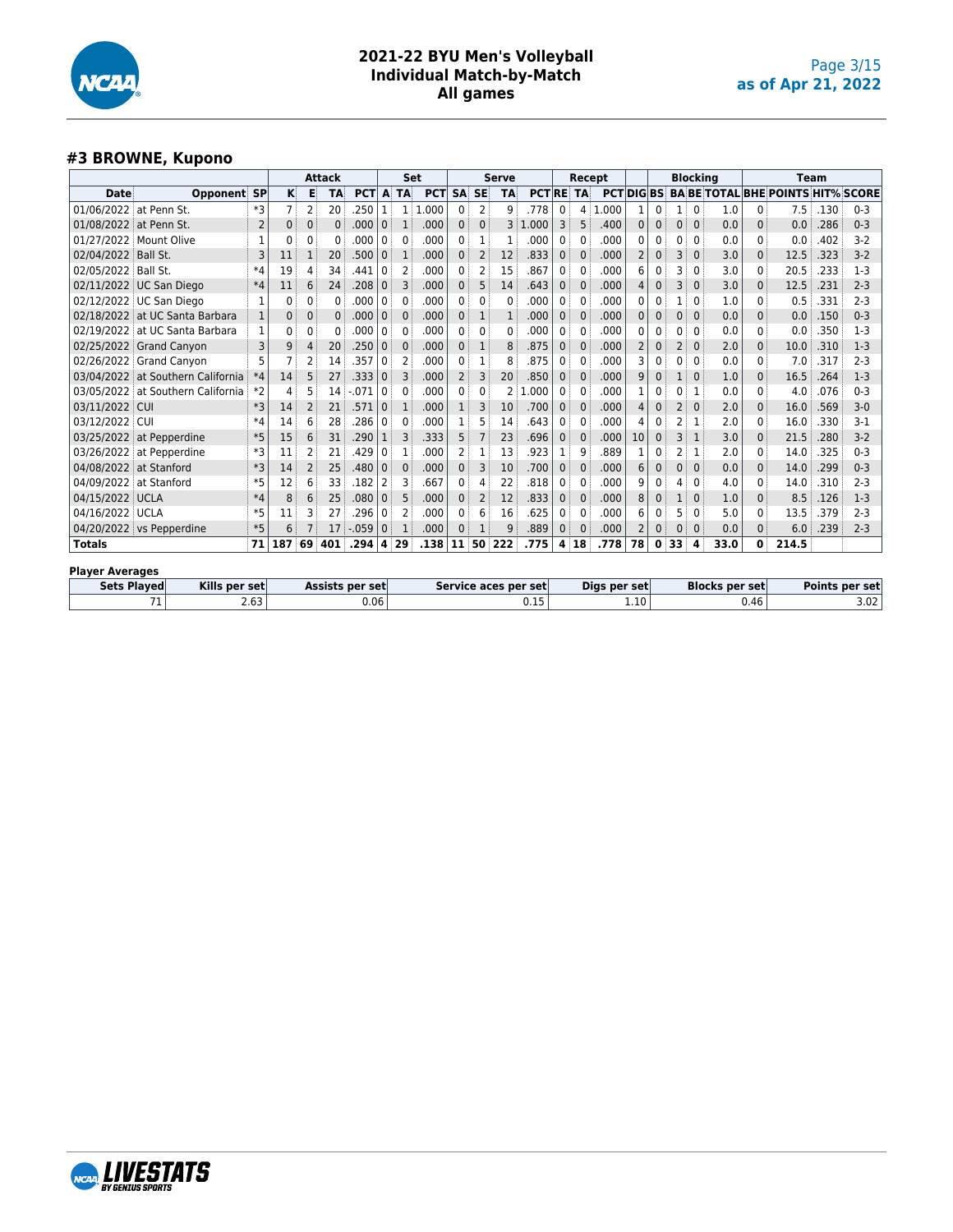# 2021-22 BYU Men's Volleyball
## Individual Match-by-Match
## All games

as of Apr 21, 2022

### #3 BROWNE, Kupono

| | | | Attack | | | | Set | | | Serve | | | | Recept | | | | Blocking | | | | | Team | | | |
|---|---|---|---|---|---|---|---|---|---|---|---|---|---|---|---|---|---|---|---|---|---|---|---|---|---|---|
| Date | Opponent | SP | K | E | TA | PCT | A | TA | PCT | SA | SE | TA | PCT | RE | TA | PCT | DIG | BS | BA | BE | TOTAL | BHE | POINTS | HIT% | SCORE |
| 01/06/2022 | at Penn St. | *3 | 7 | 2 | 20 | .250 | 1 | 1 | 1.000 | 0 | 2 | 9 | .778 | 0 | 4 | 1.000 | 1 | 0 | 1 | 0 | 1.0 | 0 | 7.5 | .130 | 0-3 |
| 01/08/2022 | at Penn St. | 2 | 0 | 0 | 0 | .000 | 0 | 1 | .000 | 0 | 0 | 3 | 1.000 | 3 | 5 | .400 | 0 | 0 | 0 | 0 | 0.0 | 0 | 0.0 | .286 | 0-3 |
| 01/27/2022 | Mount Olive | 1 | 0 | 0 | 0 | .000 | 0 | 0 | .000 | 0 | 1 | 1 | .000 | 0 | 0 | .000 | 0 | 0 | 0 | 0 | 0.0 | 0 | 0.0 | .402 | 3-2 |
| 02/04/2022 | Ball St. | 3 | 11 | 1 | 20 | .500 | 0 | 1 | .000 | 0 | 2 | 12 | .833 | 0 | 0 | .000 | 2 | 0 | 3 | 0 | 3.0 | 0 | 12.5 | .323 | 3-2 |
| 02/05/2022 | Ball St. | *4 | 19 | 4 | 34 | .441 | 0 | 2 | .000 | 0 | 2 | 15 | .867 | 0 | 0 | .000 | 6 | 0 | 3 | 0 | 3.0 | 0 | 20.5 | .233 | 1-3 |
| 02/11/2022 | UC San Diego | *4 | 11 | 6 | 24 | .208 | 0 | 3 | .000 | 0 | 5 | 14 | .643 | 0 | 0 | .000 | 4 | 0 | 3 | 0 | 3.0 | 0 | 12.5 | .231 | 2-3 |
| 02/12/2022 | UC San Diego | 1 | 0 | 0 | 0 | .000 | 0 | 0 | .000 | 0 | 0 | 0 | .000 | 0 | 0 | .000 | 0 | 0 | 1 | 0 | 1.0 | 0 | 0.5 | .331 | 2-3 |
| 02/18/2022 | at UC Santa Barbara | 1 | 0 | 0 | 0 | .000 | 0 | 0 | .000 | 0 | 1 | 1 | .000 | 0 | 0 | .000 | 0 | 0 | 0 | 0 | 0.0 | 0 | 0.0 | .150 | 0-3 |
| 02/19/2022 | at UC Santa Barbara | 1 | 0 | 0 | 0 | .000 | 0 | 0 | .000 | 0 | 0 | 0 | .000 | 0 | 0 | .000 | 0 | 0 | 0 | 0 | 0.0 | 0 | 0.0 | .350 | 1-3 |
| 02/25/2022 | Grand Canyon | 3 | 9 | 4 | 20 | .250 | 0 | 0 | .000 | 0 | 1 | 8 | .875 | 0 | 0 | .000 | 2 | 0 | 2 | 0 | 2.0 | 0 | 10.0 | .310 | 1-3 |
| 02/26/2022 | Grand Canyon | 5 | 7 | 2 | 14 | .357 | 0 | 2 | .000 | 0 | 1 | 8 | .875 | 0 | 0 | .000 | 3 | 0 | 0 | 0 | 0.0 | 0 | 7.0 | .317 | 2-3 |
| 03/04/2022 | at Southern California | *4 | 14 | 5 | 27 | .333 | 0 | 3 | .000 | 2 | 3 | 20 | .850 | 0 | 0 | .000 | 9 | 0 | 1 | 0 | 1.0 | 0 | 16.5 | .264 | 1-3 |
| 03/05/2022 | at Southern California | *2 | 4 | 5 | 14 | -.071 | 0 | 0 | .000 | 0 | 0 | 2 | 1.000 | 0 | 0 | .000 | 1 | 0 | 0 | 1 | 0.0 | 0 | 4.0 | .076 | 0-3 |
| 03/11/2022 | CUI | *3 | 14 | 2 | 21 | .571 | 0 | 1 | .000 | 1 | 3 | 10 | .700 | 0 | 0 | .000 | 4 | 0 | 2 | 0 | 2.0 | 0 | 16.0 | .569 | 3-0 |
| 03/12/2022 | CUI | *4 | 14 | 6 | 28 | .286 | 0 | 0 | .000 | 1 | 5 | 14 | .643 | 0 | 0 | .000 | 4 | 0 | 2 | 1 | 2.0 | 0 | 16.0 | .330 | 3-1 |
| 03/25/2022 | at Pepperdine | *5 | 15 | 6 | 31 | .290 | 1 | 3 | .333 | 5 | 7 | 23 | .696 | 0 | 0 | .000 | 10 | 0 | 3 | 1 | 3.0 | 0 | 21.5 | .280 | 3-2 |
| 03/26/2022 | at Pepperdine | *3 | 11 | 2 | 21 | .429 | 0 | 1 | .000 | 2 | 1 | 13 | .923 | 1 | 9 | .889 | 1 | 0 | 2 | 1 | 2.0 | 0 | 14.0 | .325 | 0-3 |
| 04/08/2022 | at Stanford | *3 | 14 | 2 | 25 | .480 | 0 | 0 | .000 | 0 | 3 | 10 | .700 | 0 | 0 | .000 | 6 | 0 | 0 | 0 | 0.0 | 0 | 14.0 | .299 | 0-3 |
| 04/09/2022 | at Stanford | *5 | 12 | 6 | 33 | .182 | 2 | 3 | .667 | 0 | 4 | 22 | .818 | 0 | 0 | .000 | 9 | 0 | 4 | 0 | 4.0 | 0 | 14.0 | .310 | 2-3 |
| 04/15/2022 | UCLA | *4 | 8 | 6 | 25 | .080 | 0 | 5 | .000 | 0 | 2 | 12 | .833 | 0 | 0 | .000 | 8 | 0 | 1 | 0 | 1.0 | 0 | 8.5 | .126 | 1-3 |
| 04/16/2022 | UCLA | *5 | 11 | 3 | 27 | .296 | 0 | 2 | .000 | 0 | 6 | 16 | .625 | 0 | 0 | .000 | 6 | 0 | 5 | 0 | 5.0 | 0 | 13.5 | .379 | 2-3 |
| 04/20/2022 | vs Pepperdine | *5 | 6 | 7 | 17 | -.059 | 0 | 1 | .000 | 0 | 1 | 9 | .889 | 0 | 0 | .000 | 2 | 0 | 0 | 0 | 0.0 | 0 | 6.0 | .239 | 2-3 |
| **Totals** | | **71** | **187** | **69** | **401** | **.294** | **4** | **29** | **.138** | **11** | **50** | **222** | **.775** | **4** | **18** | **.778** | **78** | **0** | **33** | **4** | **33.0** | **0** | **214.5** | | |

**Player Averages**

| Sets Played | Kills per set | Assists per set | Service aces per set | Digs per set | Blocks per set | Points per set |
|---|---|---|---|---|---|---|
| 71 | 2.63 | 0.06 | 0.15 | 1.10 | 0.46 | 3.02 |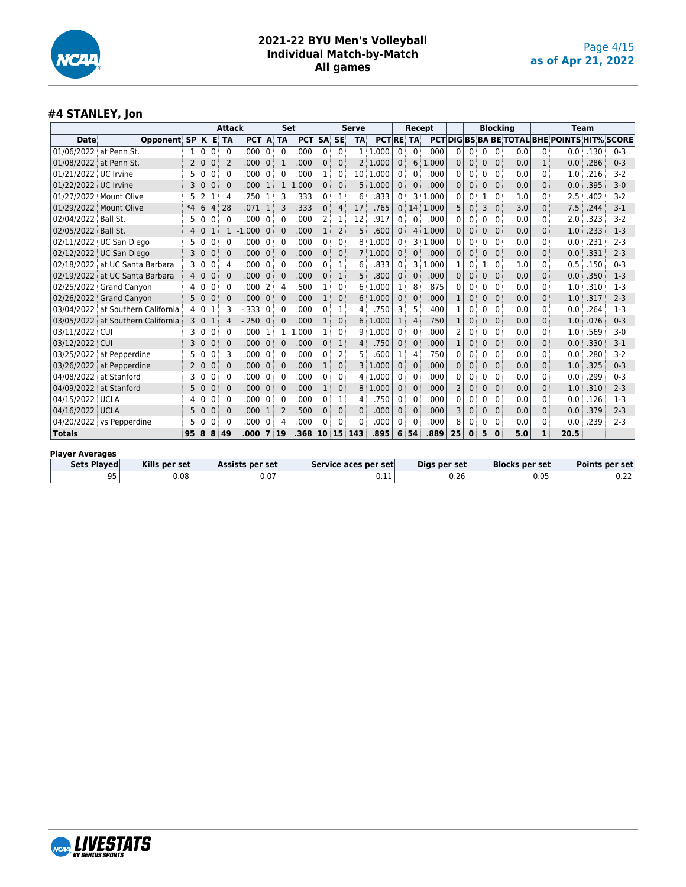# 2021-22 BYU Men's Volleyball
## Individual Match-by-Match
## All games

as of Apr 21, 2022

### #4 STANLEY, Jon

| | | | Attack | | | | Set | | | Serve | | | | Recept | | | | Blocking | | | | | Team | | | |
|---|---|---|---|---|---|---|---|---|---|---|---|---|---|---|---|---|---|---|---|---|---|---|---|---|---|---|
| Date | Opponent | SP | K | E | TA | PCT | A | TA | PCT | SA | SE | TA | PCT | RE | TA | PCT | DIG | BS | BA | BE | TOTAL | BHE | POINTS | HIT% | SCORE |
| 01/06/2022 | at Penn St. | 1 | 0 | 0 | 0 | .000 | 0 | 0 | .000 | 0 | 0 | 1 | 1.000 | 0 | 0 | .000 | 0 | 0 | 0 | 0 | 0.0 | 0 | 0.0 | .130 | 0-3 |
| 01/08/2022 | at Penn St. | 2 | 0 | 0 | 2 | .000 | 0 | 1 | .000 | 0 | 0 | 2 | 1.000 | 0 | 6 | 1.000 | 0 | 0 | 0 | 0 | 0.0 | 1 | 0.0 | .286 | 0-3 |
| 01/21/2022 | UC Irvine | 5 | 0 | 0 | 0 | .000 | 0 | 0 | .000 | 1 | 0 | 10 | 1.000 | 0 | 0 | .000 | 0 | 0 | 0 | 0 | 0.0 | 0 | 1.0 | .216 | 3-2 |
| 01/22/2022 | UC Irvine | 3 | 0 | 0 | 0 | .000 | 1 | 1 | 1.000 | 0 | 0 | 5 | 1.000 | 0 | 0 | .000 | 0 | 0 | 0 | 0 | 0.0 | 0 | 0.0 | .395 | 3-0 |
| 01/27/2022 | Mount Olive | 5 | 2 | 1 | 4 | .250 | 1 | 3 | .333 | 0 | 1 | 6 | .833 | 0 | 3 | 1.000 | 0 | 0 | 1 | 0 | 1.0 | 0 | 2.5 | .402 | 3-2 |
| 01/29/2022 | Mount Olive | *4 | 6 | 4 | 28 | .071 | 1 | 3 | .333 | 0 | 4 | 17 | .765 | 0 | 14 | 1.000 | 5 | 0 | 3 | 0 | 3.0 | 0 | 7.5 | .244 | 3-1 |
| 02/04/2022 | Ball St. | 5 | 0 | 0 | 0 | .000 | 0 | 0 | .000 | 2 | 1 | 12 | .917 | 0 | 0 | .000 | 0 | 0 | 0 | 0 | 0.0 | 0 | 2.0 | .323 | 3-2 |
| 02/05/2022 | Ball St. | 4 | 0 | 1 | 1 | -1.000 | 0 | 0 | .000 | 1 | 2 | 5 | .600 | 0 | 4 | 1.000 | 0 | 0 | 0 | 0 | 0.0 | 0 | 1.0 | .233 | 1-3 |
| 02/11/2022 | UC San Diego | 5 | 0 | 0 | 0 | .000 | 0 | 0 | .000 | 0 | 0 | 8 | 1.000 | 0 | 3 | 1.000 | 0 | 0 | 0 | 0 | 0.0 | 0 | 0.0 | .231 | 2-3 |
| 02/12/2022 | UC San Diego | 3 | 0 | 0 | 0 | .000 | 0 | 0 | .000 | 0 | 0 | 7 | 1.000 | 0 | 0 | .000 | 0 | 0 | 0 | 0 | 0.0 | 0 | 0.0 | .331 | 2-3 |
| 02/18/2022 | at UC Santa Barbara | 3 | 0 | 0 | 4 | .000 | 0 | 0 | .000 | 0 | 1 | 6 | .833 | 0 | 3 | 1.000 | 1 | 0 | 1 | 0 | 1.0 | 0 | 0.5 | .150 | 0-3 |
| 02/19/2022 | at UC Santa Barbara | 4 | 0 | 0 | 0 | .000 | 0 | 0 | .000 | 0 | 1 | 5 | .800 | 0 | 0 | .000 | 0 | 0 | 0 | 0 | 0.0 | 0 | 0.0 | .350 | 1-3 |
| 02/25/2022 | Grand Canyon | 4 | 0 | 0 | 0 | .000 | 2 | 4 | .500 | 1 | 0 | 6 | 1.000 | 1 | 8 | .875 | 0 | 0 | 0 | 0 | 0.0 | 0 | 1.0 | .310 | 1-3 |
| 02/26/2022 | Grand Canyon | 5 | 0 | 0 | 0 | .000 | 0 | 0 | .000 | 1 | 0 | 6 | 1.000 | 0 | 0 | .000 | 1 | 0 | 0 | 0 | 0.0 | 0 | 1.0 | .317 | 2-3 |
| 03/04/2022 | at Southern California | 4 | 0 | 1 | 3 | -.333 | 0 | 0 | .000 | 0 | 1 | 4 | .750 | 3 | 5 | .400 | 1 | 0 | 0 | 0 | 0.0 | 0 | 0.0 | .264 | 1-3 |
| 03/05/2022 | at Southern California | 3 | 0 | 1 | 4 | -.250 | 0 | 0 | .000 | 1 | 0 | 6 | 1.000 | 1 | 4 | .750 | 1 | 0 | 0 | 0 | 0.0 | 0 | 1.0 | .076 | 0-3 |
| 03/11/2022 | CUI | 3 | 0 | 0 | 0 | .000 | 1 | 1 | 1.000 | 1 | 0 | 9 | 1.000 | 0 | 0 | .000 | 2 | 0 | 0 | 0 | 0.0 | 0 | 1.0 | .569 | 3-0 |
| 03/12/2022 | CUI | 3 | 0 | 0 | 0 | .000 | 0 | 0 | .000 | 0 | 1 | 4 | .750 | 0 | 0 | .000 | 1 | 0 | 0 | 0 | 0.0 | 0 | 0.0 | .330 | 3-1 |
| 03/25/2022 | at Pepperdine | 5 | 0 | 0 | 3 | .000 | 0 | 0 | .000 | 0 | 2 | 5 | .600 | 1 | 4 | .750 | 0 | 0 | 0 | 0 | 0.0 | 0 | 0.0 | .280 | 3-2 |
| 03/26/2022 | at Pepperdine | 2 | 0 | 0 | 0 | .000 | 0 | 0 | .000 | 1 | 0 | 3 | 1.000 | 0 | 0 | .000 | 0 | 0 | 0 | 0 | 0.0 | 0 | 1.0 | .325 | 0-3 |
| 04/08/2022 | at Stanford | 3 | 0 | 0 | 0 | .000 | 0 | 0 | .000 | 0 | 0 | 4 | 1.000 | 0 | 0 | .000 | 0 | 0 | 0 | 0 | 0.0 | 0 | 0.0 | .299 | 0-3 |
| 04/09/2022 | at Stanford | 5 | 0 | 0 | 0 | .000 | 0 | 0 | .000 | 1 | 0 | 8 | 1.000 | 0 | 0 | .000 | 2 | 0 | 0 | 0 | 0.0 | 0 | 1.0 | .310 | 2-3 |
| 04/15/2022 | UCLA | 4 | 0 | 0 | 0 | .000 | 0 | 0 | .000 | 0 | 1 | 4 | .750 | 0 | 0 | .000 | 0 | 0 | 0 | 0 | 0.0 | 0 | 0.0 | .126 | 1-3 |
| 04/16/2022 | UCLA | 5 | 0 | 0 | 0 | .000 | 1 | 2 | .500 | 0 | 0 | 0 | .000 | 0 | 0 | .000 | 3 | 0 | 0 | 0 | 0.0 | 0 | 0.0 | .379 | 2-3 |
| 04/20/2022 | vs Pepperdine | 5 | 0 | 0 | 0 | .000 | 0 | 4 | .000 | 0 | 0 | 0 | .000 | 0 | 0 | .000 | 8 | 0 | 0 | 0 | 0.0 | 0 | 0.0 | .239 | 2-3 |
| **Totals** | | **95** | **8** | **8** | **49** | **.000** | **7** | **19** | **.368** | **10** | **15** | **143** | **.895** | **6** | **54** | **.889** | **25** | **0** | **5** | **0** | **5.0** | **1** | **20.5** | | |

**Player Averages**

| Sets Played | Kills per set | Assists per set | Service aces per set | Digs per set | Blocks per set | Points per set |
|---|---|---|---|---|---|---|
| 95 | 0.08 | 0.07 | 0.11 | 0.26 | 0.05 | 0.22 |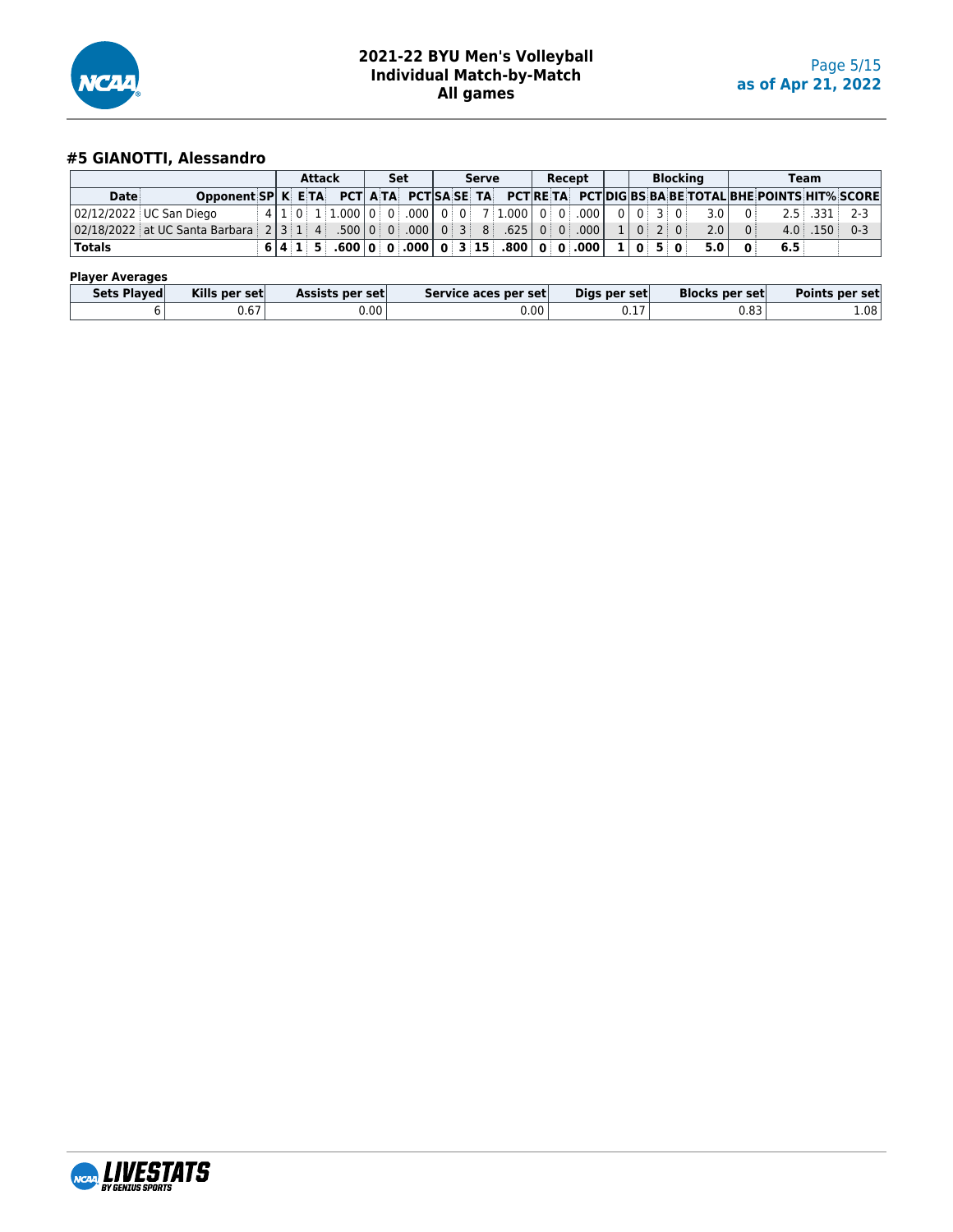# 2021-22 BYU Men's Volleyball
## Individual Match-by-Match
## All games

### #5 GIANOTTI, Alessandro

| | | | Attack | | | | Set | | | Serve | | | | Recept | | | | Blocking | | | | | Team | | | |
|---|---|---|---|---|---|---|---|---|---|---|---|---|---|---|---|---|---|---|---|---|---|---|---|---|---|---|
| Date | Opponent | SP | K | E | TA | PCT | A | TA | PCT | SA | SE | TA | PCT | RE | TA | PCT | DIG | BS | BA | BE | TOTAL | BHE | POINTS | HIT% | SCORE |
| 02/12/2022 | UC San Diego | 4 | 1 | 0 | 1 | 1.000 | 0 | 0 | .000 | 0 | 0 | 7 | 1.000 | 0 | 0 | .000 | 0 | 0 | 3 | 0 | 3.0 | 0 | 2.5 | .331 | 2-3 |
| 02/18/2022 | at UC Santa Barbara | 2 | 3 | 1 | 4 | .500 | 0 | 0 | .000 | 0 | 3 | 8 | .625 | 0 | 0 | .000 | 1 | 0 | 2 | 0 | 2.0 | 0 | 4.0 | .150 | 0-3 |
| **Totals** | | **6** | **4** | **1** | **5** | **.600** | **0** | **0** | **.000** | **0** | **3** | **15** | **.800** | **0** | **0** | **.000** | **1** | **0** | **5** | **0** | **5.0** | **0** | **6.5** | | |

**Player Averages**

| Sets Played | Kills per set | Assists per set | Service aces per set | Digs per set | Blocks per set | Points per set |
|---|---|---|---|---|---|---|
| 6 | 0.67 | 0.00 | 0.00 | 0.17 | 0.83 | 1.08 |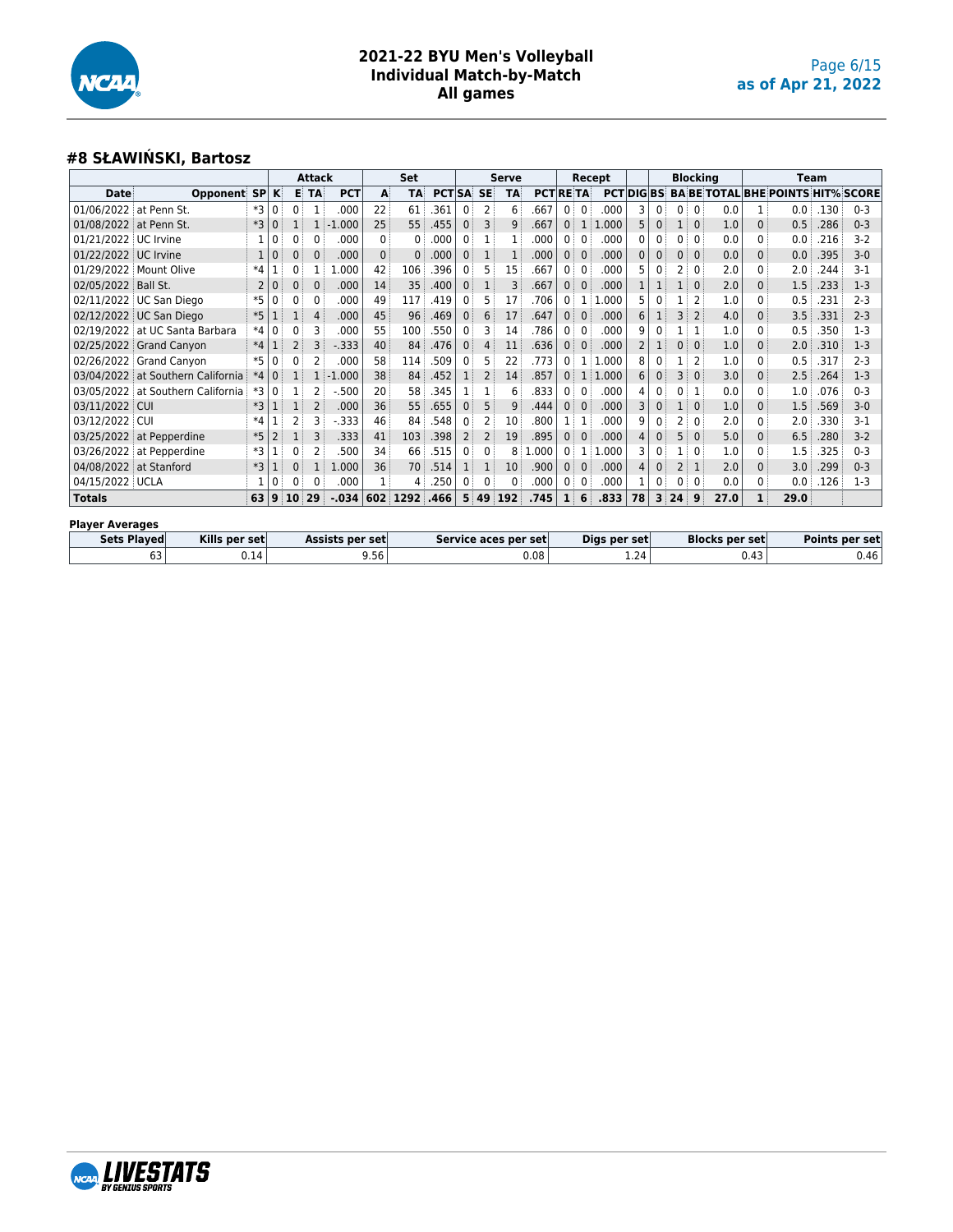## 2021-22 BYU Men's Volleyball
## Individual Match-by-Match
## All games

as of Apr 21, 2022

### #8 SŁAWIŃSKI, Bartosz

| | | | Attack | | | | Set | | | Serve | | | | Recept | | | | Blocking | | | | | Team | | |
|---|---|---|---|---|---|---|---|---|---|---|---|---|---|---|---|---|---|---|---|---|---|---|---|---|---|
| Date | Opponent | SP | K | E | TA | PCT | A | TA | PCT | SA | SE | TA | PCT | RE | TA | PCT | DIG | BS | BA | BE | TOTAL | BHE | POINTS | HIT% | SCORE |
| 01/06/2022 | at Penn St. | *3 | 0 | 0 | 1 | .000 | 22 | 61 | .361 | 0 | 2 | 6 | .667 | 0 | 0 | .000 | 3 | 0 | 0 | 0 | 0.0 | 1 | 0.0 | .130 | 0-3 |
| 01/08/2022 | at Penn St. | *3 | 0 | 1 | 1 | -1.000 | 25 | 55 | .455 | 0 | 3 | 9 | .667 | 0 | 1 | 1.000 | 5 | 0 | 1 | 0 | 1.0 | 0 | 0.5 | .286 | 0-3 |
| 01/21/2022 | UC Irvine | 1 | 0 | 0 | 0 | .000 | 0 | 0 | .000 | 0 | 1 | 1 | .000 | 0 | 0 | .000 | 0 | 0 | 0 | 0 | 0.0 | 0 | 0.0 | .216 | 3-2 |
| 01/22/2022 | UC Irvine | 1 | 0 | 0 | 0 | .000 | 0 | 0 | .000 | 0 | 1 | 1 | .000 | 0 | 0 | .000 | 0 | 0 | 0 | 0 | 0.0 | 0 | 0.0 | .395 | 3-0 |
| 01/29/2022 | Mount Olive | *4 | 1 | 0 | 1 | 1.000 | 42 | 106 | .396 | 0 | 5 | 15 | .667 | 0 | 0 | .000 | 5 | 0 | 2 | 0 | 2.0 | 0 | 2.0 | .244 | 3-1 |
| 02/05/2022 | Ball St. | 2 | 0 | 0 | 0 | .000 | 14 | 35 | .400 | 0 | 1 | 3 | .667 | 0 | 0 | .000 | 1 | 1 | 1 | 0 | 2.0 | 0 | 1.5 | .233 | 1-3 |
| 02/11/2022 | UC San Diego | *5 | 0 | 0 | 0 | .000 | 49 | 117 | .419 | 0 | 5 | 17 | .706 | 0 | 1 | 1.000 | 5 | 0 | 1 | 2 | 1.0 | 0 | 0.5 | .231 | 2-3 |
| 02/12/2022 | UC San Diego | *5 | 1 | 1 | 4 | .000 | 45 | 96 | .469 | 0 | 6 | 17 | .647 | 0 | 0 | .000 | 6 | 1 | 3 | 2 | 4.0 | 0 | 3.5 | .331 | 2-3 |
| 02/19/2022 | at UC Santa Barbara | *4 | 0 | 0 | 3 | .000 | 55 | 100 | .550 | 0 | 3 | 14 | .786 | 0 | 0 | .000 | 9 | 0 | 1 | 1 | 1.0 | 0 | 0.5 | .350 | 1-3 |
| 02/25/2022 | Grand Canyon | *4 | 1 | 2 | 3 | -.333 | 40 | 84 | .476 | 0 | 4 | 11 | .636 | 0 | 0 | .000 | 2 | 1 | 0 | 0 | 1.0 | 0 | 2.0 | .310 | 1-3 |
| 02/26/2022 | Grand Canyon | *5 | 0 | 0 | 2 | .000 | 58 | 114 | .509 | 0 | 5 | 22 | .773 | 0 | 1 | 1.000 | 8 | 0 | 1 | 2 | 1.0 | 0 | 0.5 | .317 | 2-3 |
| 03/04/2022 | at Southern California | *4 | 0 | 1 | 1 | -1.000 | 38 | 84 | .452 | 1 | 2 | 14 | .857 | 0 | 1 | 1.000 | 6 | 0 | 3 | 0 | 3.0 | 0 | 2.5 | .264 | 1-3 |
| 03/05/2022 | at Southern California | *3 | 0 | 1 | 2 | -.500 | 20 | 58 | .345 | 1 | 1 | 6 | .833 | 0 | 0 | .000 | 4 | 0 | 0 | 1 | 0.0 | 0 | 1.0 | .076 | 0-3 |
| 03/11/2022 | CUI | *3 | 1 | 1 | 2 | .000 | 36 | 55 | .655 | 0 | 5 | 9 | .444 | 0 | 0 | .000 | 3 | 0 | 1 | 0 | 1.0 | 0 | 1.5 | .569 | 3-0 |
| 03/12/2022 | CUI | *4 | 1 | 2 | 3 | -.333 | 46 | 84 | .548 | 0 | 2 | 10 | .800 | 1 | 1 | .000 | 9 | 0 | 2 | 0 | 2.0 | 0 | 2.0 | .330 | 3-1 |
| 03/25/2022 | at Pepperdine | *5 | 2 | 1 | 3 | .333 | 41 | 103 | .398 | 2 | 2 | 19 | .895 | 0 | 0 | .000 | 4 | 0 | 5 | 0 | 5.0 | 0 | 6.5 | .280 | 3-2 |
| 03/26/2022 | at Pepperdine | *3 | 1 | 0 | 2 | .500 | 34 | 66 | .515 | 0 | 0 | 8 | 1.000 | 0 | 1 | 1.000 | 3 | 0 | 1 | 0 | 1.0 | 0 | 1.5 | .325 | 0-3 |
| 04/08/2022 | at Stanford | *3 | 1 | 0 | 1 | 1.000 | 36 | 70 | .514 | 1 | 1 | 10 | .900 | 0 | 0 | .000 | 4 | 0 | 2 | 1 | 2.0 | 0 | 3.0 | .299 | 0-3 |
| 04/15/2022 | UCLA | 1 | 0 | 0 | 0 | .000 | 1 | 4 | .250 | 0 | 0 | 0 | .000 | 0 | 0 | .000 | 1 | 0 | 0 | 0 | 0.0 | 0 | 0.0 | .126 | 1-3 |
| **Totals** | | **63** | **9** | **10** | **29** | **-.034** | **602** | **1292** | **.466** | **5** | **49** | **192** | **.745** | **1** | **6** | **.833** | **78** | **3** | **24** | **9** | **27.0** | **1** | **29.0** | | |

**Player Averages**

| Sets Played | Kills per set | Assists per set | Service aces per set | Digs per set | Blocks per set | Points per set |
|---|---|---|---|---|---|---|
| 63 | 0.14 | 9.56 | 0.08 | 1.24 | 0.43 | 0.46 |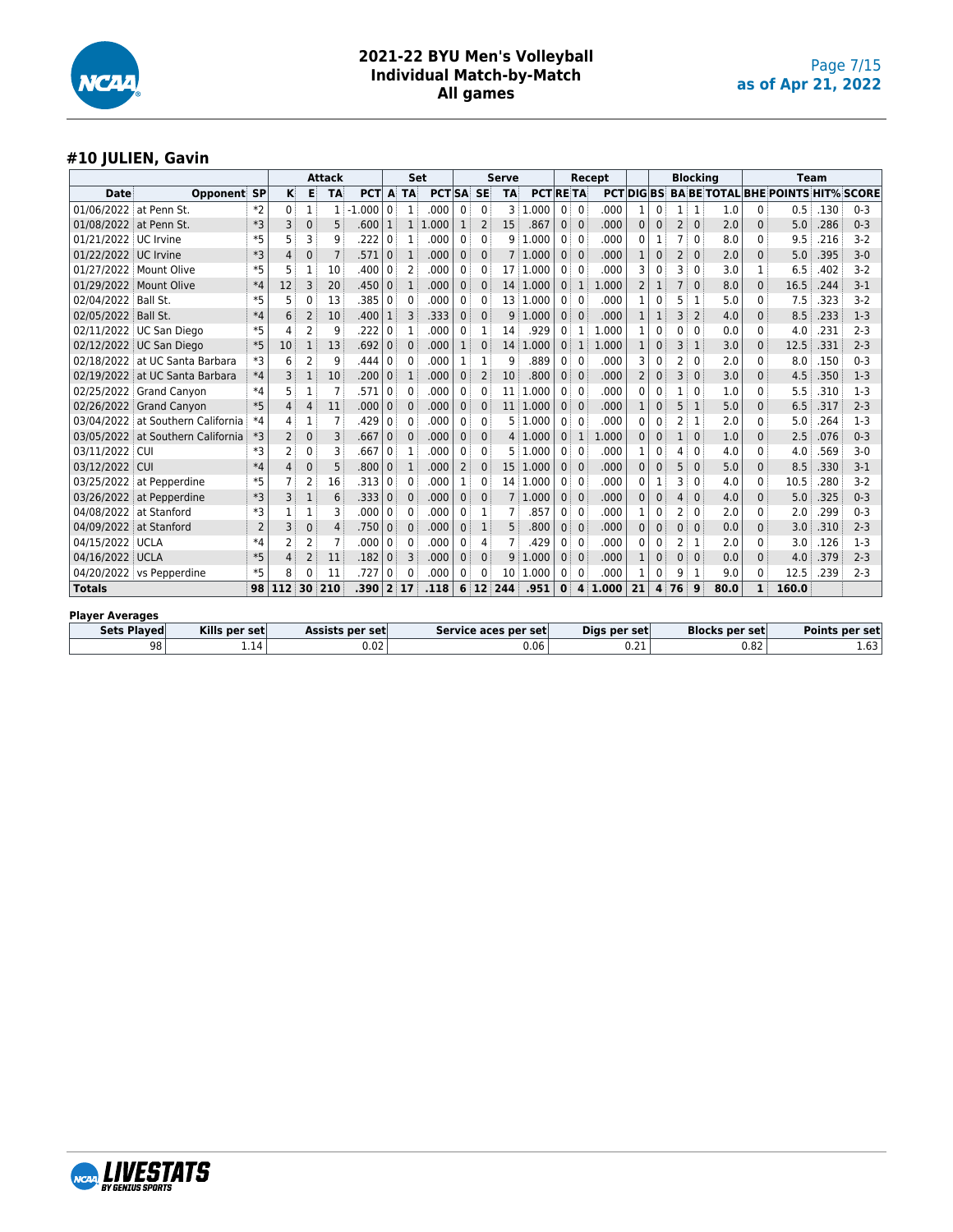# 2021-22 BYU Men's Volleyball
## Individual Match-by-Match
## All games

### #10 JULIEN, Gavin

| | | | Attack | | | | Set | | | Serve | | | | Recept | | | | Blocking | | | | | Team | | | |
|---|---|---|---|---|---|---|---|---|---|---|---|---|---|---|---|---|---|---|---|---|---|---|---|---|---|---|
| Date | Opponent | SP | K | E | TA | PCT | A | TA | PCT | SA | SE | TA | PCT | RE | TA | PCT | DIG | BS | BA | BE | TOTAL | BHE | POINTS | HIT% | SCORE |
| 01/06/2022 | at Penn St. | *2 | 0 | 1 | 1 | -1.000 | 0 | 1 | .000 | 0 | 0 | 3 | 1.000 | 0 | 0 | .000 | 1 | 0 | 1 | 1 | 1.0 | 0 | 0.5 | .130 | 0-3 |
| 01/08/2022 | at Penn St. | *3 | 3 | 0 | 5 | .600 | 1 | 1 | 1.000 | 1 | 2 | 15 | .867 | 0 | 0 | .000 | 0 | 0 | 2 | 0 | 2.0 | 0 | 5.0 | .286 | 0-3 |
| 01/21/2022 | UC Irvine | *5 | 5 | 3 | 9 | .222 | 0 | 1 | .000 | 0 | 0 | 9 | 1.000 | 0 | 0 | .000 | 0 | 1 | 7 | 0 | 8.0 | 0 | 9.5 | .216 | 3-2 |
| 01/22/2022 | UC Irvine | *3 | 4 | 0 | 7 | .571 | 0 | 1 | .000 | 0 | 0 | 7 | 1.000 | 0 | 0 | .000 | 1 | 0 | 2 | 0 | 2.0 | 0 | 5.0 | .395 | 3-0 |
| 01/27/2022 | Mount Olive | *5 | 5 | 1 | 10 | .400 | 0 | 2 | .000 | 0 | 0 | 17 | 1.000 | 0 | 0 | .000 | 3 | 0 | 3 | 0 | 3.0 | 1 | 6.5 | .402 | 3-2 |
| 01/29/2022 | Mount Olive | *4 | 12 | 3 | 20 | .450 | 0 | 1 | .000 | 0 | 0 | 14 | 1.000 | 0 | 1 | 1.000 | 2 | 1 | 7 | 0 | 8.0 | 0 | 16.5 | .244 | 3-1 |
| 02/04/2022 | Ball St. | *5 | 5 | 0 | 13 | .385 | 0 | 0 | .000 | 0 | 0 | 13 | 1.000 | 0 | 0 | .000 | 1 | 0 | 5 | 1 | 5.0 | 0 | 7.5 | .323 | 3-2 |
| 02/05/2022 | Ball St. | *4 | 6 | 2 | 10 | .400 | 1 | 3 | .333 | 0 | 0 | 9 | 1.000 | 0 | 0 | .000 | 1 | 1 | 3 | 2 | 4.0 | 0 | 8.5 | .233 | 1-3 |
| 02/11/2022 | UC San Diego | *5 | 4 | 2 | 9 | .222 | 0 | 1 | .000 | 0 | 1 | 14 | .929 | 0 | 1 | 1.000 | 1 | 0 | 0 | 0 | 0.0 | 0 | 4.0 | .231 | 2-3 |
| 02/12/2022 | UC San Diego | *5 | 10 | 1 | 13 | .692 | 0 | 0 | .000 | 1 | 0 | 14 | 1.000 | 0 | 1 | 1.000 | 1 | 0 | 3 | 1 | 3.0 | 0 | 12.5 | .331 | 2-3 |
| 02/18/2022 | at UC Santa Barbara | *3 | 6 | 2 | 9 | .444 | 0 | 0 | .000 | 1 | 1 | 9 | .889 | 0 | 0 | .000 | 3 | 0 | 2 | 0 | 2.0 | 0 | 8.0 | .150 | 0-3 |
| 02/19/2022 | at UC Santa Barbara | *4 | 3 | 1 | 10 | .200 | 0 | 1 | .000 | 0 | 2 | 10 | .800 | 0 | 0 | .000 | 2 | 0 | 3 | 0 | 3.0 | 0 | 4.5 | .350 | 1-3 |
| 02/25/2022 | Grand Canyon | *4 | 5 | 1 | 7 | .571 | 0 | 0 | .000 | 0 | 0 | 11 | 1.000 | 0 | 0 | .000 | 0 | 0 | 1 | 0 | 1.0 | 0 | 5.5 | .310 | 1-3 |
| 02/26/2022 | Grand Canyon | *5 | 4 | 4 | 11 | .000 | 0 | 0 | .000 | 0 | 0 | 11 | 1.000 | 0 | 0 | .000 | 1 | 0 | 5 | 1 | 5.0 | 0 | 6.5 | .317 | 2-3 |
| 03/04/2022 | at Southern California | *4 | 4 | 1 | 7 | .429 | 0 | 0 | .000 | 0 | 0 | 5 | 1.000 | 0 | 0 | .000 | 0 | 0 | 2 | 1 | 2.0 | 0 | 5.0 | .264 | 1-3 |
| 03/05/2022 | at Southern California | *3 | 2 | 0 | 3 | .667 | 0 | 0 | .000 | 0 | 0 | 4 | 1.000 | 0 | 1 | 1.000 | 0 | 0 | 1 | 0 | 1.0 | 0 | 2.5 | .076 | 0-3 |
| 03/11/2022 | CUI | *3 | 2 | 0 | 3 | .667 | 0 | 1 | .000 | 0 | 0 | 5 | 1.000 | 0 | 0 | .000 | 1 | 0 | 4 | 0 | 4.0 | 0 | 4.0 | .569 | 3-0 |
| 03/12/2022 | CUI | *4 | 4 | 0 | 5 | .800 | 0 | 1 | .000 | 2 | 0 | 15 | 1.000 | 0 | 0 | .000 | 0 | 0 | 5 | 0 | 5.0 | 0 | 8.5 | .330 | 3-1 |
| 03/25/2022 | at Pepperdine | *5 | 7 | 2 | 16 | .313 | 0 | 0 | .000 | 1 | 0 | 14 | 1.000 | 0 | 0 | .000 | 0 | 1 | 3 | 0 | 4.0 | 0 | 10.5 | .280 | 3-2 |
| 03/26/2022 | at Pepperdine | *3 | 3 | 1 | 6 | .333 | 0 | 0 | .000 | 0 | 0 | 7 | 1.000 | 0 | 0 | .000 | 0 | 0 | 4 | 0 | 4.0 | 0 | 5.0 | .325 | 0-3 |
| 04/08/2022 | at Stanford | *3 | 1 | 1 | 3 | .000 | 0 | 0 | .000 | 0 | 1 | 7 | .857 | 0 | 0 | .000 | 1 | 0 | 2 | 0 | 2.0 | 0 | 2.0 | .299 | 0-3 |
| 04/09/2022 | at Stanford | 2 | 3 | 0 | 4 | .750 | 0 | 0 | .000 | 0 | 1 | 5 | .800 | 0 | 0 | .000 | 0 | 0 | 0 | 0 | 0.0 | 0 | 3.0 | .310 | 2-3 |
| 04/15/2022 | UCLA | *4 | 2 | 2 | 7 | .000 | 0 | 0 | .000 | 0 | 4 | 7 | .429 | 0 | 0 | .000 | 0 | 0 | 2 | 1 | 2.0 | 0 | 3.0 | .126 | 1-3 |
| 04/16/2022 | UCLA | *5 | 4 | 2 | 11 | .182 | 0 | 3 | .000 | 0 | 0 | 9 | 1.000 | 0 | 0 | .000 | 1 | 0 | 0 | 0 | 0.0 | 0 | 4.0 | .379 | 2-3 |
| 04/20/2022 | vs Pepperdine | *5 | 8 | 0 | 11 | .727 | 0 | 0 | .000 | 0 | 0 | 10 | 1.000 | 0 | 0 | .000 | 1 | 0 | 9 | 1 | 9.0 | 0 | 12.5 | .239 | 2-3 |
| **Totals** | | **98** | **112** | **30** | **210** | **.390** | **2** | **17** | **.118** | **6** | **12** | **244** | **.951** | **0** | **4** | **1.000** | **21** | **4** | **76** | **9** | **80.0** | **1** | **160.0** | | |

**Player Averages**

| Sets Played | Kills per set | Assists per set | Service aces per set | Digs per set | Blocks per set | Points per set |
|---|---|---|---|---|---|---|
| 98 | 1.14 | 0.02 | 0.06 | 0.21 | 0.82 | 1.63 |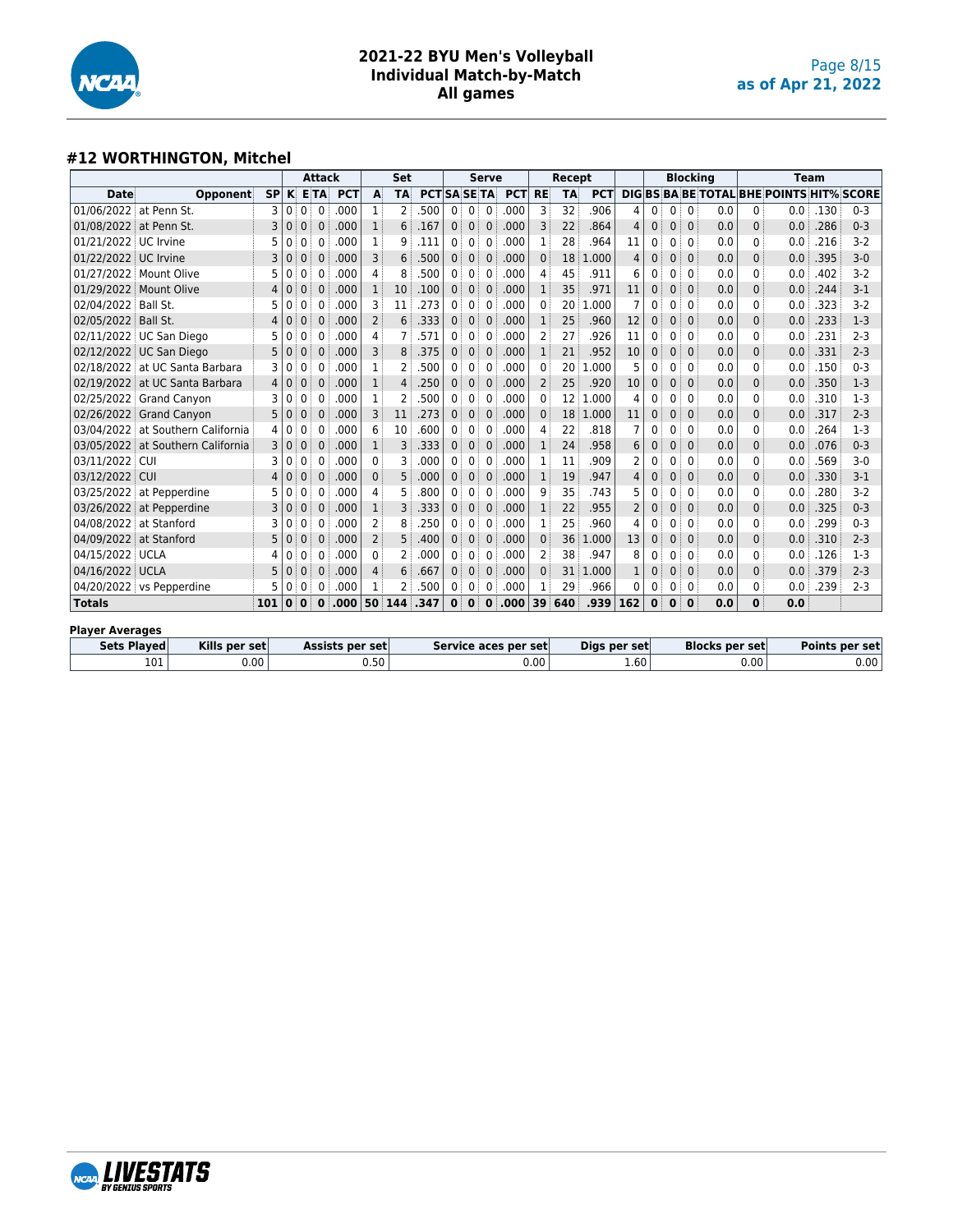# 2021-22 BYU Men's Volleyball
## Individual Match-by-Match
## All games

as of Apr 21, 2022

### #12 WORTHINGTON, Mitchel

| | | | Attack | | | | Set | | | Serve | | | | Recept | | | | Blocking | | | | | | Team | | | |
|---|---|---|---|---|---|---|---|---|---|---|---|---|---|---|---|---|---|---|---|---|---|---|---|---|---|---|---|
| Date | Opponent | SP | K | E | TA | PCT | A | TA | PCT | SA | SE | TA | PCT | RE | TA | PCT | DIG | BS | BA | BE | TOTAL | BHE | POINTS | HIT% | SCORE |
| 01/06/2022 | at Penn St. | 3 | 0 | 0 | 0 | .000 | 1 | 2 | .500 | 0 | 0 | 0 | .000 | 3 | 32 | .906 | 4 | 0 | 0 | 0 | 0.0 | 0 | 0.0 | .130 | 0-3 |
| 01/08/2022 | at Penn St. | 3 | 0 | 0 | 0 | .000 | 1 | 6 | .167 | 0 | 0 | 0 | .000 | 3 | 22 | .864 | 4 | 0 | 0 | 0 | 0.0 | 0 | 0.0 | .286 | 0-3 |
| 01/21/2022 | UC Irvine | 5 | 0 | 0 | 0 | .000 | 1 | 9 | .111 | 0 | 0 | 0 | .000 | 1 | 28 | .964 | 11 | 0 | 0 | 0 | 0.0 | 0 | 0.0 | .216 | 3-2 |
| 01/22/2022 | UC Irvine | 3 | 0 | 0 | 0 | .000 | 3 | 6 | .500 | 0 | 0 | 0 | .000 | 0 | 18 | 1.000 | 4 | 0 | 0 | 0 | 0.0 | 0 | 0.0 | .395 | 3-0 |
| 01/27/2022 | Mount Olive | 5 | 0 | 0 | 0 | .000 | 4 | 8 | .500 | 0 | 0 | 0 | .000 | 4 | 45 | .911 | 6 | 0 | 0 | 0 | 0.0 | 0 | 0.0 | .402 | 3-2 |
| 01/29/2022 | Mount Olive | 4 | 0 | 0 | 0 | .000 | 1 | 10 | .100 | 0 | 0 | 0 | .000 | 1 | 35 | .971 | 11 | 0 | 0 | 0 | 0.0 | 0 | 0.0 | .244 | 3-1 |
| 02/04/2022 | Ball St. | 5 | 0 | 0 | 0 | .000 | 3 | 11 | .273 | 0 | 0 | 0 | .000 | 0 | 20 | 1.000 | 7 | 0 | 0 | 0 | 0.0 | 0 | 0.0 | .323 | 3-2 |
| 02/05/2022 | Ball St. | 4 | 0 | 0 | 0 | .000 | 2 | 6 | .333 | 0 | 0 | 0 | .000 | 1 | 25 | .960 | 12 | 0 | 0 | 0 | 0.0 | 0 | 0.0 | .233 | 1-3 |
| 02/11/2022 | UC San Diego | 5 | 0 | 0 | 0 | .000 | 4 | 7 | .571 | 0 | 0 | 0 | .000 | 2 | 27 | .926 | 11 | 0 | 0 | 0 | 0.0 | 0 | 0.0 | .231 | 2-3 |
| 02/12/2022 | UC San Diego | 5 | 0 | 0 | 0 | .000 | 3 | 8 | .375 | 0 | 0 | 0 | .000 | 1 | 21 | .952 | 10 | 0 | 0 | 0 | 0.0 | 0 | 0.0 | .331 | 2-3 |
| 02/18/2022 | at UC Santa Barbara | 3 | 0 | 0 | 0 | .000 | 1 | 2 | .500 | 0 | 0 | 0 | .000 | 0 | 20 | 1.000 | 5 | 0 | 0 | 0 | 0.0 | 0 | 0.0 | .150 | 0-3 |
| 02/19/2022 | at UC Santa Barbara | 4 | 0 | 0 | 0 | .000 | 1 | 4 | .250 | 0 | 0 | 0 | .000 | 2 | 25 | .920 | 10 | 0 | 0 | 0 | 0.0 | 0 | 0.0 | .350 | 1-3 |
| 02/25/2022 | Grand Canyon | 3 | 0 | 0 | 0 | .000 | 1 | 2 | .500 | 0 | 0 | 0 | .000 | 0 | 12 | 1.000 | 4 | 0 | 0 | 0 | 0.0 | 0 | 0.0 | .310 | 1-3 |
| 02/26/2022 | Grand Canyon | 5 | 0 | 0 | 0 | .000 | 3 | 11 | .273 | 0 | 0 | 0 | .000 | 0 | 18 | 1.000 | 11 | 0 | 0 | 0 | 0.0 | 0 | 0.0 | .317 | 2-3 |
| 03/04/2022 | at Southern California | 4 | 0 | 0 | 0 | .000 | 6 | 10 | .600 | 0 | 0 | 0 | .000 | 4 | 22 | .818 | 7 | 0 | 0 | 0 | 0.0 | 0 | 0.0 | .264 | 1-3 |
| 03/05/2022 | at Southern California | 3 | 0 | 0 | 0 | .000 | 1 | 3 | .333 | 0 | 0 | 0 | .000 | 1 | 24 | .958 | 6 | 0 | 0 | 0 | 0.0 | 0 | 0.0 | .076 | 0-3 |
| 03/11/2022 | CUI | 3 | 0 | 0 | 0 | .000 | 0 | 3 | .000 | 0 | 0 | 0 | .000 | 1 | 11 | .909 | 2 | 0 | 0 | 0 | 0.0 | 0 | 0.0 | .569 | 3-0 |
| 03/12/2022 | CUI | 4 | 0 | 0 | 0 | .000 | 0 | 5 | .000 | 0 | 0 | 0 | .000 | 1 | 19 | .947 | 4 | 0 | 0 | 0 | 0.0 | 0 | 0.0 | .330 | 3-1 |
| 03/25/2022 | at Pepperdine | 5 | 0 | 0 | 0 | .000 | 4 | 5 | .800 | 0 | 0 | 0 | .000 | 9 | 35 | .743 | 5 | 0 | 0 | 0 | 0.0 | 0 | 0.0 | .280 | 3-2 |
| 03/26/2022 | at Pepperdine | 3 | 0 | 0 | 0 | .000 | 1 | 3 | .333 | 0 | 0 | 0 | .000 | 1 | 22 | .955 | 2 | 0 | 0 | 0 | 0.0 | 0 | 0.0 | .325 | 0-3 |
| 04/08/2022 | at Stanford | 3 | 0 | 0 | 0 | .000 | 2 | 8 | .250 | 0 | 0 | 0 | .000 | 1 | 25 | .960 | 4 | 0 | 0 | 0 | 0.0 | 0 | 0.0 | .299 | 0-3 |
| 04/09/2022 | at Stanford | 5 | 0 | 0 | 0 | .000 | 2 | 5 | .400 | 0 | 0 | 0 | .000 | 0 | 36 | 1.000 | 13 | 0 | 0 | 0 | 0.0 | 0 | 0.0 | .310 | 2-3 |
| 04/15/2022 | UCLA | 4 | 0 | 0 | 0 | .000 | 0 | 2 | .000 | 0 | 0 | 0 | .000 | 2 | 38 | .947 | 8 | 0 | 0 | 0 | 0.0 | 0 | 0.0 | .126 | 1-3 |
| 04/16/2022 | UCLA | 5 | 0 | 0 | 0 | .000 | 4 | 6 | .667 | 0 | 0 | 0 | .000 | 0 | 31 | 1.000 | 1 | 0 | 0 | 0 | 0.0 | 0 | 0.0 | .379 | 2-3 |
| 04/20/2022 | vs Pepperdine | 5 | 0 | 0 | 0 | .000 | 1 | 2 | .500 | 0 | 0 | 0 | .000 | 1 | 29 | .966 | 0 | 0 | 0 | 0 | 0.0 | 0 | 0.0 | .239 | 2-3 |
| **Totals** | | **101** | **0** | **0** | **0** | **.000** | **50** | **144** | **.347** | **0** | **0** | **0** | **.000** | **39** | **640** | **.939** | **162** | **0** | **0** | **0** | **0.0** | **0** | **0.0** | | |

**Player Averages**

| Sets Played | Kills per set | Assists per set | Service aces per set | Digs per set | Blocks per set | Points per set |
|---|---|---|---|---|---|---|
| 101 | 0.00 | 0.50 | 0.00 | 1.60 | 0.00 | 0.00 |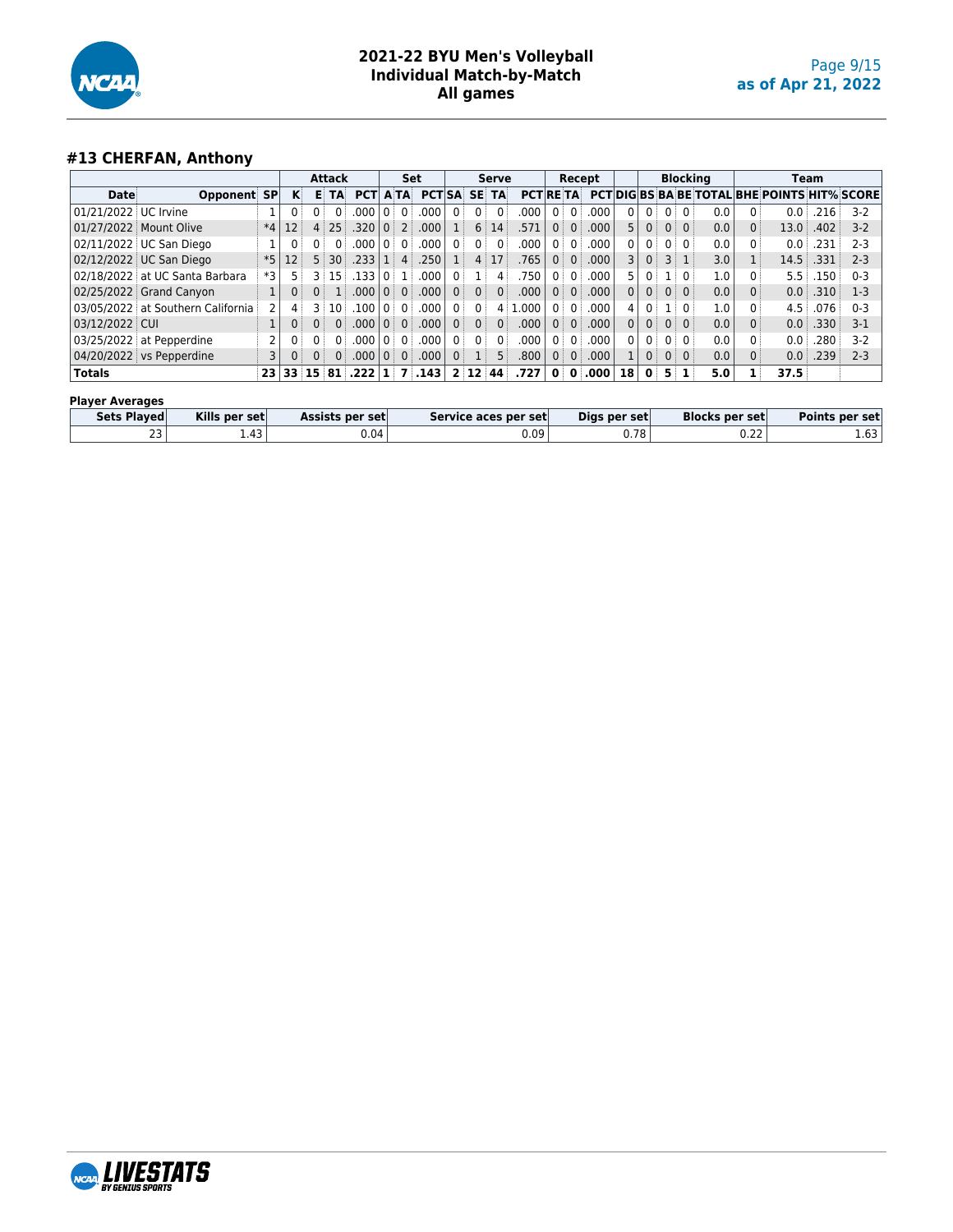# 2021-22 BYU Men's Volleyball
## Individual Match-by-Match
## All games

### #13 CHERFAN, Anthony

| | | | Attack | | | | Set | | | Serve | | | | Recept | | | | Blocking | | | | | Team | | | |
|---|---|---|---|---|---|---|---|---|---|---|---|---|---|---|---|---|---|---|---|---|---|---|---|---|---|---|
| Date | Opponent | SP | K | E | TA | PCT | A | TA | PCT | SA | SE | TA | PCT | RE | TA | PCT | DIG | BS | BA | BE | TOTAL | BHE | POINTS | HIT% | SCORE |
| 01/21/2022 | UC Irvine | 1 | 0 | 0 | 0 | .000 | 0 | 0 | .000 | 0 | 0 | 0 | .000 | 0 | 0 | .000 | 0 | 0 | 0 | 0 | 0.0 | 0 | 0.0 | .216 | 3-2 |
| 01/27/2022 | Mount Olive | *4 | 12 | 4 | 25 | .320 | 0 | 2 | .000 | 1 | 6 | 14 | .571 | 0 | 0 | .000 | 5 | 0 | 0 | 0 | 0.0 | 0 | 13.0 | .402 | 3-2 |
| 02/11/2022 | UC San Diego | 1 | 0 | 0 | 0 | .000 | 0 | 0 | .000 | 0 | 0 | 0 | .000 | 0 | 0 | .000 | 0 | 0 | 0 | 0 | 0.0 | 0 | 0.0 | .231 | 2-3 |
| 02/12/2022 | UC San Diego | *5 | 12 | 5 | 30 | .233 | 1 | 4 | .250 | 1 | 4 | 17 | .765 | 0 | 0 | .000 | 3 | 0 | 3 | 1 | 3.0 | 1 | 14.5 | .331 | 2-3 |
| 02/18/2022 | at UC Santa Barbara | *3 | 5 | 3 | 15 | .133 | 0 | 1 | .000 | 0 | 1 | 4 | .750 | 0 | 0 | .000 | 5 | 0 | 1 | 0 | 1.0 | 0 | 5.5 | .150 | 0-3 |
| 02/25/2022 | Grand Canyon | 1 | 0 | 0 | 1 | .000 | 0 | 0 | .000 | 0 | 0 | 0 | .000 | 0 | 0 | .000 | 0 | 0 | 0 | 0 | 0.0 | 0 | 0.0 | .310 | 1-3 |
| 03/05/2022 | at Southern California | 2 | 4 | 3 | 10 | .100 | 0 | 0 | .000 | 0 | 0 | 4 | 1.000 | 0 | 0 | .000 | 4 | 0 | 1 | 0 | 1.0 | 0 | 4.5 | .076 | 0-3 |
| 03/12/2022 | CUI | 1 | 0 | 0 | 0 | .000 | 0 | 0 | .000 | 0 | 0 | 0 | .000 | 0 | 0 | .000 | 0 | 0 | 0 | 0 | 0.0 | 0 | 0.0 | .330 | 3-1 |
| 03/25/2022 | at Pepperdine | 2 | 0 | 0 | 0 | .000 | 0 | 0 | .000 | 0 | 0 | 0 | .000 | 0 | 0 | .000 | 0 | 0 | 0 | 0 | 0.0 | 0 | 0.0 | .280 | 3-2 |
| 04/20/2022 | vs Pepperdine | 3 | 0 | 0 | 0 | .000 | 0 | 0 | .000 | 0 | 1 | 5 | .800 | 0 | 0 | .000 | 1 | 0 | 0 | 0 | 0.0 | 0 | 0.0 | .239 | 2-3 |
| **Totals** | | **23** | **33** | **15** | **81** | **.222** | **1** | **7** | **.143** | **2** | **12** | **44** | **.727** | **0** | **0** | **.000** | **18** | **0** | **5** | **1** | **5.0** | **1** | **37.5** | | |

**Player Averages**

| Sets Played | Kills per set | Assists per set | Service aces per set | Digs per set | Blocks per set | Points per set |
|---|---|---|---|---|---|---|
| 23 | 1.43 | 0.04 | 0.09 | 0.78 | 0.22 | 1.63 |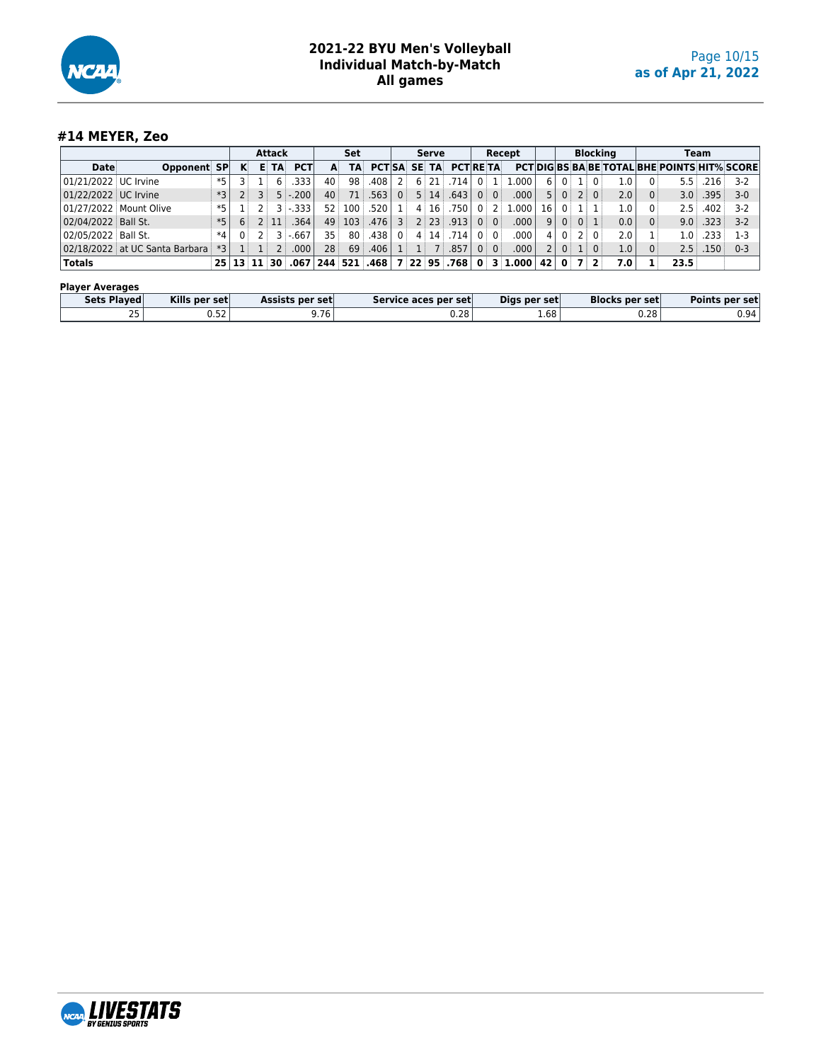# 2021-22 BYU Men's Volleyball
## Individual Match-by-Match
## All games

### #14 MEYER, Zeo

| | | | Attack | | | | Set | | | Serve | | | | Recept | | | | Blocking | | | | | Team | | | |
|---|---|---|---|---|---|---|---|---|---|---|---|---|---|---|---|---|---|---|---|---|---|---|---|---|---|---|
| Date | Opponent | SP | K | E | TA | PCT | A | TA | PCT | SA | SE | TA | PCT | RE | TA | PCT | DIG | BS | BA | BE | TOTAL | BHE | POINTS | HIT% | SCORE |
| 01/21/2022 | UC Irvine | *5 | 3 | 1 | 6 | .333 | 40 | 98 | .408 | 2 | 6 | 21 | .714 | 0 | 1 | 1.000 | 6 | 0 | 1 | 0 | 1.0 | 0 | 5.5 | .216 | 3-2 |
| 01/22/2022 | UC Irvine | *3 | 2 | 3 | 5 | -.200 | 40 | 71 | .563 | 0 | 5 | 14 | .643 | 0 | 0 | .000 | 5 | 0 | 2 | 0 | 2.0 | 0 | 3.0 | .395 | 3-0 |
| 01/27/2022 | Mount Olive | *5 | 1 | 2 | 3 | -.333 | 52 | 100 | .520 | 1 | 4 | 16 | .750 | 0 | 2 | 1.000 | 16 | 0 | 1 | 1 | 1.0 | 0 | 2.5 | .402 | 3-2 |
| 02/04/2022 | Ball St. | *5 | 6 | 2 | 11 | .364 | 49 | 103 | .476 | 3 | 2 | 23 | .913 | 0 | 0 | .000 | 9 | 0 | 0 | 1 | 0.0 | 0 | 9.0 | .323 | 3-2 |
| 02/05/2022 | Ball St. | *4 | 0 | 2 | 3 | -.667 | 35 | 80 | .438 | 0 | 4 | 14 | .714 | 0 | 0 | .000 | 4 | 0 | 2 | 0 | 2.0 | 1 | 1.0 | .233 | 1-3 |
| 02/18/2022 | at UC Santa Barbara | *3 | 1 | 1 | 2 | .000 | 28 | 69 | .406 | 1 | 1 | 7 | .857 | 0 | 0 | .000 | 2 | 0 | 1 | 0 | 1.0 | 0 | 2.5 | .150 | 0-3 |
| **Totals** | | **25** | **13** | **11** | **30** | **.067** | **244** | **521** | **.468** | **7** | **22** | **95** | **.768** | **0** | **3** | **1.000** | **42** | **0** | **7** | **2** | **7.0** | **1** | **23.5** | | |

**Player Averages**

| Sets Played | Kills per set | Assists per set | Service aces per set | Digs per set | Blocks per set | Points per set |
|---|---|---|---|---|---|---|
| 25 | 0.52 | 9.76 | 0.28 | 1.68 | 0.28 | 0.94 |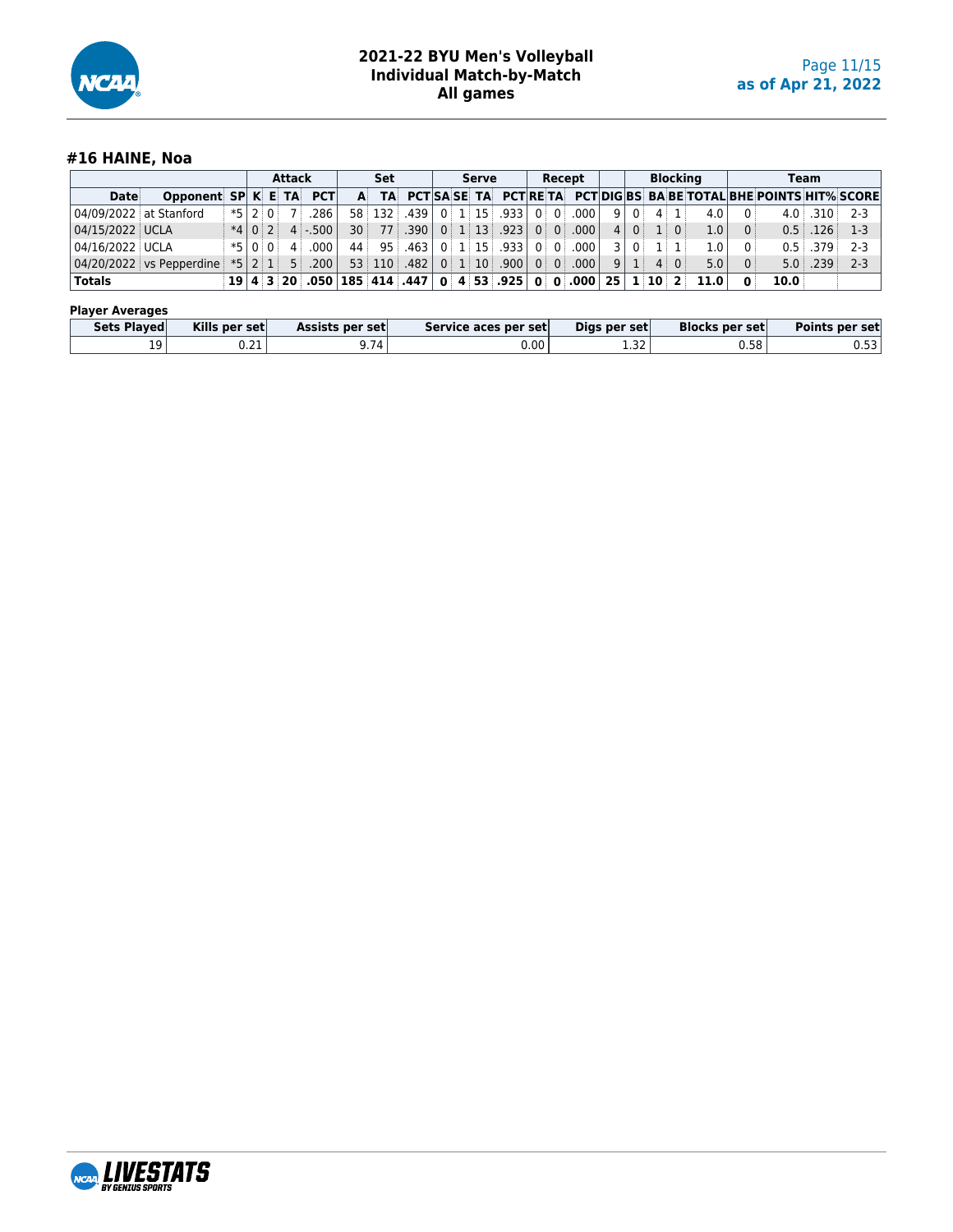# 2021-22 BYU Men's Volleyball
## Individual Match-by-Match
## All games

### #16 HAINE, Noa

| | | | Attack | | | | Set | | | Serve | | | | Recept | | | | Blocking | | | | | Team | | | |
|---|---|---|---|---|---|---|---|---|---|---|---|---|---|---|---|---|---|---|---|---|---|---|---|---|---|---|
| Date | Opponent | SP | K | E | TA | PCT | A | TA | PCT | SA | SE | TA | PCT | RE | TA | PCT | DIG | BS | BA | BE | TOTAL | BHE | POINTS | HIT% | SCORE |
| 04/09/2022 | at Stanford | *5 | 2 | 0 | 7 | .286 | 58 | 132 | .439 | 0 | 1 | 15 | .933 | 0 | 0 | .000 | 9 | 0 | 4 | 1 | 4.0 | 0 | 4.0 | .310 | 2-3 |
| 04/15/2022 | UCLA | *4 | 0 | 2 | 4 | -.500 | 30 | 77 | .390 | 0 | 1 | 13 | .923 | 0 | 0 | .000 | 4 | 0 | 1 | 0 | 1.0 | 0 | 0.5 | .126 | 1-3 |
| 04/16/2022 | UCLA | *5 | 0 | 0 | 4 | .000 | 44 | 95 | .463 | 0 | 1 | 15 | .933 | 0 | 0 | .000 | 3 | 0 | 1 | 1 | 1.0 | 0 | 0.5 | .379 | 2-3 |
| 04/20/2022 | vs Pepperdine | *5 | 2 | 1 | 5 | .200 | 53 | 110 | .482 | 0 | 1 | 10 | .900 | 0 | 0 | .000 | 9 | 1 | 4 | 0 | 5.0 | 0 | 5.0 | .239 | 2-3 |
| **Totals** | | **19** | **4** | **3** | **20** | **.050** | **185** | **414** | **.447** | **0** | **4** | **53** | **.925** | **0** | **0** | **.000** | **25** | **1** | **10** | **2** | **11.0** | **0** | **10.0** | | |

**Player Averages**

| Sets Played | Kills per set | Assists per set | Service aces per set | Digs per set | Blocks per set | Points per set |
|---|---|---|---|---|---|---|
| 19 | 0.21 | 9.74 | 0.00 | 1.32 | 0.58 | 0.53 |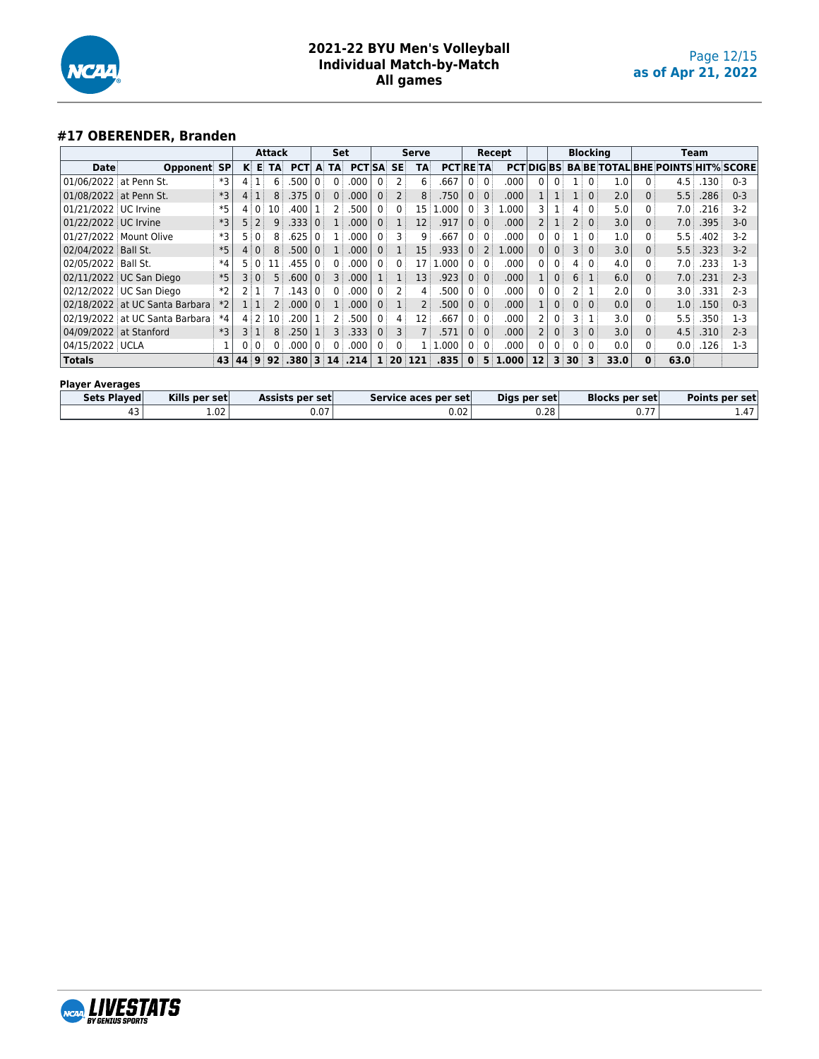## #17 OBERENDER, Branden

| | | | Attack | | | | Set | | | Serve | | | | Recept | | | | Blocking | | | | | Team | | | |
|---|---|---|---|---|---|---|---|---|---|---|---|---|---|---|---|---|---|---|---|---|---|---|---|---|---|---|
| Date | Opponent | SP | K | E | TA | PCT | A | TA | PCT | SA | SE | TA | PCT | RE | TA | PCT | DIG | BS | BA | BE | TOTAL | BHE | POINTS | HIT% | SCORE |
| 01/06/2022 | at Penn St. | *3 | 4 | 1 | 6 | .500 | 0 | 0 | .000 | 0 | 2 | 6 | .667 | 0 | 0 | .000 | 0 | 0 | 1 | 0 | 1.0 | 0 | 4.5 | .130 | 0-3 |
| 01/08/2022 | at Penn St. | *3 | 4 | 1 | 8 | .375 | 0 | 0 | .000 | 0 | 2 | 8 | .750 | 0 | 0 | .000 | 1 | 1 | 1 | 0 | 2.0 | 0 | 5.5 | .286 | 0-3 |
| 01/21/2022 | UC Irvine | *5 | 4 | 0 | 10 | .400 | 1 | 2 | .500 | 0 | 0 | 15 | 1.000 | 0 | 3 | 1.000 | 3 | 1 | 4 | 0 | 5.0 | 0 | 7.0 | .216 | 3-2 |
| 01/22/2022 | UC Irvine | *3 | 5 | 2 | 9 | .333 | 0 | 1 | .000 | 0 | 1 | 12 | .917 | 0 | 0 | .000 | 2 | 1 | 2 | 0 | 3.0 | 0 | 7.0 | .395 | 3-0 |
| 01/27/2022 | Mount Olive | *3 | 5 | 0 | 8 | .625 | 0 | 1 | .000 | 0 | 3 | 9 | .667 | 0 | 0 | .000 | 0 | 0 | 1 | 0 | 1.0 | 0 | 5.5 | .402 | 3-2 |
| 02/04/2022 | Ball St. | *5 | 4 | 0 | 8 | .500 | 0 | 1 | .000 | 0 | 1 | 15 | .933 | 0 | 2 | 1.000 | 0 | 0 | 3 | 0 | 3.0 | 0 | 5.5 | .323 | 3-2 |
| 02/05/2022 | Ball St. | *4 | 5 | 0 | 11 | .455 | 0 | 0 | .000 | 0 | 0 | 17 | 1.000 | 0 | 0 | .000 | 0 | 0 | 4 | 0 | 4.0 | 0 | 7.0 | .233 | 1-3 |
| 02/11/2022 | UC San Diego | *5 | 3 | 0 | 5 | .600 | 0 | 3 | .000 | 1 | 1 | 13 | .923 | 0 | 0 | .000 | 1 | 0 | 6 | 1 | 6.0 | 0 | 7.0 | .231 | 2-3 |
| 02/12/2022 | UC San Diego | *2 | 2 | 1 | 7 | .143 | 0 | 0 | .000 | 0 | 2 | 4 | .500 | 0 | 0 | .000 | 0 | 0 | 2 | 1 | 2.0 | 0 | 3.0 | .331 | 2-3 |
| 02/18/2022 | at UC Santa Barbara | *2 | 1 | 1 | 2 | .000 | 0 | 1 | .000 | 0 | 1 | 2 | .500 | 0 | 0 | .000 | 1 | 0 | 0 | 0 | 0.0 | 0 | 1.0 | .150 | 0-3 |
| 02/19/2022 | at UC Santa Barbara | *4 | 4 | 2 | 10 | .200 | 1 | 2 | .500 | 0 | 4 | 12 | .667 | 0 | 0 | .000 | 2 | 0 | 3 | 1 | 3.0 | 0 | 5.5 | .350 | 1-3 |
| 04/09/2022 | at Stanford | *3 | 3 | 1 | 8 | .250 | 1 | 3 | .333 | 0 | 3 | 7 | .571 | 0 | 0 | .000 | 2 | 0 | 3 | 0 | 3.0 | 0 | 4.5 | .310 | 2-3 |
| 04/15/2022 | UCLA | 1 | 0 | 0 | 0 | .000 | 0 | 0 | .000 | 0 | 0 | 1 | 1.000 | 0 | 0 | .000 | 0 | 0 | 0 | 0 | 0.0 | 0 | 0.0 | .126 | 1-3 |
| **Totals** | | **43** | **44** | **9** | **92** | **.380** | **3** | **14** | **.214** | **1** | **20** | **121** | **.835** | **0** | **5** | **1.000** | **12** | **3** | **30** | **3** | **33.0** | **0** | **63.0** | | |

**Player Averages**

| Sets Played | Kills per set | Assists per set | Service aces per set | Digs per set | Blocks per set | Points per set |
|---|---|---|---|---|---|---|
| 43 | 1.02 | 0.07 | 0.02 | 0.28 | 0.77 | 1.47 |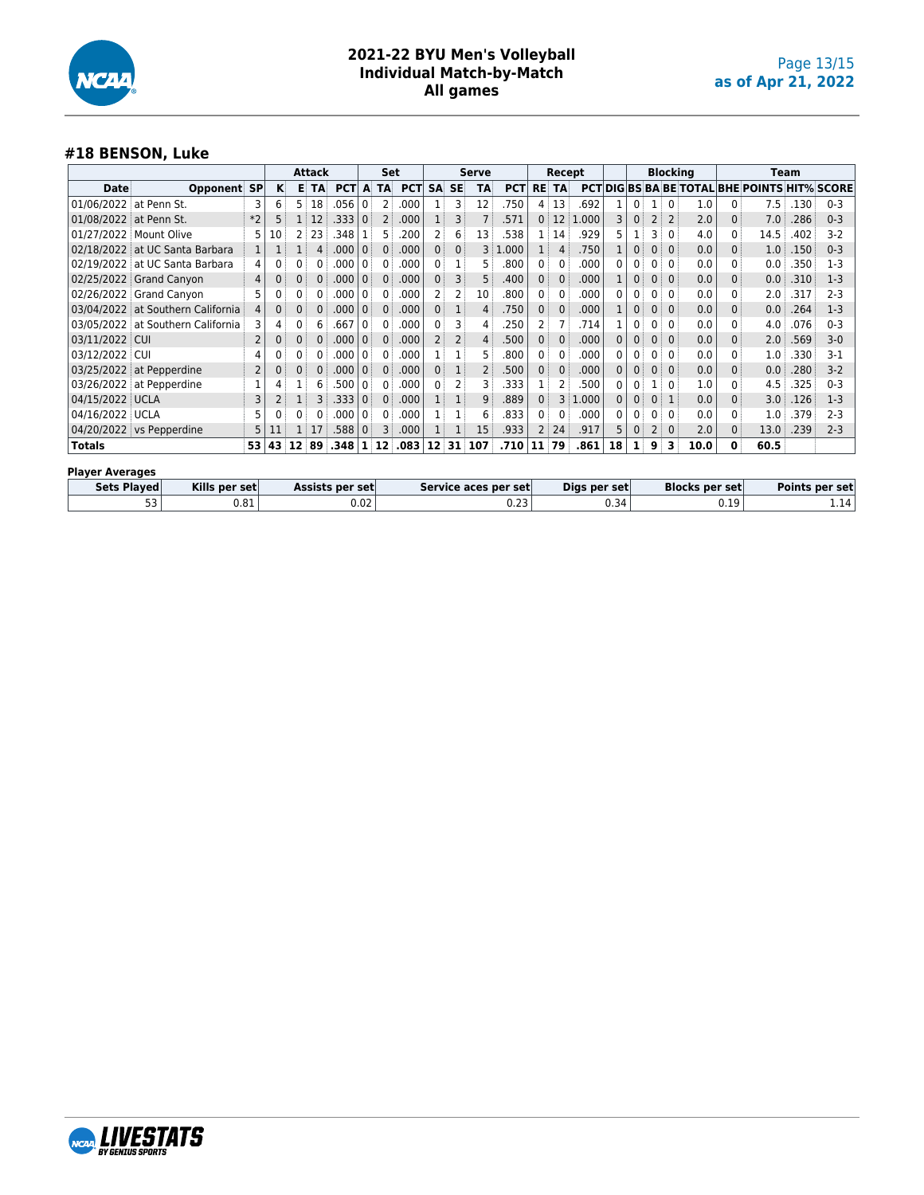# 2021-22 BYU Men's Volleyball
## Individual Match-by-Match
### All games

## #18 BENSON, Luke

| | | | Attack | | | | Set | | | Serve | | | | Recept | | | | Blocking | | | | | Team | | | |
|---|---|---|---|---|---|---|---|---|---|---|---|---|---|---|---|---|---|---|---|---|---|---|---|---|---|---|
| Date | Opponent | SP | K | E | TA | PCT | A | TA | PCT | SA | SE | TA | PCT | RE | TA | PCT | DIG | BS | BA | BE | TOTAL | BHE | POINTS | HIT% | SCORE |
| 01/06/2022 | at Penn St. | 3 | 6 | 5 | 18 | .056 | 0 | 2 | .000 | 1 | 3 | 12 | .750 | 4 | 13 | .692 | 1 | 0 | 1 | 0 | 1.0 | 0 | 7.5 | .130 | 0-3 |
| 01/08/2022 | at Penn St. | *2 | 5 | 1 | 12 | .333 | 0 | 2 | .000 | 1 | 3 | 7 | .571 | 0 | 12 | 1.000 | 3 | 0 | 2 | 2 | 2.0 | 0 | 7.0 | .286 | 0-3 |
| 01/27/2022 | Mount Olive | 5 | 10 | 2 | 23 | .348 | 1 | 5 | .200 | 2 | 6 | 13 | .538 | 1 | 14 | .929 | 5 | 1 | 3 | 0 | 4.0 | 0 | 14.5 | .402 | 3-2 |
| 02/18/2022 | at UC Santa Barbara | 1 | 1 | 1 | 4 | .000 | 0 | 0 | .000 | 0 | 0 | 3 | 1.000 | 1 | 4 | .750 | 1 | 0 | 0 | 0 | 0.0 | 0 | 1.0 | .150 | 0-3 |
| 02/19/2022 | at UC Santa Barbara | 4 | 0 | 0 | 0 | .000 | 0 | 0 | .000 | 0 | 1 | 5 | .800 | 0 | 0 | .000 | 0 | 0 | 0 | 0 | 0.0 | 0 | 0.0 | .350 | 1-3 |
| 02/25/2022 | Grand Canyon | 4 | 0 | 0 | 0 | .000 | 0 | 0 | .000 | 0 | 3 | 5 | .400 | 0 | 0 | .000 | 1 | 0 | 0 | 0 | 0.0 | 0 | 0.0 | .310 | 1-3 |
| 02/26/2022 | Grand Canyon | 5 | 0 | 0 | 0 | .000 | 0 | 0 | .000 | 2 | 2 | 10 | .800 | 0 | 0 | .000 | 0 | 0 | 0 | 0 | 0.0 | 0 | 2.0 | .317 | 2-3 |
| 03/04/2022 | at Southern California | 4 | 0 | 0 | 0 | .000 | 0 | 0 | .000 | 0 | 1 | 4 | .750 | 0 | 0 | .000 | 1 | 0 | 0 | 0 | 0.0 | 0 | 0.0 | .264 | 1-3 |
| 03/05/2022 | at Southern California | 3 | 4 | 0 | 6 | .667 | 0 | 0 | .000 | 0 | 3 | 4 | .250 | 2 | 7 | .714 | 1 | 0 | 0 | 0 | 0.0 | 0 | 4.0 | .076 | 0-3 |
| 03/11/2022 | CUI | 2 | 0 | 0 | 0 | .000 | 0 | 0 | .000 | 2 | 2 | 4 | .500 | 0 | 0 | .000 | 0 | 0 | 0 | 0 | 0.0 | 0 | 2.0 | .569 | 3-0 |
| 03/12/2022 | CUI | 4 | 0 | 0 | 0 | .000 | 0 | 0 | .000 | 1 | 1 | 5 | .800 | 0 | 0 | .000 | 0 | 0 | 0 | 0 | 0.0 | 0 | 1.0 | .330 | 3-1 |
| 03/25/2022 | at Pepperdine | 2 | 0 | 0 | 0 | .000 | 0 | 0 | .000 | 0 | 1 | 2 | .500 | 0 | 0 | .000 | 0 | 0 | 0 | 0 | 0.0 | 0 | 0.0 | .280 | 3-2 |
| 03/26/2022 | at Pepperdine | 1 | 4 | 1 | 6 | .500 | 0 | 0 | .000 | 0 | 2 | 3 | .333 | 1 | 2 | .500 | 0 | 0 | 1 | 0 | 1.0 | 0 | 4.5 | .325 | 0-3 |
| 04/15/2022 | UCLA | 3 | 2 | 1 | 3 | .333 | 0 | 0 | .000 | 1 | 1 | 9 | .889 | 0 | 3 | 1.000 | 0 | 0 | 0 | 1 | 0.0 | 0 | 3.0 | .126 | 1-3 |
| 04/16/2022 | UCLA | 5 | 0 | 0 | 0 | .000 | 0 | 0 | .000 | 1 | 1 | 6 | .833 | 0 | 0 | .000 | 0 | 0 | 0 | 0 | 0.0 | 0 | 1.0 | .379 | 2-3 |
| 04/20/2022 | vs Pepperdine | 5 | 11 | 1 | 17 | .588 | 0 | 3 | .000 | 1 | 1 | 15 | .933 | 2 | 24 | .917 | 5 | 0 | 2 | 0 | 2.0 | 0 | 13.0 | .239 | 2-3 |
| **Totals** | | **53** | **43** | **12** | **89** | **.348** | **1** | **12** | **.083** | **12** | **31** | **107** | **.710** | **11** | **79** | **.861** | **18** | **1** | **9** | **3** | **10.0** | **0** | **60.5** | | |

**Player Averages**

| Sets Played | Kills per set | Assists per set | Service aces per set | Digs per set | Blocks per set | Points per set |
|---|---|---|---|---|---|---|
| 53 | 0.81 | 0.02 | 0.23 | 0.34 | 0.19 | 1.14 |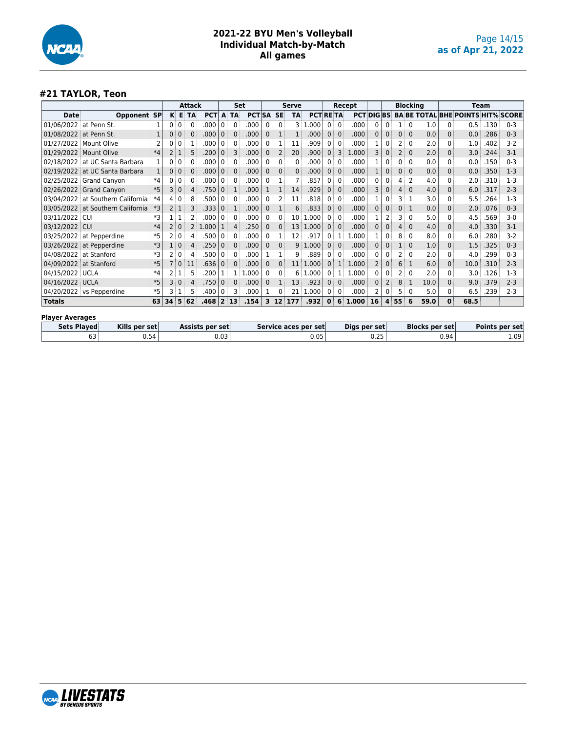# 2021-22 BYU Men's Volleyball
## Individual Match-by-Match
## All games

as of Apr 21, 2022

### #21 TAYLOR, Teon

| | | | Attack | | | | Set | | | | Serve | | | Recept | | | | | Blocking | | | | Team | | |
|---|---|---|---|---|---|---|---|---|---|---|---|---|---|---|---|---|---|---|---|---|---|---|---|---|---|
| **Date** | **Opponent** | **SP** | **K** | **E** | **TA** | **PCT** | **A** | **TA** | **PCT** | **SA** | **SE** | **TA** | **PCT** | **RE** | **TA** | **PCT** | **DIG** | **BS** | **BA** | **BE** | **TOTAL** | **BHE** | **POINTS** | **HIT%** | **SCORE** |
| 01/06/2022 | at Penn St. | 1 | 0 | 0 | 0 | .000 | 0 | 0 | .000 | 0 | 0 | 3 | 1.000 | 0 | 0 | .000 | 0 | 0 | 1 | 0 | 1.0 | 0 | 0.5 | .130 | 0-3 |
| 01/08/2022 | at Penn St. | 1 | 0 | 0 | 0 | .000 | 0 | 0 | .000 | 0 | 1 | 1 | .000 | 0 | 0 | .000 | 0 | 0 | 0 | 0 | 0.0 | 0 | 0.0 | .286 | 0-3 |
| 01/27/2022 | Mount Olive | 2 | 0 | 0 | 1 | .000 | 0 | 0 | .000 | 0 | 1 | 11 | .909 | 0 | 0 | .000 | 1 | 0 | 2 | 0 | 2.0 | 0 | 1.0 | .402 | 3-2 |
| 01/29/2022 | Mount Olive | *4 | 2 | 1 | 5 | .200 | 0 | 3 | .000 | 0 | 2 | 20 | .900 | 0 | 3 | 1.000 | 3 | 0 | 2 | 0 | 2.0 | 0 | 3.0 | .244 | 3-1 |
| 02/18/2022 | at UC Santa Barbara | 1 | 0 | 0 | 0 | .000 | 0 | 0 | .000 | 0 | 0 | 0 | .000 | 0 | 0 | .000 | 1 | 0 | 0 | 0 | 0.0 | 0 | 0.0 | .150 | 0-3 |
| 02/19/2022 | at UC Santa Barbara | 1 | 0 | 0 | 0 | .000 | 0 | 0 | .000 | 0 | 0 | 0 | .000 | 0 | 0 | .000 | 1 | 0 | 0 | 0 | 0.0 | 0 | 0.0 | .350 | 1-3 |
| 02/25/2022 | Grand Canyon | *4 | 0 | 0 | 0 | .000 | 0 | 0 | .000 | 0 | 1 | 7 | .857 | 0 | 0 | .000 | 0 | 0 | 4 | 2 | 4.0 | 0 | 2.0 | .310 | 1-3 |
| 02/26/2022 | Grand Canyon | *5 | 3 | 0 | 4 | .750 | 0 | 1 | .000 | 1 | 1 | 14 | .929 | 0 | 0 | .000 | 3 | 0 | 4 | 0 | 4.0 | 0 | 6.0 | .317 | 2-3 |
| 03/04/2022 | at Southern California | *4 | 4 | 0 | 8 | .500 | 0 | 0 | .000 | 0 | 2 | 11 | .818 | 0 | 0 | .000 | 1 | 0 | 3 | 1 | 3.0 | 0 | 5.5 | .264 | 1-3 |
| 03/05/2022 | at Southern California | *3 | 2 | 1 | 3 | .333 | 0 | 1 | .000 | 0 | 1 | 6 | .833 | 0 | 0 | .000 | 0 | 0 | 0 | 1 | 0.0 | 0 | 2.0 | .076 | 0-3 |
| 03/11/2022 | CUI | *3 | 1 | 1 | 2 | .000 | 0 | 0 | .000 | 0 | 0 | 10 | 1.000 | 0 | 0 | .000 | 1 | 2 | 3 | 0 | 5.0 | 0 | 4.5 | .569 | 3-0 |
| 03/12/2022 | CUI | *4 | 2 | 0 | 2 | 1.000 | 1 | 4 | .250 | 0 | 0 | 13 | 1.000 | 0 | 0 | .000 | 0 | 0 | 4 | 0 | 4.0 | 0 | 4.0 | .330 | 3-1 |
| 03/25/2022 | at Pepperdine | *5 | 2 | 0 | 4 | .500 | 0 | 0 | .000 | 0 | 1 | 12 | .917 | 0 | 1 | 1.000 | 1 | 0 | 8 | 0 | 8.0 | 0 | 6.0 | .280 | 3-2 |
| 03/26/2022 | at Pepperdine | *3 | 1 | 0 | 4 | .250 | 0 | 0 | .000 | 0 | 0 | 9 | 1.000 | 0 | 0 | .000 | 0 | 0 | 1 | 0 | 1.0 | 0 | 1.5 | .325 | 0-3 |
| 04/08/2022 | at Stanford | *3 | 2 | 0 | 4 | .500 | 0 | 0 | .000 | 1 | 1 | 9 | .889 | 0 | 0 | .000 | 0 | 0 | 2 | 0 | 2.0 | 0 | 4.0 | .299 | 0-3 |
| 04/09/2022 | at Stanford | *5 | 7 | 0 | 11 | .636 | 0 | 0 | .000 | 0 | 0 | 11 | 1.000 | 0 | 1 | 1.000 | 2 | 0 | 6 | 1 | 6.0 | 0 | 10.0 | .310 | 2-3 |
| 04/15/2022 | UCLA | *4 | 2 | 1 | 5 | .200 | 1 | 1 | 1.000 | 0 | 0 | 6 | 1.000 | 0 | 1 | 1.000 | 0 | 0 | 2 | 0 | 2.0 | 0 | 3.0 | .126 | 1-3 |
| 04/16/2022 | UCLA | *5 | 3 | 0 | 4 | .750 | 0 | 0 | .000 | 0 | 1 | 13 | .923 | 0 | 0 | .000 | 0 | 2 | 8 | 1 | 10.0 | 0 | 9.0 | .379 | 2-3 |
| 04/20/2022 | vs Pepperdine | *5 | 3 | 1 | 5 | .400 | 0 | 3 | .000 | 1 | 0 | 21 | 1.000 | 0 | 0 | .000 | 2 | 0 | 5 | 0 | 5.0 | 0 | 6.5 | .239 | 2-3 |
| **Totals** | | **63** | **34** | **5** | **62** | **.468** | **2** | **13** | **.154** | **3** | **12** | **177** | **.932** | **0** | **6** | **1.000** | **16** | **4** | **55** | **6** | **59.0** | **0** | **68.5** | | |

**Player Averages**

| Sets Played | Kills per set | Assists per set | Service aces per set | Digs per set | Blocks per set | Points per set |
|---|---|---|---|---|---|---|
| 63 | 0.54 | 0.03 | 0.05 | 0.25 | 0.94 | 1.09 |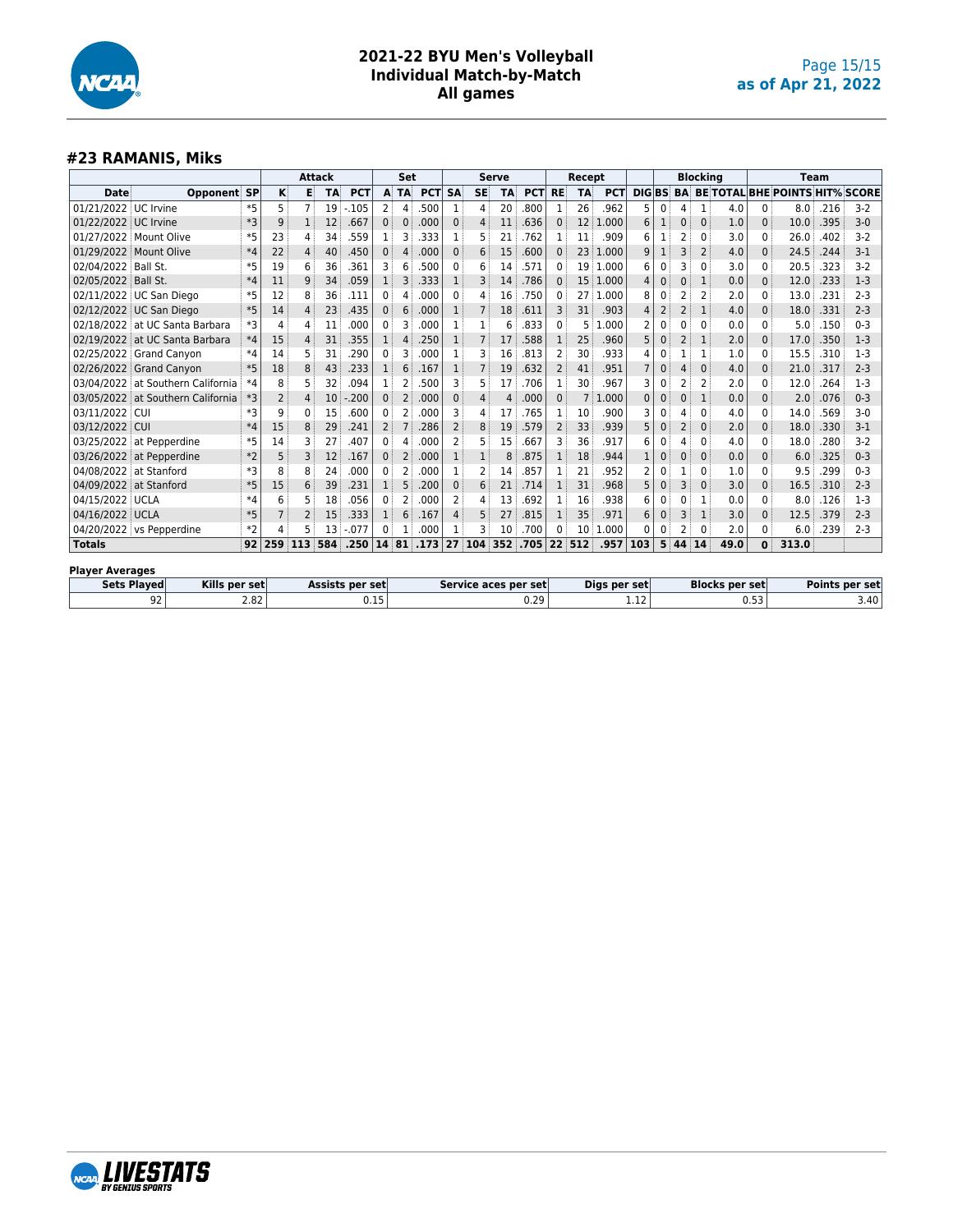# 2021-22 BYU Men's Volleyball
## Individual Match-by-Match
## All games

as of Apr 21, 2022

### #23 RAMANIS, Miks

| | | | Attack | | | | Set | | | Serve | | | | Recept | | | | Blocking | | | | | Team | | | |
|---|---|---|---|---|---|---|---|---|---|---|---|---|---|---|---|---|---|---|---|---|---|---|---|---|---|---|
| Date | Opponent | SP | K | E | TA | PCT | A | TA | PCT | SA | SE | TA | PCT | RE | TA | PCT | DIG | BS | BA | BE | TOTAL | BHE | POINTS | HIT% | SCORE |
| 01/21/2022 | UC Irvine | *5 | 5 | 7 | 19 | -.105 | 2 | 4 | .500 | 1 | 4 | 20 | .800 | 1 | 26 | .962 | 5 | 0 | 4 | 1 | 4.0 | 0 | 8.0 | .216 | 3-2 |
| 01/22/2022 | UC Irvine | *3 | 9 | 1 | 12 | .667 | 0 | 0 | .000 | 0 | 4 | 11 | .636 | 0 | 12 | 1.000 | 6 | 1 | 0 | 0 | 1.0 | 0 | 10.0 | .395 | 3-0 |
| 01/27/2022 | Mount Olive | *5 | 23 | 4 | 34 | .559 | 1 | 3 | .333 | 1 | 5 | 21 | .762 | 1 | 11 | .909 | 6 | 1 | 2 | 0 | 3.0 | 0 | 26.0 | .402 | 3-2 |
| 01/29/2022 | Mount Olive | *4 | 22 | 4 | 40 | .450 | 0 | 4 | .000 | 0 | 6 | 15 | .600 | 0 | 23 | 1.000 | 9 | 1 | 3 | 2 | 4.0 | 0 | 24.5 | .244 | 3-1 |
| 02/04/2022 | Ball St. | *5 | 19 | 6 | 36 | .361 | 3 | 6 | .500 | 0 | 6 | 14 | .571 | 0 | 19 | 1.000 | 6 | 0 | 3 | 0 | 3.0 | 0 | 20.5 | .323 | 3-2 |
| 02/05/2022 | Ball St. | *4 | 11 | 9 | 34 | .059 | 1 | 3 | .333 | 1 | 3 | 14 | .786 | 0 | 15 | 1.000 | 4 | 0 | 0 | 1 | 0.0 | 0 | 12.0 | .233 | 1-3 |
| 02/11/2022 | UC San Diego | *5 | 12 | 8 | 36 | .111 | 0 | 4 | .000 | 0 | 4 | 16 | .750 | 0 | 27 | 1.000 | 8 | 0 | 2 | 2 | 2.0 | 0 | 13.0 | .231 | 2-3 |
| 02/12/2022 | UC San Diego | *5 | 14 | 4 | 23 | .435 | 0 | 6 | .000 | 1 | 7 | 18 | .611 | 3 | 31 | .903 | 4 | 2 | 2 | 1 | 4.0 | 0 | 18.0 | .331 | 2-3 |
| 02/18/2022 | at UC Santa Barbara | *3 | 4 | 4 | 11 | .000 | 0 | 3 | .000 | 1 | 1 | 6 | .833 | 0 | 5 | 1.000 | 2 | 0 | 0 | 0 | 0.0 | 0 | 5.0 | .150 | 0-3 |
| 02/19/2022 | at UC Santa Barbara | *4 | 15 | 4 | 31 | .355 | 1 | 4 | .250 | 1 | 7 | 17 | .588 | 1 | 25 | .960 | 5 | 0 | 2 | 1 | 2.0 | 0 | 17.0 | .350 | 1-3 |
| 02/25/2022 | Grand Canyon | *4 | 14 | 5 | 31 | .290 | 0 | 3 | .000 | 1 | 3 | 16 | .813 | 2 | 30 | .933 | 4 | 0 | 1 | 1 | 1.0 | 0 | 15.5 | .310 | 1-3 |
| 02/26/2022 | Grand Canyon | *5 | 18 | 8 | 43 | .233 | 1 | 6 | .167 | 1 | 7 | 19 | .632 | 2 | 41 | .951 | 7 | 0 | 4 | 0 | 4.0 | 0 | 21.0 | .317 | 2-3 |
| 03/04/2022 | at Southern California | *4 | 8 | 5 | 32 | .094 | 1 | 2 | .500 | 3 | 5 | 17 | .706 | 1 | 30 | .967 | 3 | 0 | 2 | 2 | 2.0 | 0 | 12.0 | .264 | 1-3 |
| 03/05/2022 | at Southern California | *3 | 2 | 4 | 10 | -.200 | 0 | 2 | .000 | 0 | 4 | 4 | .000 | 0 | 7 | 1.000 | 0 | 0 | 0 | 1 | 0.0 | 0 | 2.0 | .076 | 0-3 |
| 03/11/2022 | CUI | *3 | 9 | 0 | 15 | .600 | 0 | 2 | .000 | 3 | 4 | 17 | .765 | 1 | 10 | .900 | 3 | 0 | 4 | 0 | 4.0 | 0 | 14.0 | .569 | 3-0 |
| 03/12/2022 | CUI | *4 | 15 | 8 | 29 | .241 | 2 | 7 | .286 | 2 | 8 | 19 | .579 | 2 | 33 | .939 | 5 | 0 | 2 | 0 | 2.0 | 0 | 18.0 | .330 | 3-1 |
| 03/25/2022 | at Pepperdine | *5 | 14 | 3 | 27 | .407 | 0 | 4 | .000 | 2 | 5 | 15 | .667 | 3 | 36 | .917 | 6 | 0 | 4 | 0 | 4.0 | 0 | 18.0 | .280 | 3-2 |
| 03/26/2022 | at Pepperdine | *2 | 5 | 3 | 12 | .167 | 0 | 2 | .000 | 1 | 1 | 8 | .875 | 1 | 18 | .944 | 1 | 0 | 0 | 0 | 0.0 | 0 | 6.0 | .325 | 0-3 |
| 04/08/2022 | at Stanford | *3 | 8 | 8 | 24 | .000 | 0 | 2 | .000 | 1 | 2 | 14 | .857 | 1 | 21 | .952 | 2 | 0 | 1 | 0 | 1.0 | 0 | 9.5 | .299 | 0-3 |
| 04/09/2022 | at Stanford | *5 | 15 | 6 | 39 | .231 | 1 | 5 | .200 | 0 | 6 | 21 | .714 | 1 | 31 | .968 | 5 | 0 | 3 | 0 | 3.0 | 0 | 16.5 | .310 | 2-3 |
| 04/15/2022 | UCLA | *4 | 6 | 5 | 18 | .056 | 0 | 2 | .000 | 2 | 4 | 13 | .692 | 1 | 16 | .938 | 6 | 0 | 0 | 1 | 0.0 | 0 | 8.0 | .126 | 1-3 |
| 04/16/2022 | UCLA | *5 | 7 | 2 | 15 | .333 | 1 | 6 | .167 | 4 | 5 | 27 | .815 | 1 | 35 | .971 | 6 | 0 | 3 | 1 | 3.0 | 0 | 12.5 | .379 | 2-3 |
| 04/20/2022 | vs Pepperdine | *2 | 4 | 5 | 13 | -.077 | 0 | 1 | .000 | 1 | 3 | 10 | .700 | 0 | 10 | 1.000 | 0 | 0 | 2 | 0 | 2.0 | 0 | 6.0 | .239 | 2-3 |
| **Totals** | | **92** | **259** | **113** | **584** | **.250** | **14** | **81** | **.173** | **27** | **104** | **352** | **.705** | **22** | **512** | **.957** | **103** | **5** | **44** | **14** | **49.0** | **0** | **313.0** | | |

**Player Averages**

| Sets Played | Kills per set | Assists per set | Service aces per set | Digs per set | Blocks per set | Points per set |
|---|---|---|---|---|---|---|
| 92 | 2.82 | 0.15 | 0.29 | 1.12 | 0.53 | 3.40 |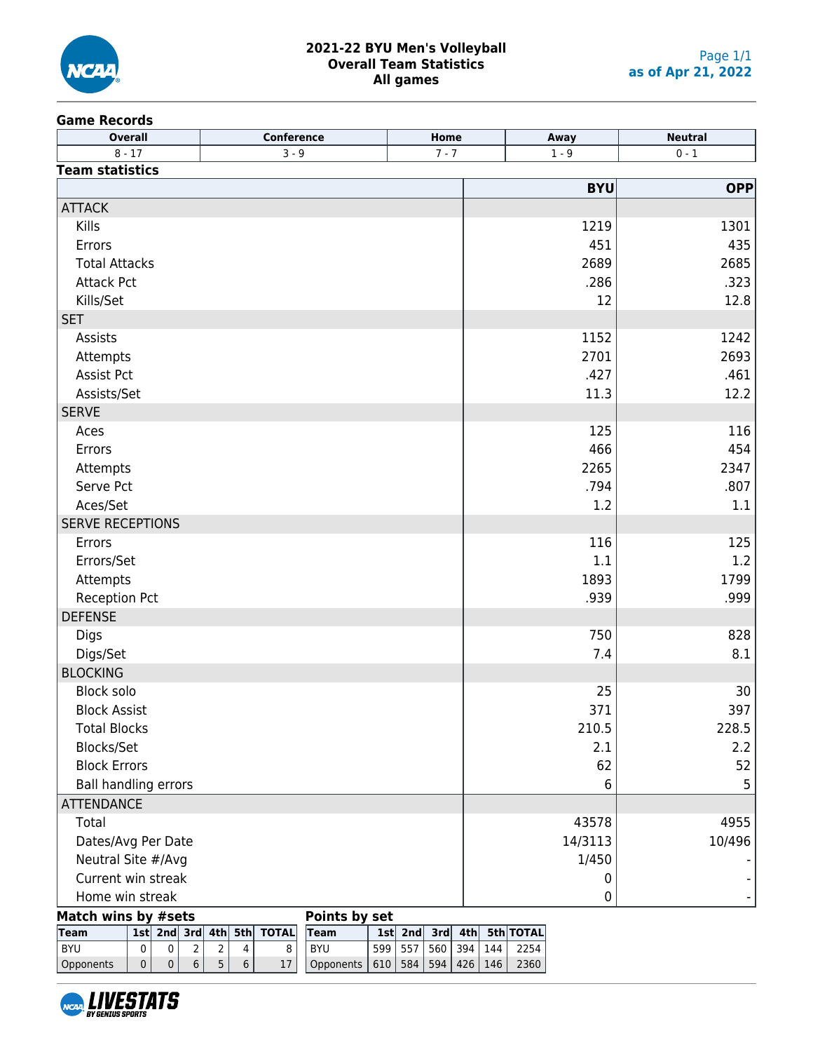# 2021-22 BYU Men's Volleyball
## Overall Team Statistics
### All games

as of Apr 21, 2022

## Game Records

| Overall | Conference | Home | Away | Neutral |
|---|---|---|---|---|
| 8 - 17 | 3 - 9 | 7 - 7 | 1 - 9 | 0 - 1 |

## Team statistics

| | BYU | OPP |
|---|---|---|
| **ATTACK** | | |
| Kills | 1219 | 1301 |
| Errors | 451 | 435 |
| Total Attacks | 2689 | 2685 |
| Attack Pct | .286 | .323 |
| Kills/Set | 12 | 12.8 |
| **SET** | | |
| Assists | 1152 | 1242 |
| Attempts | 2701 | 2693 |
| Assist Pct | .427 | .461 |
| Assists/Set | 11.3 | 12.2 |
| **SERVE** | | |
| Aces | 125 | 116 |
| Errors | 466 | 454 |
| Attempts | 2265 | 2347 |
| Serve Pct | .794 | .807 |
| Aces/Set | 1.2 | 1.1 |
| **SERVE RECEPTIONS** | | |
| Errors | 116 | 125 |
| Errors/Set | 1.1 | 1.2 |
| Attempts | 1893 | 1799 |
| Reception Pct | .939 | .999 |
| **DEFENSE** | | |
| Digs | 750 | 828 |
| Digs/Set | 7.4 | 8.1 |
| **BLOCKING** | | |
| Block solo | 25 | 30 |
| Block Assist | 371 | 397 |
| Total Blocks | 210.5 | 228.5 |
| Blocks/Set | 2.1 | 2.2 |
| Block Errors | 62 | 52 |
| Ball handling errors | 6 | 5 |
| **ATTENDANCE** | | |
| Total | 43578 | 4955 |
| Dates/Avg Per Date | 14/3113 | 10/496 |
| Neutral Site #/Avg | 1/450 | - |
| Current win streak | 0 | - |
| Home win streak | 0 | - |

## Match wins by #sets

| Team | 1st | 2nd | 3rd | 4th | 5th | TOTAL |
|---|---|---|---|---|---|---|
| BYU | 0 | 0 | 2 | 2 | 4 | 8 |
| Opponents | 0 | 0 | 6 | 5 | 6 | 17 |

## Points by set

| Team | 1st | 2nd | 3rd | 4th | 5th | TOTAL |
|---|---|---|---|---|---|---|
| BYU | 599 | 557 | 560 | 394 | 144 | 2254 |
| Opponents | 610 | 584 | 594 | 426 | 146 | 2360 |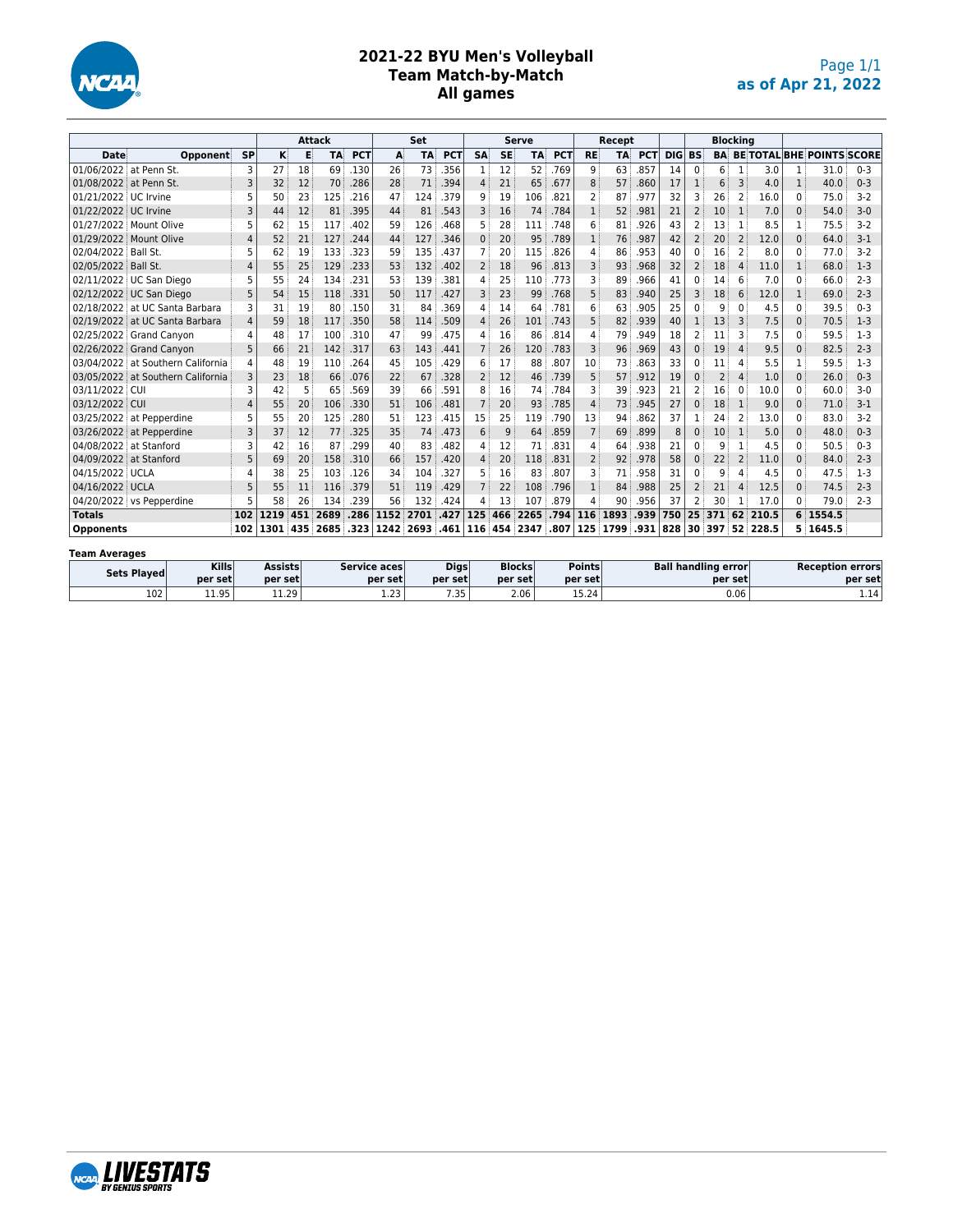# 2021-22 BYU Men's Volleyball
## Team Match-by-Match
## All games

as of Apr 21, 2022

| | | | Attack | | | | Set | | | Serve | | | | Recept | | | | Blocking | | | | | | |
|---|---|---|---|---|---|---|---|---|---|---|---|---|---|---|---|---|---|---|---|---|---|---|---|---|
| Date | Opponent | SP | K | E | TA | PCT | A | TA | PCT | SA | SE | TA | PCT | RE | TA | PCT | DIG | BS | BA | BE | TOTAL | BHE | POINTS | SCORE |
| 01/06/2022 | at Penn St. | 3 | 27 | 18 | 69 | .130 | 26 | 73 | .356 | 1 | 12 | 52 | .769 | 9 | 63 | .857 | 14 | 0 | 6 | 1 | 3.0 | 1 | 31.0 | 0-3 |
| 01/08/2022 | at Penn St. | 3 | 32 | 12 | 70 | .286 | 28 | 71 | .394 | 4 | 21 | 65 | .677 | 8 | 57 | .860 | 17 | 1 | 6 | 3 | 4.0 | 1 | 40.0 | 0-3 |
| 01/21/2022 | UC Irvine | 5 | 50 | 23 | 125 | .216 | 47 | 124 | .379 | 9 | 19 | 106 | .821 | 2 | 87 | .977 | 32 | 3 | 26 | 2 | 16.0 | 0 | 75.0 | 3-2 |
| 01/22/2022 | UC Irvine | 3 | 44 | 12 | 81 | .395 | 44 | 81 | .543 | 3 | 16 | 74 | .784 | 1 | 52 | .981 | 21 | 2 | 10 | 1 | 7.0 | 0 | 54.0 | 3-0 |
| 01/27/2022 | Mount Olive | 5 | 62 | 15 | 117 | .402 | 59 | 126 | .468 | 5 | 28 | 111 | .748 | 6 | 81 | .926 | 43 | 2 | 13 | 1 | 8.5 | 1 | 75.5 | 3-2 |
| 01/29/2022 | Mount Olive | 4 | 52 | 21 | 127 | .244 | 44 | 127 | .346 | 0 | 20 | 95 | .789 | 1 | 76 | .987 | 42 | 2 | 20 | 2 | 12.0 | 0 | 64.0 | 3-1 |
| 02/04/2022 | Ball St. | 5 | 62 | 19 | 133 | .323 | 59 | 135 | .437 | 7 | 20 | 115 | .826 | 4 | 86 | .953 | 40 | 0 | 16 | 2 | 8.0 | 0 | 77.0 | 3-2 |
| 02/05/2022 | Ball St. | 4 | 55 | 25 | 129 | .233 | 53 | 132 | .402 | 2 | 18 | 96 | .813 | 3 | 93 | .968 | 32 | 2 | 18 | 4 | 11.0 | 1 | 68.0 | 1-3 |
| 02/11/2022 | UC San Diego | 5 | 55 | 24 | 134 | .231 | 53 | 139 | .381 | 4 | 25 | 110 | .773 | 3 | 89 | .966 | 41 | 0 | 14 | 6 | 7.0 | 0 | 66.0 | 2-3 |
| 02/12/2022 | UC San Diego | 5 | 54 | 15 | 118 | .331 | 50 | 117 | .427 | 3 | 23 | 99 | .768 | 5 | 83 | .940 | 25 | 3 | 18 | 6 | 12.0 | 1 | 69.0 | 2-3 |
| 02/18/2022 | at UC Santa Barbara | 3 | 31 | 19 | 80 | .150 | 31 | 84 | .369 | 4 | 14 | 64 | .781 | 6 | 63 | .905 | 25 | 0 | 9 | 0 | 4.5 | 0 | 39.5 | 0-3 |
| 02/19/2022 | at UC Santa Barbara | 4 | 59 | 18 | 117 | .350 | 58 | 114 | .509 | 4 | 26 | 101 | .743 | 5 | 82 | .939 | 40 | 1 | 13 | 3 | 7.5 | 0 | 70.5 | 1-3 |
| 02/25/2022 | Grand Canyon | 4 | 48 | 17 | 100 | .310 | 47 | 99 | .475 | 4 | 16 | 86 | .814 | 4 | 79 | .949 | 18 | 2 | 11 | 3 | 7.5 | 0 | 59.5 | 1-3 |
| 02/26/2022 | Grand Canyon | 5 | 66 | 21 | 142 | .317 | 63 | 143 | .441 | 7 | 26 | 120 | .783 | 3 | 96 | .969 | 43 | 0 | 19 | 4 | 9.5 | 0 | 82.5 | 2-3 |
| 03/04/2022 | at Southern California | 4 | 48 | 19 | 110 | .264 | 45 | 105 | .429 | 6 | 17 | 88 | .807 | 10 | 73 | .863 | 33 | 0 | 11 | 4 | 5.5 | 1 | 59.5 | 1-3 |
| 03/05/2022 | at Southern California | 3 | 23 | 18 | 66 | .076 | 22 | 67 | .328 | 2 | 12 | 46 | .739 | 5 | 57 | .912 | 19 | 0 | 2 | 4 | 1.0 | 0 | 26.0 | 0-3 |
| 03/11/2022 | CUI | 3 | 42 | 5 | 65 | .569 | 39 | 66 | .591 | 8 | 16 | 74 | .784 | 3 | 39 | .923 | 21 | 2 | 16 | 0 | 10.0 | 0 | 60.0 | 3-0 |
| 03/12/2022 | CUI | 4 | 55 | 20 | 106 | .330 | 51 | 106 | .481 | 7 | 20 | 93 | .785 | 4 | 73 | .945 | 27 | 0 | 18 | 1 | 9.0 | 0 | 71.0 | 3-1 |
| 03/25/2022 | at Pepperdine | 5 | 55 | 20 | 125 | .280 | 51 | 123 | .415 | 15 | 25 | 119 | .790 | 13 | 94 | .862 | 37 | 1 | 24 | 2 | 13.0 | 0 | 83.0 | 3-2 |
| 03/26/2022 | at Pepperdine | 3 | 37 | 12 | 77 | .325 | 35 | 74 | .473 | 6 | 9 | 64 | .859 | 7 | 69 | .899 | 8 | 0 | 10 | 1 | 5.0 | 0 | 48.0 | 0-3 |
| 04/08/2022 | at Stanford | 3 | 42 | 16 | 87 | .299 | 40 | 83 | .482 | 4 | 12 | 71 | .831 | 4 | 64 | .938 | 21 | 0 | 9 | 1 | 4.5 | 0 | 50.5 | 0-3 |
| 04/09/2022 | at Stanford | 5 | 69 | 20 | 158 | .310 | 66 | 157 | .420 | 4 | 20 | 118 | .831 | 2 | 92 | .978 | 58 | 0 | 22 | 2 | 11.0 | 0 | 84.0 | 2-3 |
| 04/15/2022 | UCLA | 4 | 38 | 25 | 103 | .126 | 34 | 104 | .327 | 5 | 16 | 83 | .807 | 3 | 71 | .958 | 31 | 0 | 9 | 4 | 4.5 | 0 | 47.5 | 1-3 |
| 04/16/2022 | UCLA | 5 | 55 | 11 | 116 | .379 | 51 | 119 | .429 | 7 | 22 | 108 | .796 | 1 | 84 | .988 | 25 | 2 | 21 | 4 | 12.5 | 0 | 74.5 | 2-3 |
| 04/20/2022 | vs Pepperdine | 5 | 58 | 26 | 134 | .239 | 56 | 132 | .424 | 4 | 13 | 107 | .879 | 4 | 90 | .956 | 37 | 2 | 30 | 1 | 17.0 | 0 | 79.0 | 2-3 |
| **Totals** | | **102** | **1219** | **451** | **2689** | **.286** | **1152** | **2701** | **.427** | **125** | **466** | **2265** | **.794** | **116** | **1893** | **.939** | **750** | **25** | **371** | **62** | **210.5** | **6** | **1554.5** | |
| **Opponents** | | **102** | **1301** | **435** | **2685** | **.323** | **1242** | **2693** | **.461** | **116** | **454** | **2347** | **.807** | **125** | **1799** | **.931** | **828** | **30** | **397** | **52** | **228.5** | **5** | **1645.5** | |

**Team Averages**

| Sets Played | Kills per set | Assists per set | Service aces per set | Digs per set | Blocks per set | Points per set | Ball handling error per set | Reception errors per set |
|---|---|---|---|---|---|---|---|---|
| 102 | 11.95 | 11.29 | 1.23 | 7.35 | 2.06 | 15.24 | 0.06 | 1.14 |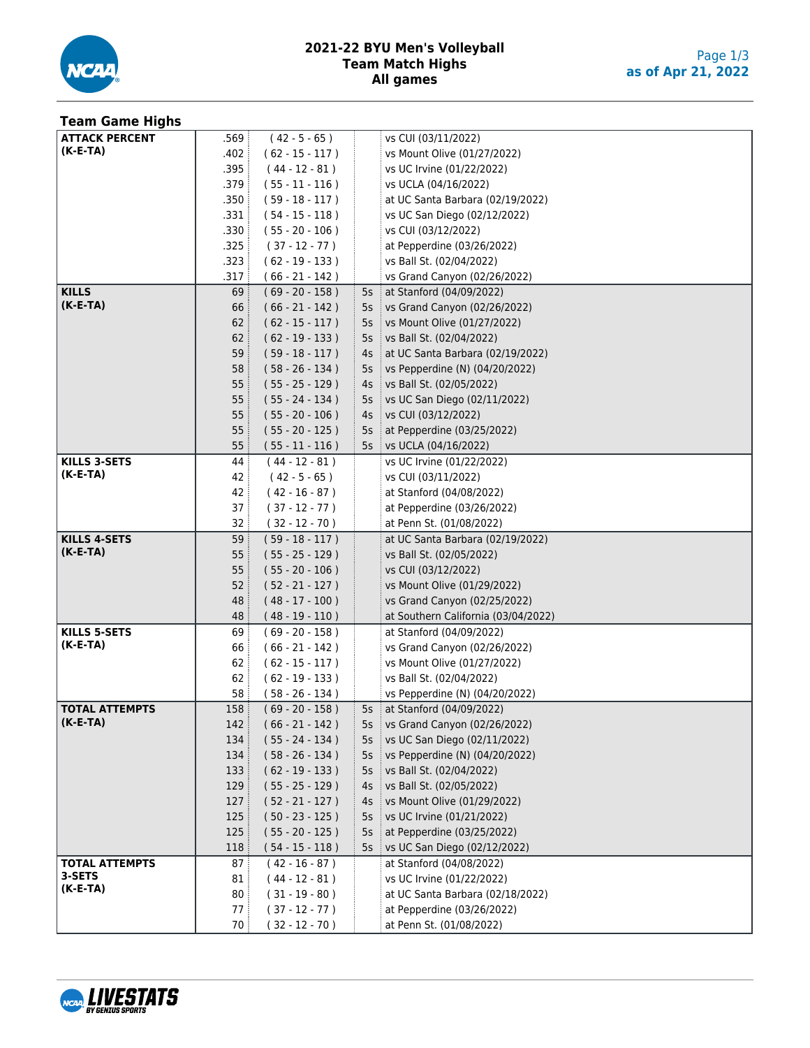# 2021-22 BYU Men's Volleyball
## Team Match Highs
### All games

as of Apr 21, 2022

## Team Game Highs

| Category | Value | K-E-TA | Sets | Opponent |
|---|---|---|---|---|
| **ATTACK PERCENT (K-E-TA)** | .569 | ( 42 - 5 - 65 ) | | vs CUI (03/11/2022) |
| | .402 | ( 62 - 15 - 117 ) | | vs Mount Olive (01/27/2022) |
| | .395 | ( 44 - 12 - 81 ) | | vs UC Irvine (01/22/2022) |
| | .379 | ( 55 - 11 - 116 ) | | vs UCLA (04/16/2022) |
| | .350 | ( 59 - 18 - 117 ) | | at UC Santa Barbara (02/19/2022) |
| | .331 | ( 54 - 15 - 118 ) | | vs UC San Diego (02/12/2022) |
| | .330 | ( 55 - 20 - 106 ) | | vs CUI (03/12/2022) |
| | .325 | ( 37 - 12 - 77 ) | | at Pepperdine (03/26/2022) |
| | .323 | ( 62 - 19 - 133 ) | | vs Ball St. (02/04/2022) |
| | .317 | ( 66 - 21 - 142 ) | | vs Grand Canyon (02/26/2022) |
| **KILLS (K-E-TA)** | 69 | ( 69 - 20 - 158 ) | 5s | at Stanford (04/09/2022) |
| | 66 | ( 66 - 21 - 142 ) | 5s | vs Grand Canyon (02/26/2022) |
| | 62 | ( 62 - 15 - 117 ) | 5s | vs Mount Olive (01/27/2022) |
| | 62 | ( 62 - 19 - 133 ) | 5s | vs Ball St. (02/04/2022) |
| | 59 | ( 59 - 18 - 117 ) | 4s | at UC Santa Barbara (02/19/2022) |
| | 58 | ( 58 - 26 - 134 ) | 5s | vs Pepperdine (N) (04/20/2022) |
| | 55 | ( 55 - 25 - 129 ) | 4s | vs Ball St. (02/05/2022) |
| | 55 | ( 55 - 24 - 134 ) | 5s | vs UC San Diego (02/11/2022) |
| | 55 | ( 55 - 20 - 106 ) | 4s | vs CUI (03/12/2022) |
| | 55 | ( 55 - 20 - 125 ) | 5s | at Pepperdine (03/25/2022) |
| | 55 | ( 55 - 11 - 116 ) | 5s | vs UCLA (04/16/2022) |
| **KILLS 3-SETS (K-E-TA)** | 44 | ( 44 - 12 - 81 ) | | vs UC Irvine (01/22/2022) |
| | 42 | ( 42 - 5 - 65 ) | | vs CUI (03/11/2022) |
| | 42 | ( 42 - 16 - 87 ) | | at Stanford (04/08/2022) |
| | 37 | ( 37 - 12 - 77 ) | | at Pepperdine (03/26/2022) |
| | 32 | ( 32 - 12 - 70 ) | | at Penn St. (01/08/2022) |
| **KILLS 4-SETS (K-E-TA)** | 59 | ( 59 - 18 - 117 ) | | at UC Santa Barbara (02/19/2022) |
| | 55 | ( 55 - 25 - 129 ) | | vs Ball St. (02/05/2022) |
| | 55 | ( 55 - 20 - 106 ) | | vs CUI (03/12/2022) |
| | 52 | ( 52 - 21 - 127 ) | | vs Mount Olive (01/29/2022) |
| | 48 | ( 48 - 17 - 100 ) | | vs Grand Canyon (02/25/2022) |
| | 48 | ( 48 - 19 - 110 ) | | at Southern California (03/04/2022) |
| **KILLS 5-SETS (K-E-TA)** | 69 | ( 69 - 20 - 158 ) | | at Stanford (04/09/2022) |
| | 66 | ( 66 - 21 - 142 ) | | vs Grand Canyon (02/26/2022) |
| | 62 | ( 62 - 15 - 117 ) | | vs Mount Olive (01/27/2022) |
| | 62 | ( 62 - 19 - 133 ) | | vs Ball St. (02/04/2022) |
| | 58 | ( 58 - 26 - 134 ) | | vs Pepperdine (N) (04/20/2022) |
| **TOTAL ATTEMPTS (K-E-TA)** | 158 | ( 69 - 20 - 158 ) | 5s | at Stanford (04/09/2022) |
| | 142 | ( 66 - 21 - 142 ) | 5s | vs Grand Canyon (02/26/2022) |
| | 134 | ( 55 - 24 - 134 ) | 5s | vs UC San Diego (02/11/2022) |
| | 134 | ( 58 - 26 - 134 ) | 5s | vs Pepperdine (N) (04/20/2022) |
| | 133 | ( 62 - 19 - 133 ) | 5s | vs Ball St. (02/04/2022) |
| | 129 | ( 55 - 25 - 129 ) | 4s | vs Ball St. (02/05/2022) |
| | 127 | ( 52 - 21 - 127 ) | 4s | vs Mount Olive (01/29/2022) |
| | 125 | ( 50 - 23 - 125 ) | 5s | vs UC Irvine (01/21/2022) |
| | 125 | ( 55 - 20 - 125 ) | 5s | at Pepperdine (03/25/2022) |
| | 118 | ( 54 - 15 - 118 ) | 5s | vs UC San Diego (02/12/2022) |
| **TOTAL ATTEMPTS 3-SETS (K-E-TA)** | 87 | ( 42 - 16 - 87 ) | | at Stanford (04/08/2022) |
| | 81 | ( 44 - 12 - 81 ) | | vs UC Irvine (01/22/2022) |
| | 80 | ( 31 - 19 - 80 ) | | at UC Santa Barbara (02/18/2022) |
| | 77 | ( 37 - 12 - 77 ) | | at Pepperdine (03/26/2022) |
| | 70 | ( 32 - 12 - 70 ) | | at Penn St. (01/08/2022) |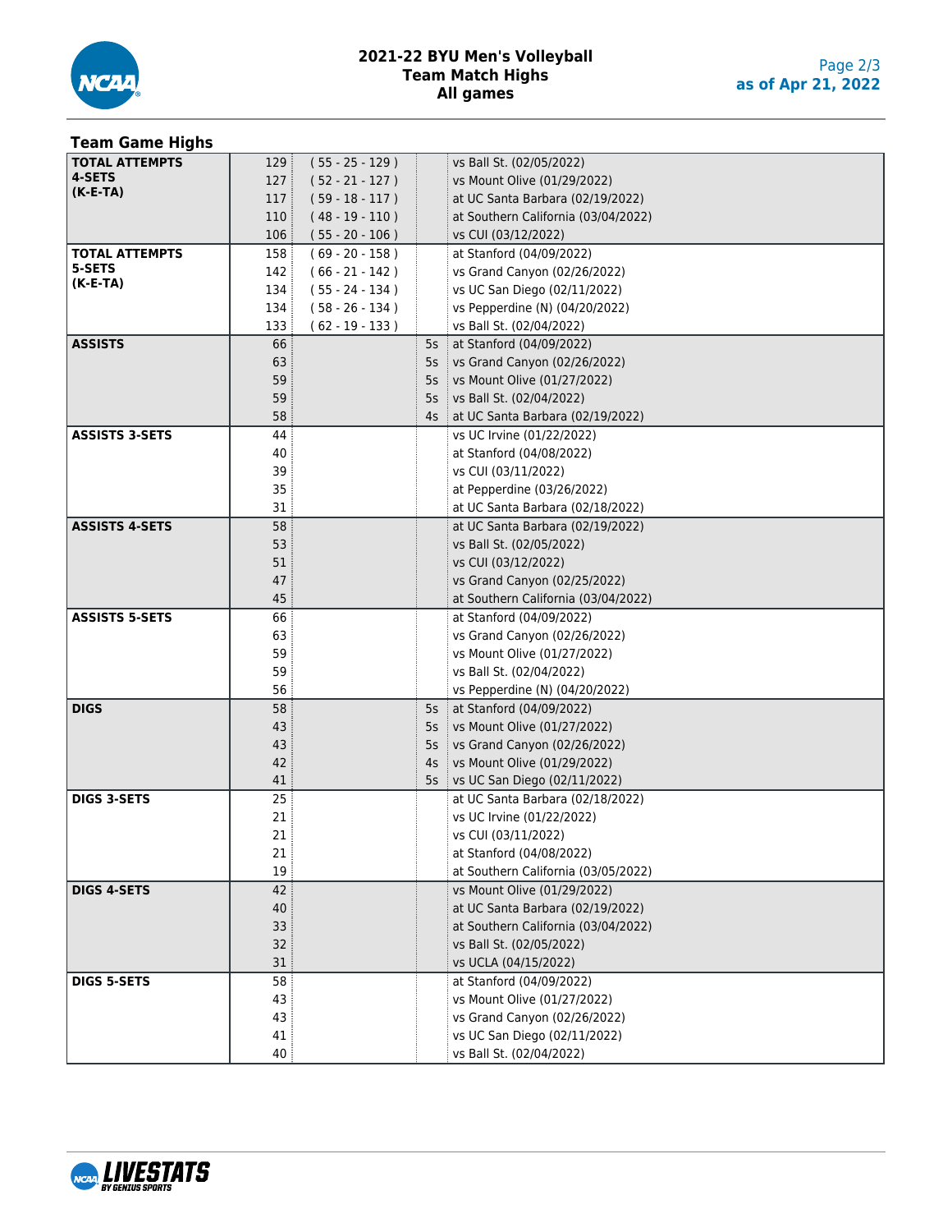# 2021-22 BYU Men's Volleyball
## Team Match Highs
### All games

## Team Game Highs

| Category | Value | K-E-TA | Sets | Opponent |
|---|---|---|---|---|
| TOTAL ATTEMPTS 4-SETS (K-E-TA) | 129 | ( 55 - 25 - 129 ) | | vs Ball St. (02/05/2022) |
| | 127 | ( 52 - 21 - 127 ) | | vs Mount Olive (01/29/2022) |
| | 117 | ( 59 - 18 - 117 ) | | at UC Santa Barbara (02/19/2022) |
| | 110 | ( 48 - 19 - 110 ) | | at Southern California (03/04/2022) |
| | 106 | ( 55 - 20 - 106 ) | | vs CUI (03/12/2022) |
| TOTAL ATTEMPTS 5-SETS (K-E-TA) | 158 | ( 69 - 20 - 158 ) | | at Stanford (04/09/2022) |
| | 142 | ( 66 - 21 - 142 ) | | vs Grand Canyon (02/26/2022) |
| | 134 | ( 55 - 24 - 134 ) | | vs UC San Diego (02/11/2022) |
| | 134 | ( 58 - 26 - 134 ) | | vs Pepperdine (N) (04/20/2022) |
| | 133 | ( 62 - 19 - 133 ) | | vs Ball St. (02/04/2022) |
| ASSISTS | 66 | | 5s | at Stanford (04/09/2022) |
| | 63 | | 5s | vs Grand Canyon (02/26/2022) |
| | 59 | | 5s | vs Mount Olive (01/27/2022) |
| | 59 | | 5s | vs Ball St. (02/04/2022) |
| | 58 | | 4s | at UC Santa Barbara (02/19/2022) |
| ASSISTS 3-SETS | 44 | | | vs UC Irvine (01/22/2022) |
| | 40 | | | at Stanford (04/08/2022) |
| | 39 | | | vs CUI (03/11/2022) |
| | 35 | | | at Pepperdine (03/26/2022) |
| | 31 | | | at UC Santa Barbara (02/18/2022) |
| ASSISTS 4-SETS | 58 | | | at UC Santa Barbara (02/19/2022) |
| | 53 | | | vs Ball St. (02/05/2022) |
| | 51 | | | vs CUI (03/12/2022) |
| | 47 | | | vs Grand Canyon (02/25/2022) |
| | 45 | | | at Southern California (03/04/2022) |
| ASSISTS 5-SETS | 66 | | | at Stanford (04/09/2022) |
| | 63 | | | vs Grand Canyon (02/26/2022) |
| | 59 | | | vs Mount Olive (01/27/2022) |
| | 59 | | | vs Ball St. (02/04/2022) |
| | 56 | | | vs Pepperdine (N) (04/20/2022) |
| DIGS | 58 | | 5s | at Stanford (04/09/2022) |
| | 43 | | 5s | vs Mount Olive (01/27/2022) |
| | 43 | | 5s | vs Grand Canyon (02/26/2022) |
| | 42 | | 4s | vs Mount Olive (01/29/2022) |
| | 41 | | 5s | vs UC San Diego (02/11/2022) |
| DIGS 3-SETS | 25 | | | at UC Santa Barbara (02/18/2022) |
| | 21 | | | vs UC Irvine (01/22/2022) |
| | 21 | | | vs CUI (03/11/2022) |
| | 21 | | | at Stanford (04/08/2022) |
| | 19 | | | at Southern California (03/05/2022) |
| DIGS 4-SETS | 42 | | | vs Mount Olive (01/29/2022) |
| | 40 | | | at UC Santa Barbara (02/19/2022) |
| | 33 | | | at Southern California (03/04/2022) |
| | 32 | | | vs Ball St. (02/05/2022) |
| | 31 | | | vs UCLA (04/15/2022) |
| DIGS 5-SETS | 58 | | | at Stanford (04/09/2022) |
| | 43 | | | vs Mount Olive (01/27/2022) |
| | 43 | | | vs Grand Canyon (02/26/2022) |
| | 41 | | | vs UC San Diego (02/11/2022) |
| | 40 | | | vs Ball St. (02/04/2022) |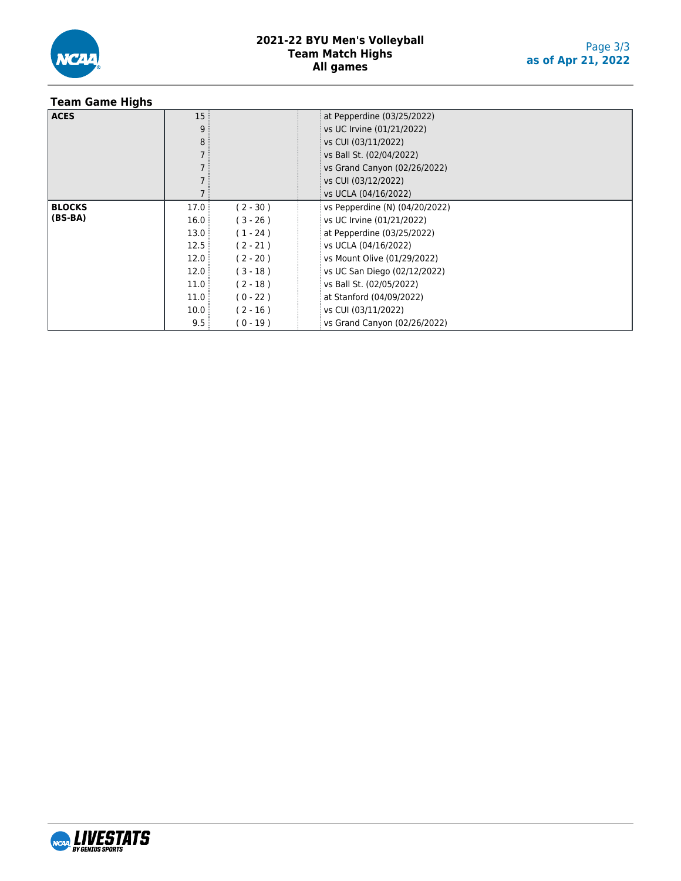# 2021-22 BYU Men's Volleyball
## Team Match Highs
## All games

### Team Game Highs

| Category | Value | (BS-BA) | | Opponent |
|---|---|---|---|---|
| ACES | 15 | | | at Pepperdine (03/25/2022) |
| | 9 | | | vs UC Irvine (01/21/2022) |
| | 8 | | | vs CUI (03/11/2022) |
| | 7 | | | vs Ball St. (02/04/2022) |
| | 7 | | | vs Grand Canyon (02/26/2022) |
| | 7 | | | vs CUI (03/12/2022) |
| | 7 | | | vs UCLA (04/16/2022) |
| BLOCKS (BS-BA) | 17.0 | ( 2 - 30 ) | | vs Pepperdine (N) (04/20/2022) |
| | 16.0 | ( 3 - 26 ) | | vs UC Irvine (01/21/2022) |
| | 13.0 | ( 1 - 24 ) | | at Pepperdine (03/25/2022) |
| | 12.5 | ( 2 - 21 ) | | vs UCLA (04/16/2022) |
| | 12.0 | ( 2 - 20 ) | | vs Mount Olive (01/29/2022) |
| | 12.0 | ( 3 - 18 ) | | vs UC San Diego (02/12/2022) |
| | 11.0 | ( 2 - 18 ) | | vs Ball St. (02/05/2022) |
| | 11.0 | ( 0 - 22 ) | | at Stanford (04/09/2022) |
| | 10.0 | ( 2 - 16 ) | | vs CUI (03/11/2022) |
| | 9.5 | ( 0 - 19 ) | | vs Grand Canyon (02/26/2022) |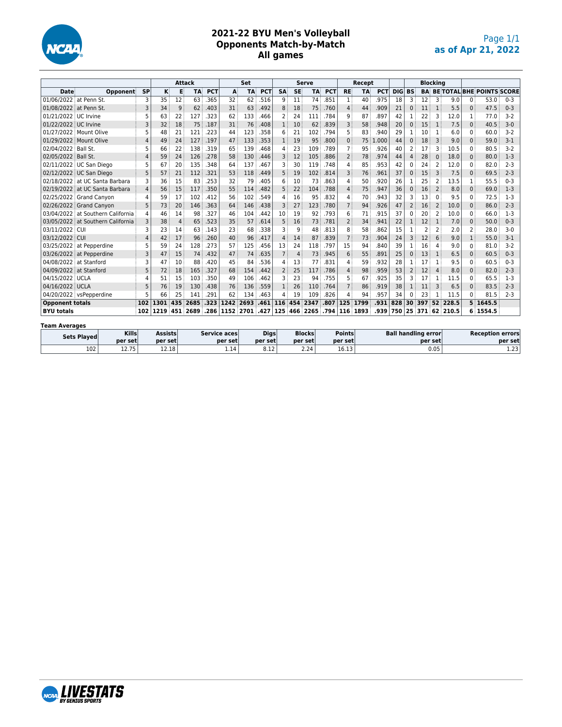# 2021-22 BYU Men's Volleyball
## Opponents Match-by-Match
### All games

as of Apr 21, 2022

| | | | Attack | | | | Set | | | Serve | | | | Recept | | | | Blocking | | | | | | |
|---|---|---|---|---|---|---|---|---|---|---|---|---|---|---|---|---|---|---|---|---|---|---|---|---|
| Date | Opponent | SP | K | E | TA | PCT | A | TA | PCT | SA | SE | TA | PCT | RE | TA | PCT | DIG | BS | BA | BE | TOTAL | BHE | POINTS | SCORE |
| 01/06/2022 | at Penn St. | 3 | 35 | 12 | 63 | .365 | 32 | 62 | .516 | 9 | 11 | 74 | .851 | 1 | 40 | .975 | 18 | 3 | 12 | 3 | 9.0 | 0 | 53.0 | 0-3 |
| 01/08/2022 | at Penn St. | 3 | 34 | 9 | 62 | .403 | 31 | 63 | .492 | 8 | 18 | 75 | .760 | 4 | 44 | .909 | 21 | 0 | 11 | 1 | 5.5 | 0 | 47.5 | 0-3 |
| 01/21/2022 | UC Irvine | 5 | 63 | 22 | 127 | .323 | 62 | 133 | .466 | 2 | 24 | 111 | .784 | 9 | 87 | .897 | 42 | 1 | 22 | 3 | 12.0 | 1 | 77.0 | 3-2 |
| 01/22/2022 | UC Irvine | 3 | 32 | 18 | 75 | .187 | 31 | 76 | .408 | 1 | 10 | 62 | .839 | 3 | 58 | .948 | 20 | 0 | 15 | 1 | 7.5 | 0 | 40.5 | 3-0 |
| 01/27/2022 | Mount Olive | 5 | 48 | 21 | 121 | .223 | 44 | 123 | .358 | 6 | 21 | 102 | .794 | 5 | 83 | .940 | 29 | 1 | 10 | 1 | 6.0 | 0 | 60.0 | 3-2 |
| 01/29/2022 | Mount Olive | 4 | 49 | 24 | 127 | .197 | 47 | 133 | .353 | 1 | 19 | 95 | .800 | 0 | 75 | 1.000 | 44 | 0 | 18 | 3 | 9.0 | 0 | 59.0 | 3-1 |
| 02/04/2022 | Ball St. | 5 | 66 | 22 | 138 | .319 | 65 | 139 | .468 | 4 | 23 | 109 | .789 | 7 | 95 | .926 | 40 | 2 | 17 | 3 | 10.5 | 0 | 80.5 | 3-2 |
| 02/05/2022 | Ball St. | 4 | 59 | 24 | 126 | .278 | 58 | 130 | .446 | 3 | 12 | 105 | .886 | 2 | 78 | .974 | 44 | 4 | 28 | 0 | 18.0 | 0 | 80.0 | 1-3 |
| 02/11/2022 | UC San Diego | 5 | 67 | 20 | 135 | .348 | 64 | 137 | .467 | 3 | 30 | 119 | .748 | 4 | 85 | .953 | 42 | 0 | 24 | 2 | 12.0 | 0 | 82.0 | 2-3 |
| 02/12/2022 | UC San Diego | 5 | 57 | 21 | 112 | .321 | 53 | 118 | .449 | 5 | 19 | 102 | .814 | 3 | 76 | .961 | 37 | 0 | 15 | 3 | 7.5 | 0 | 69.5 | 2-3 |
| 02/18/2022 | at UC Santa Barbara | 3 | 36 | 15 | 83 | .253 | 32 | 79 | .405 | 6 | 10 | 73 | .863 | 4 | 50 | .920 | 26 | 1 | 25 | 2 | 13.5 | 1 | 55.5 | 0-3 |
| 02/19/2022 | at UC Santa Barbara | 4 | 56 | 15 | 117 | .350 | 55 | 114 | .482 | 5 | 22 | 104 | .788 | 4 | 75 | .947 | 36 | 0 | 16 | 2 | 8.0 | 0 | 69.0 | 1-3 |
| 02/25/2022 | Grand Canyon | 4 | 59 | 17 | 102 | .412 | 56 | 102 | .549 | 4 | 16 | 95 | .832 | 4 | 70 | .943 | 32 | 3 | 13 | 0 | 9.5 | 0 | 72.5 | 1-3 |
| 02/26/2022 | Grand Canyon | 5 | 73 | 20 | 146 | .363 | 64 | 146 | .438 | 3 | 27 | 123 | .780 | 7 | 94 | .926 | 47 | 2 | 16 | 2 | 10.0 | 0 | 86.0 | 2-3 |
| 03/04/2022 | at Southern California | 4 | 46 | 14 | 98 | .327 | 46 | 104 | .442 | 10 | 19 | 92 | .793 | 6 | 71 | .915 | 37 | 0 | 20 | 2 | 10.0 | 0 | 66.0 | 1-3 |
| 03/05/2022 | at Southern California | 3 | 38 | 4 | 65 | .523 | 35 | 57 | .614 | 5 | 16 | 73 | .781 | 2 | 34 | .941 | 22 | 1 | 12 | 1 | 7.0 | 0 | 50.0 | 0-3 |
| 03/11/2022 | CUI | 3 | 23 | 14 | 63 | .143 | 23 | 68 | .338 | 3 | 9 | 48 | .813 | 8 | 58 | .862 | 15 | 1 | 2 | 2 | 2.0 | 2 | 28.0 | 3-0 |
| 03/12/2022 | CUI | 4 | 42 | 17 | 96 | .260 | 40 | 96 | .417 | 4 | 14 | 87 | .839 | 7 | 73 | .904 | 24 | 3 | 12 | 6 | 9.0 | 1 | 55.0 | 3-1 |
| 03/25/2022 | at Pepperdine | 5 | 59 | 24 | 128 | .273 | 57 | 125 | .456 | 13 | 24 | 118 | .797 | 15 | 94 | .840 | 39 | 1 | 16 | 4 | 9.0 | 0 | 81.0 | 3-2 |
| 03/26/2022 | at Pepperdine | 3 | 47 | 15 | 74 | .432 | 47 | 74 | .635 | 7 | 4 | 73 | .945 | 6 | 55 | .891 | 25 | 0 | 13 | 1 | 6.5 | 0 | 60.5 | 0-3 |
| 04/08/2022 | at Stanford | 3 | 47 | 10 | 88 | .420 | 45 | 84 | .536 | 4 | 13 | 77 | .831 | 4 | 59 | .932 | 28 | 1 | 17 | 1 | 9.5 | 0 | 60.5 | 0-3 |
| 04/09/2022 | at Stanford | 5 | 72 | 18 | 165 | .327 | 68 | 154 | .442 | 2 | 25 | 117 | .786 | 4 | 98 | .959 | 53 | 2 | 12 | 4 | 8.0 | 0 | 82.0 | 2-3 |
| 04/15/2022 | UCLA | 4 | 51 | 15 | 103 | .350 | 49 | 106 | .462 | 3 | 23 | 94 | .755 | 5 | 67 | .925 | 35 | 3 | 17 | 1 | 11.5 | 0 | 65.5 | 1-3 |
| 04/16/2022 | UCLA | 5 | 76 | 19 | 130 | .438 | 76 | 136 | .559 | 1 | 26 | 110 | .764 | 7 | 86 | .919 | 38 | 1 | 11 | 3 | 6.5 | 0 | 83.5 | 2-3 |
| 04/20/2022 | vsPepperdine | 5 | 66 | 25 | 141 | .291 | 62 | 134 | .463 | 4 | 19 | 109 | .826 | 4 | 94 | .957 | 34 | 0 | 23 | 1 | 11.5 | 0 | 81.5 | 2-3 |
| **Opponent totals** | | **102** | **1301** | **435** | **2685** | **.323** | **1242** | **2693** | **.461** | **116** | **454** | **2347** | **.807** | **125** | **1799** | **.931** | **828** | **30** | **397** | **52** | **228.5** | **5** | **1645.5** | |
| **BYU totals** | | **102** | **1219** | **451** | **2689** | **.286** | **1152** | **2701** | **.427** | **125** | **466** | **2265** | **.794** | **116** | **1893** | **.939** | **750** | **25** | **371** | **62** | **210.5** | **6** | **1554.5** | |

**Team Averages**

| Sets Played | Kills per set | Assists per set | Service aces per set | Digs per set | Blocks per set | Points per set | Ball handling error per set | Reception errors per set |
|---|---|---|---|---|---|---|---|---|
| 102 | 12.75 | 12.18 | 1.14 | 8.12 | 2.24 | 16.13 | 0.05 | 1.23 |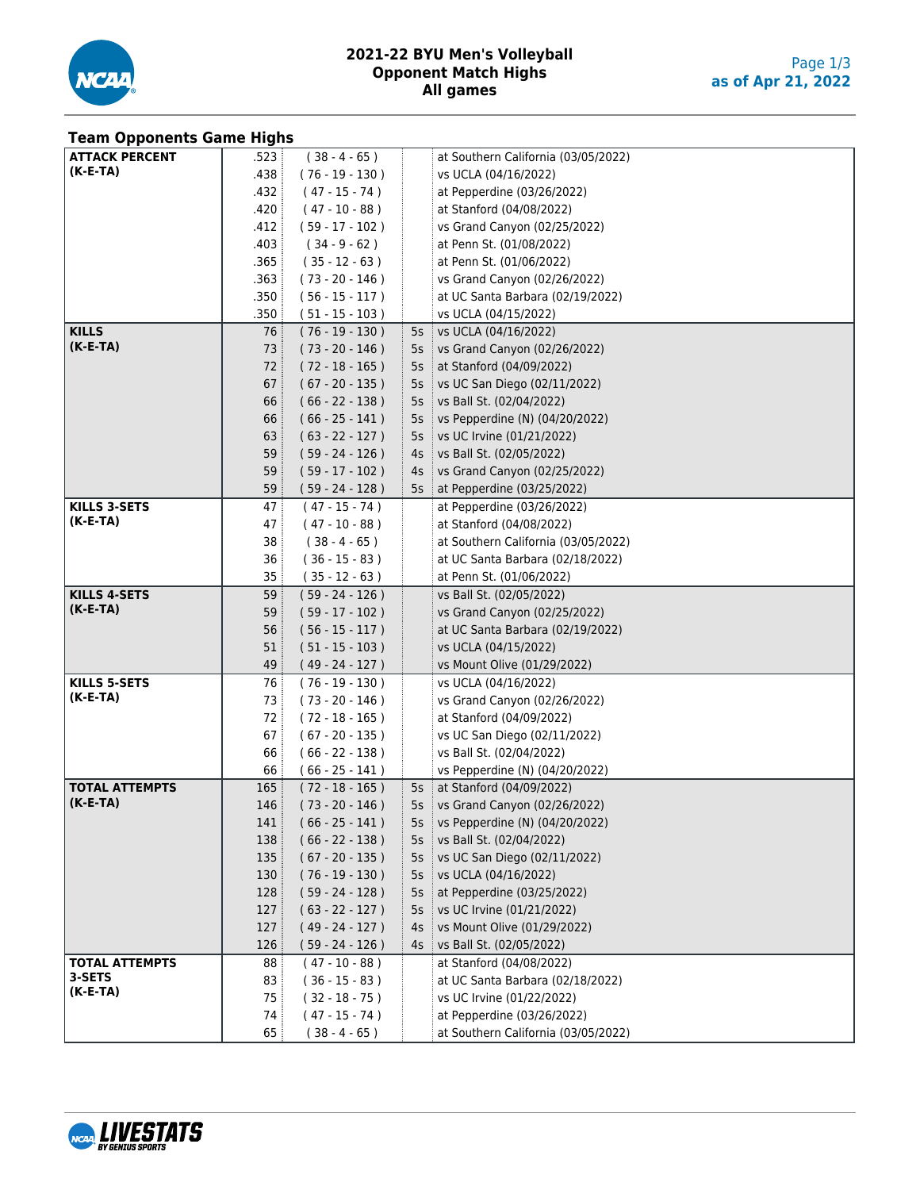# 2021-22 BYU Men's Volleyball
## Opponent Match Highs
### All games

as of Apr 21, 2022

## Team Opponents Game Highs

| Category | Value | K-E-TA | Sets | Opponent |
|---|---|---|---|---|
| **ATTACK PERCENT (K-E-TA)** | .523 | ( 38 - 4 - 65 ) | | at Southern California (03/05/2022) |
| | .438 | ( 76 - 19 - 130 ) | | vs UCLA (04/16/2022) |
| | .432 | ( 47 - 15 - 74 ) | | at Pepperdine (03/26/2022) |
| | .420 | ( 47 - 10 - 88 ) | | at Stanford (04/08/2022) |
| | .412 | ( 59 - 17 - 102 ) | | vs Grand Canyon (02/25/2022) |
| | .403 | ( 34 - 9 - 62 ) | | at Penn St. (01/08/2022) |
| | .365 | ( 35 - 12 - 63 ) | | at Penn St. (01/06/2022) |
| | .363 | ( 73 - 20 - 146 ) | | vs Grand Canyon (02/26/2022) |
| | .350 | ( 56 - 15 - 117 ) | | at UC Santa Barbara (02/19/2022) |
| | .350 | ( 51 - 15 - 103 ) | | vs UCLA (04/15/2022) |
| **KILLS (K-E-TA)** | 76 | ( 76 - 19 - 130 ) | 5s | vs UCLA (04/16/2022) |
| | 73 | ( 73 - 20 - 146 ) | 5s | vs Grand Canyon (02/26/2022) |
| | 72 | ( 72 - 18 - 165 ) | 5s | at Stanford (04/09/2022) |
| | 67 | ( 67 - 20 - 135 ) | 5s | vs UC San Diego (02/11/2022) |
| | 66 | ( 66 - 22 - 138 ) | 5s | vs Ball St. (02/04/2022) |
| | 66 | ( 66 - 25 - 141 ) | 5s | vs Pepperdine (N) (04/20/2022) |
| | 63 | ( 63 - 22 - 127 ) | 5s | vs UC Irvine (01/21/2022) |
| | 59 | ( 59 - 24 - 126 ) | 4s | vs Ball St. (02/05/2022) |
| | 59 | ( 59 - 17 - 102 ) | 4s | vs Grand Canyon (02/25/2022) |
| | 59 | ( 59 - 24 - 128 ) | 5s | at Pepperdine (03/25/2022) |
| **KILLS 3-SETS (K-E-TA)** | 47 | ( 47 - 15 - 74 ) | | at Pepperdine (03/26/2022) |
| | 47 | ( 47 - 10 - 88 ) | | at Stanford (04/08/2022) |
| | 38 | ( 38 - 4 - 65 ) | | at Southern California (03/05/2022) |
| | 36 | ( 36 - 15 - 83 ) | | at UC Santa Barbara (02/18/2022) |
| | 35 | ( 35 - 12 - 63 ) | | at Penn St. (01/06/2022) |
| **KILLS 4-SETS (K-E-TA)** | 59 | ( 59 - 24 - 126 ) | | vs Ball St. (02/05/2022) |
| | 59 | ( 59 - 17 - 102 ) | | vs Grand Canyon (02/25/2022) |
| | 56 | ( 56 - 15 - 117 ) | | at UC Santa Barbara (02/19/2022) |
| | 51 | ( 51 - 15 - 103 ) | | vs UCLA (04/15/2022) |
| | 49 | ( 49 - 24 - 127 ) | | vs Mount Olive (01/29/2022) |
| **KILLS 5-SETS (K-E-TA)** | 76 | ( 76 - 19 - 130 ) | | vs UCLA (04/16/2022) |
| | 73 | ( 73 - 20 - 146 ) | | vs Grand Canyon (02/26/2022) |
| | 72 | ( 72 - 18 - 165 ) | | at Stanford (04/09/2022) |
| | 67 | ( 67 - 20 - 135 ) | | vs UC San Diego (02/11/2022) |
| | 66 | ( 66 - 22 - 138 ) | | vs Ball St. (02/04/2022) |
| | 66 | ( 66 - 25 - 141 ) | | vs Pepperdine (N) (04/20/2022) |
| **TOTAL ATTEMPTS (K-E-TA)** | 165 | ( 72 - 18 - 165 ) | 5s | at Stanford (04/09/2022) |
| | 146 | ( 73 - 20 - 146 ) | 5s | vs Grand Canyon (02/26/2022) |
| | 141 | ( 66 - 25 - 141 ) | 5s | vs Pepperdine (N) (04/20/2022) |
| | 138 | ( 66 - 22 - 138 ) | 5s | vs Ball St. (02/04/2022) |
| | 135 | ( 67 - 20 - 135 ) | 5s | vs UC San Diego (02/11/2022) |
| | 130 | ( 76 - 19 - 130 ) | 5s | vs UCLA (04/16/2022) |
| | 128 | ( 59 - 24 - 128 ) | 5s | at Pepperdine (03/25/2022) |
| | 127 | ( 63 - 22 - 127 ) | 5s | vs UC Irvine (01/21/2022) |
| | 127 | ( 49 - 24 - 127 ) | 4s | vs Mount Olive (01/29/2022) |
| | 126 | ( 59 - 24 - 126 ) | 4s | vs Ball St. (02/05/2022) |
| **TOTAL ATTEMPTS 3-SETS (K-E-TA)** | 88 | ( 47 - 10 - 88 ) | | at Stanford (04/08/2022) |
| | 83 | ( 36 - 15 - 83 ) | | at UC Santa Barbara (02/18/2022) |
| | 75 | ( 32 - 18 - 75 ) | | vs UC Irvine (01/22/2022) |
| | 74 | ( 47 - 15 - 74 ) | | at Pepperdine (03/26/2022) |
| | 65 | ( 38 - 4 - 65 ) | | at Southern California (03/05/2022) |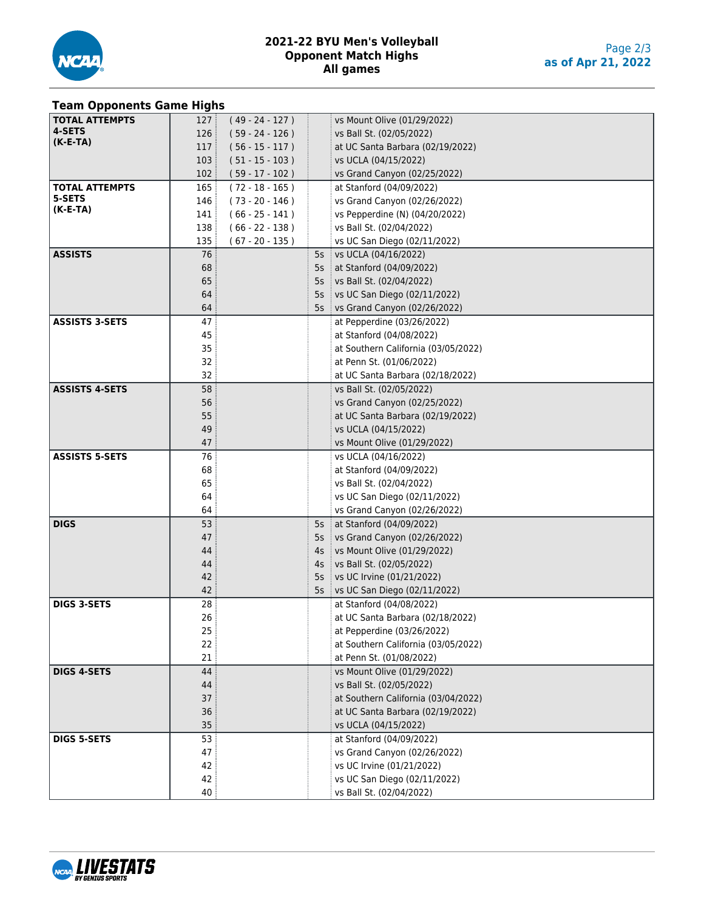# 2021-22 BYU Men's Volleyball
## Opponent Match Highs
### All games

## Team Opponents Game Highs

| Category | Value | Detail | Sets | Opponent |
|---|---|---|---|---|
| TOTAL ATTEMPTS 4-SETS (K-E-TA) | 127 | ( 49 - 24 - 127 ) | | vs Mount Olive (01/29/2022) |
| | 126 | ( 59 - 24 - 126 ) | | vs Ball St. (02/05/2022) |
| | 117 | ( 56 - 15 - 117 ) | | at UC Santa Barbara (02/19/2022) |
| | 103 | ( 51 - 15 - 103 ) | | vs UCLA (04/15/2022) |
| | 102 | ( 59 - 17 - 102 ) | | vs Grand Canyon (02/25/2022) |
| TOTAL ATTEMPTS 5-SETS (K-E-TA) | 165 | ( 72 - 18 - 165 ) | | at Stanford (04/09/2022) |
| | 146 | ( 73 - 20 - 146 ) | | vs Grand Canyon (02/26/2022) |
| | 141 | ( 66 - 25 - 141 ) | | vs Pepperdine (N) (04/20/2022) |
| | 138 | ( 66 - 22 - 138 ) | | vs Ball St. (02/04/2022) |
| | 135 | ( 67 - 20 - 135 ) | | vs UC San Diego (02/11/2022) |
| ASSISTS | 76 | | 5s | vs UCLA (04/16/2022) |
| | 68 | | 5s | at Stanford (04/09/2022) |
| | 65 | | 5s | vs Ball St. (02/04/2022) |
| | 64 | | 5s | vs UC San Diego (02/11/2022) |
| | 64 | | 5s | vs Grand Canyon (02/26/2022) |
| ASSISTS 3-SETS | 47 | | | at Pepperdine (03/26/2022) |
| | 45 | | | at Stanford (04/08/2022) |
| | 35 | | | at Southern California (03/05/2022) |
| | 32 | | | at Penn St. (01/06/2022) |
| | 32 | | | at UC Santa Barbara (02/18/2022) |
| ASSISTS 4-SETS | 58 | | | vs Ball St. (02/05/2022) |
| | 56 | | | vs Grand Canyon (02/25/2022) |
| | 55 | | | at UC Santa Barbara (02/19/2022) |
| | 49 | | | vs UCLA (04/15/2022) |
| | 47 | | | vs Mount Olive (01/29/2022) |
| ASSISTS 5-SETS | 76 | | | vs UCLA (04/16/2022) |
| | 68 | | | at Stanford (04/09/2022) |
| | 65 | | | vs Ball St. (02/04/2022) |
| | 64 | | | vs UC San Diego (02/11/2022) |
| | 64 | | | vs Grand Canyon (02/26/2022) |
| DIGS | 53 | | 5s | at Stanford (04/09/2022) |
| | 47 | | 5s | vs Grand Canyon (02/26/2022) |
| | 44 | | 4s | vs Mount Olive (01/29/2022) |
| | 44 | | 4s | vs Ball St. (02/05/2022) |
| | 42 | | 5s | vs UC Irvine (01/21/2022) |
| | 42 | | 5s | vs UC San Diego (02/11/2022) |
| DIGS 3-SETS | 28 | | | at Stanford (04/08/2022) |
| | 26 | | | at UC Santa Barbara (02/18/2022) |
| | 25 | | | at Pepperdine (03/26/2022) |
| | 22 | | | at Southern California (03/05/2022) |
| | 21 | | | at Penn St. (01/08/2022) |
| DIGS 4-SETS | 44 | | | vs Mount Olive (01/29/2022) |
| | 44 | | | vs Ball St. (02/05/2022) |
| | 37 | | | at Southern California (03/04/2022) |
| | 36 | | | at UC Santa Barbara (02/19/2022) |
| | 35 | | | vs UCLA (04/15/2022) |
| DIGS 5-SETS | 53 | | | at Stanford (04/09/2022) |
| | 47 | | | vs Grand Canyon (02/26/2022) |
| | 42 | | | vs UC Irvine (01/21/2022) |
| | 42 | | | vs UC San Diego (02/11/2022) |
| | 40 | | | vs Ball St. (02/04/2022) |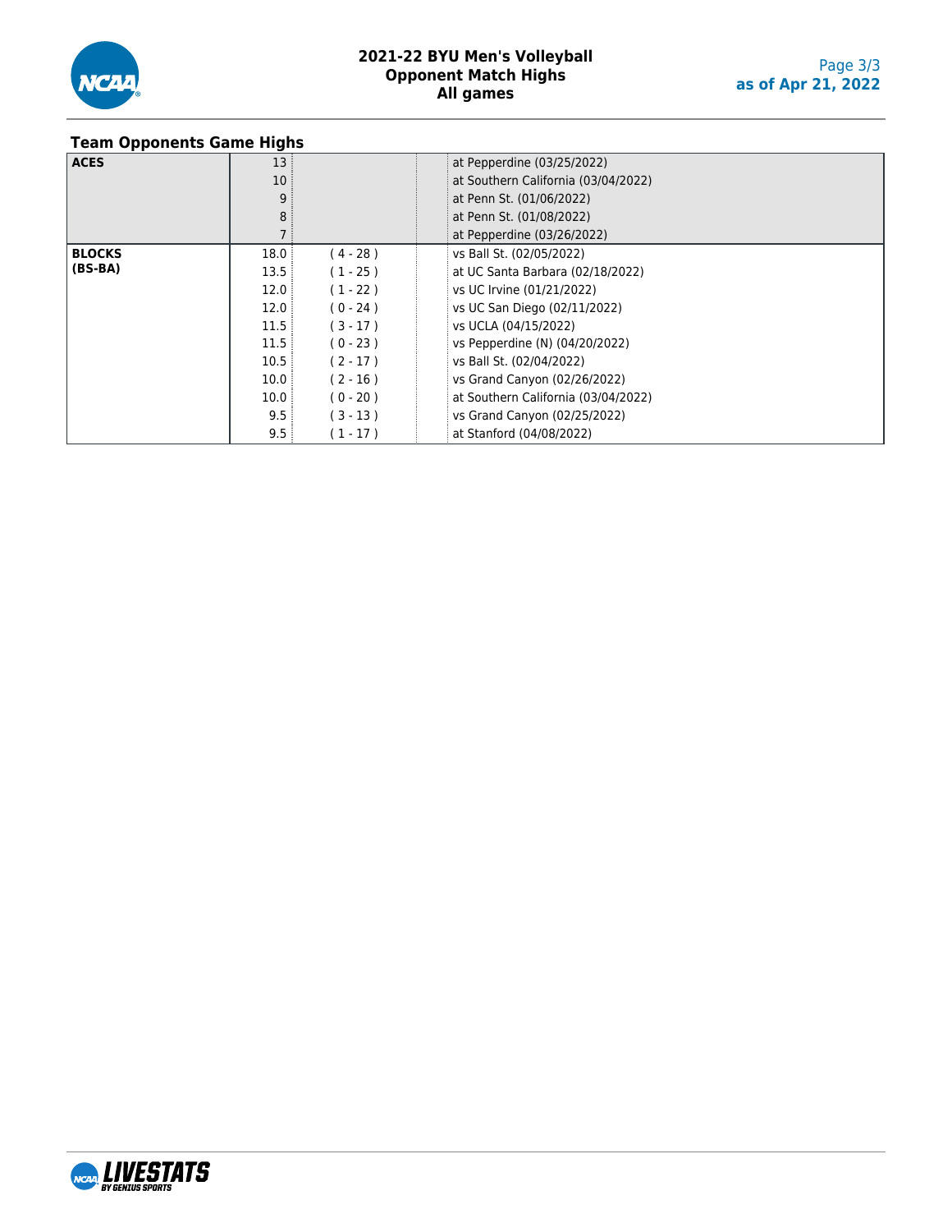## 2021-22 BYU Men's Volleyball
## Opponent Match Highs
## All games

as of Apr 21, 2022

### Team Opponents Game Highs

| Category | Value | (BS-BA) | Opponent |
|---|---|---|---|
| **ACES** | 13 | | at Pepperdine (03/25/2022) |
| | 10 | | at Southern California (03/04/2022) |
| | 9 | | at Penn St. (01/06/2022) |
| | 8 | | at Penn St. (01/08/2022) |
| | 7 | | at Pepperdine (03/26/2022) |
| **BLOCKS (BS-BA)** | 18.0 | ( 4 - 28 ) | vs Ball St. (02/05/2022) |
| | 13.5 | ( 1 - 25 ) | at UC Santa Barbara (02/18/2022) |
| | 12.0 | ( 1 - 22 ) | vs UC Irvine (01/21/2022) |
| | 12.0 | ( 0 - 24 ) | vs UC San Diego (02/11/2022) |
| | 11.5 | ( 3 - 17 ) | vs UCLA (04/15/2022) |
| | 11.5 | ( 0 - 23 ) | vs Pepperdine (N) (04/20/2022) |
| | 10.5 | ( 2 - 17 ) | vs Ball St. (02/04/2022) |
| | 10.0 | ( 2 - 16 ) | vs Grand Canyon (02/26/2022) |
| | 10.0 | ( 0 - 20 ) | at Southern California (03/04/2022) |
| | 9.5 | ( 3 - 13 ) | vs Grand Canyon (02/25/2022) |
| | 9.5 | ( 1 - 17 ) | at Stanford (04/08/2022) |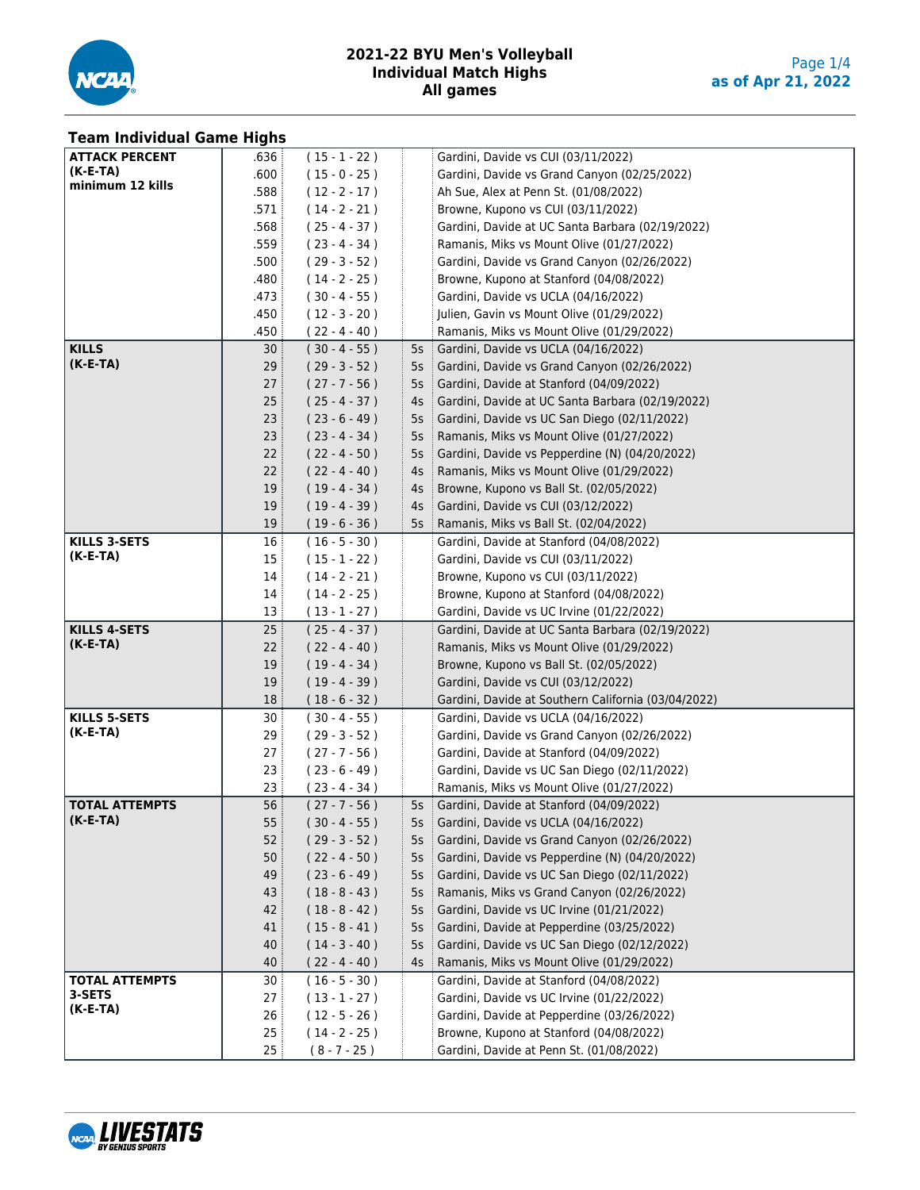# 2021-22 BYU Men's Volleyball
## Individual Match Highs
### All games

as of Apr 21, 2022

## Team Individual Game Highs

| Category | Value | K-E-TA | Sets | Player / Match |
|---|---|---|---|---|
| **ATTACK PERCENT (K-E-TA) minimum 12 kills** | .636 | ( 15 - 1 - 22 ) | | Gardini, Davide vs CUI (03/11/2022) |
| | .600 | ( 15 - 0 - 25 ) | | Gardini, Davide vs Grand Canyon (02/25/2022) |
| | .588 | ( 12 - 2 - 17 ) | | Ah Sue, Alex at Penn St. (01/08/2022) |
| | .571 | ( 14 - 2 - 21 ) | | Browne, Kupono vs CUI (03/11/2022) |
| | .568 | ( 25 - 4 - 37 ) | | Gardini, Davide at UC Santa Barbara (02/19/2022) |
| | .559 | ( 23 - 4 - 34 ) | | Ramanis, Miks vs Mount Olive (01/27/2022) |
| | .500 | ( 29 - 3 - 52 ) | | Gardini, Davide vs Grand Canyon (02/26/2022) |
| | .480 | ( 14 - 2 - 25 ) | | Browne, Kupono at Stanford (04/08/2022) |
| | .473 | ( 30 - 4 - 55 ) | | Gardini, Davide vs UCLA (04/16/2022) |
| | .450 | ( 12 - 3 - 20 ) | | Julien, Gavin vs Mount Olive (01/29/2022) |
| | .450 | ( 22 - 4 - 40 ) | | Ramanis, Miks vs Mount Olive (01/29/2022) |
| **KILLS (K-E-TA)** | 30 | ( 30 - 4 - 55 ) | 5s | Gardini, Davide vs UCLA (04/16/2022) |
| | 29 | ( 29 - 3 - 52 ) | 5s | Gardini, Davide vs Grand Canyon (02/26/2022) |
| | 27 | ( 27 - 7 - 56 ) | 5s | Gardini, Davide at Stanford (04/09/2022) |
| | 25 | ( 25 - 4 - 37 ) | 4s | Gardini, Davide at UC Santa Barbara (02/19/2022) |
| | 23 | ( 23 - 6 - 49 ) | 5s | Gardini, Davide vs UC San Diego (02/11/2022) |
| | 23 | ( 23 - 4 - 34 ) | 5s | Ramanis, Miks vs Mount Olive (01/27/2022) |
| | 22 | ( 22 - 4 - 50 ) | 5s | Gardini, Davide vs Pepperdine (N) (04/20/2022) |
| | 22 | ( 22 - 4 - 40 ) | 4s | Ramanis, Miks vs Mount Olive (01/29/2022) |
| | 19 | ( 19 - 4 - 34 ) | 4s | Browne, Kupono vs Ball St. (02/05/2022) |
| | 19 | ( 19 - 4 - 39 ) | 4s | Gardini, Davide vs CUI (03/12/2022) |
| | 19 | ( 19 - 6 - 36 ) | 5s | Ramanis, Miks vs Ball St. (02/04/2022) |
| **KILLS 3-SETS (K-E-TA)** | 16 | ( 16 - 5 - 30 ) | | Gardini, Davide at Stanford (04/08/2022) |
| | 15 | ( 15 - 1 - 22 ) | | Gardini, Davide vs CUI (03/11/2022) |
| | 14 | ( 14 - 2 - 21 ) | | Browne, Kupono vs CUI (03/11/2022) |
| | 14 | ( 14 - 2 - 25 ) | | Browne, Kupono at Stanford (04/08/2022) |
| | 13 | ( 13 - 1 - 27 ) | | Gardini, Davide vs UC Irvine (01/22/2022) |
| **KILLS 4-SETS (K-E-TA)** | 25 | ( 25 - 4 - 37 ) | | Gardini, Davide at UC Santa Barbara (02/19/2022) |
| | 22 | ( 22 - 4 - 40 ) | | Ramanis, Miks vs Mount Olive (01/29/2022) |
| | 19 | ( 19 - 4 - 34 ) | | Browne, Kupono vs Ball St. (02/05/2022) |
| | 19 | ( 19 - 4 - 39 ) | | Gardini, Davide vs CUI (03/12/2022) |
| | 18 | ( 18 - 6 - 32 ) | | Gardini, Davide at Southern California (03/04/2022) |
| **KILLS 5-SETS (K-E-TA)** | 30 | ( 30 - 4 - 55 ) | | Gardini, Davide vs UCLA (04/16/2022) |
| | 29 | ( 29 - 3 - 52 ) | | Gardini, Davide vs Grand Canyon (02/26/2022) |
| | 27 | ( 27 - 7 - 56 ) | | Gardini, Davide at Stanford (04/09/2022) |
| | 23 | ( 23 - 6 - 49 ) | | Gardini, Davide vs UC San Diego (02/11/2022) |
| | 23 | ( 23 - 4 - 34 ) | | Ramanis, Miks vs Mount Olive (01/27/2022) |
| **TOTAL ATTEMPTS (K-E-TA)** | 56 | ( 27 - 7 - 56 ) | 5s | Gardini, Davide at Stanford (04/09/2022) |
| | 55 | ( 30 - 4 - 55 ) | 5s | Gardini, Davide vs UCLA (04/16/2022) |
| | 52 | ( 29 - 3 - 52 ) | 5s | Gardini, Davide vs Grand Canyon (02/26/2022) |
| | 50 | ( 22 - 4 - 50 ) | 5s | Gardini, Davide vs Pepperdine (N) (04/20/2022) |
| | 49 | ( 23 - 6 - 49 ) | 5s | Gardini, Davide vs UC San Diego (02/11/2022) |
| | 43 | ( 18 - 8 - 43 ) | 5s | Ramanis, Miks vs Grand Canyon (02/26/2022) |
| | 42 | ( 18 - 8 - 42 ) | 5s | Gardini, Davide vs UC Irvine (01/21/2022) |
| | 41 | ( 15 - 8 - 41 ) | 5s | Gardini, Davide at Pepperdine (03/25/2022) |
| | 40 | ( 14 - 3 - 40 ) | 5s | Gardini, Davide vs UC San Diego (02/12/2022) |
| | 40 | ( 22 - 4 - 40 ) | 4s | Ramanis, Miks vs Mount Olive (01/29/2022) |
| **TOTAL ATTEMPTS 3-SETS (K-E-TA)** | 30 | ( 16 - 5 - 30 ) | | Gardini, Davide at Stanford (04/08/2022) |
| | 27 | ( 13 - 1 - 27 ) | | Gardini, Davide vs UC Irvine (01/22/2022) |
| | 26 | ( 12 - 5 - 26 ) | | Gardini, Davide at Pepperdine (03/26/2022) |
| | 25 | ( 14 - 2 - 25 ) | | Browne, Kupono at Stanford (04/08/2022) |
| | 25 | ( 8 - 7 - 25 ) | | Gardini, Davide at Penn St. (01/08/2022) |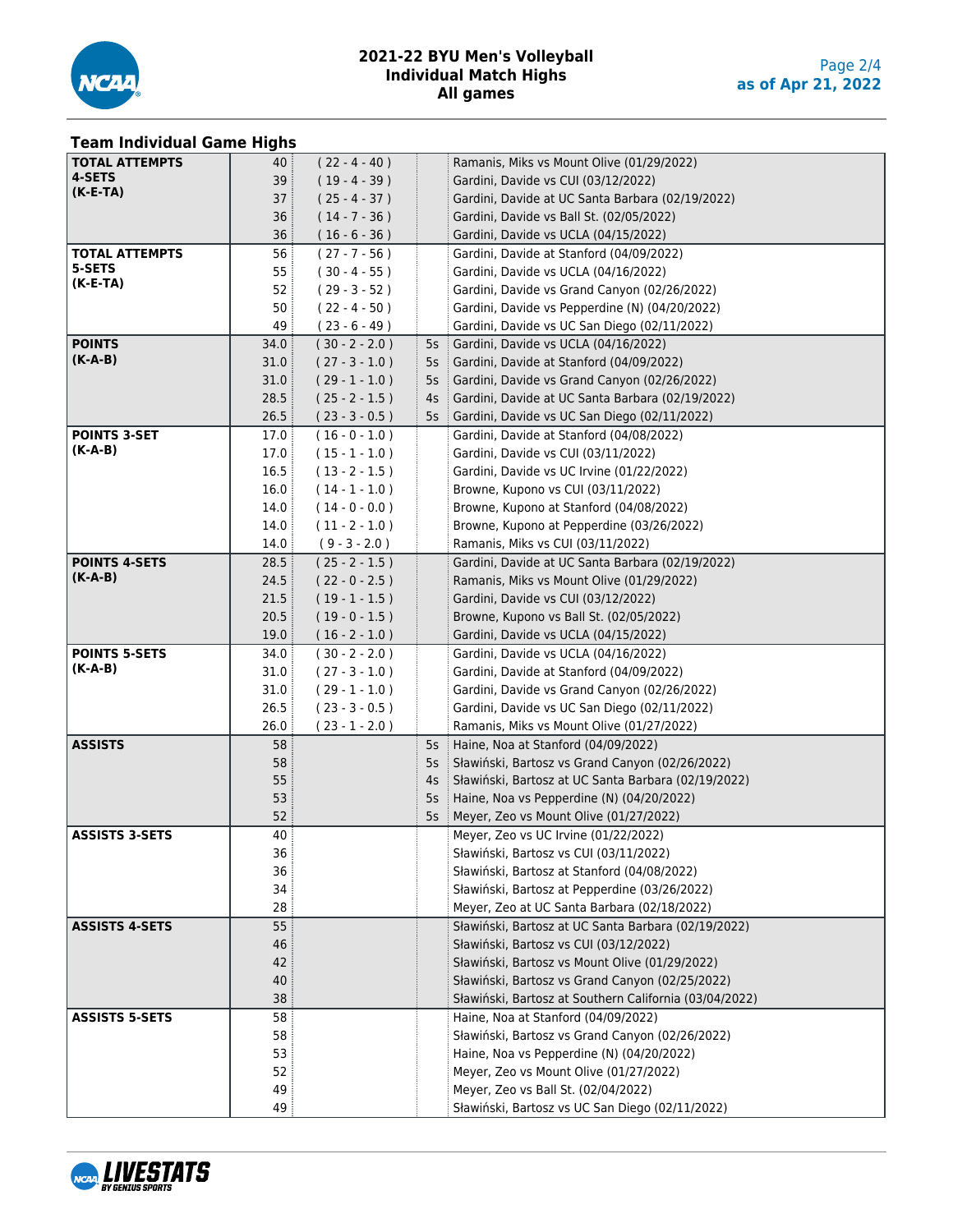# 2021-22 BYU Men's Volleyball
## Individual Match Highs
## All games

as of Apr 21, 2022

### Team Individual Game Highs

| Category | Value | Breakdown | Sets | Player / Opponent |
|---|---|---|---|---|
| **TOTAL ATTEMPTS 4-SETS (K-E-TA)** | 40 | ( 22 - 4 - 40 ) | | Ramanis, Miks vs Mount Olive (01/29/2022) |
| | 39 | ( 19 - 4 - 39 ) | | Gardini, Davide vs CUI (03/12/2022) |
| | 37 | ( 25 - 4 - 37 ) | | Gardini, Davide at UC Santa Barbara (02/19/2022) |
| | 36 | ( 14 - 7 - 36 ) | | Gardini, Davide vs Ball St. (02/05/2022) |
| | 36 | ( 16 - 6 - 36 ) | | Gardini, Davide vs UCLA (04/15/2022) |
| **TOTAL ATTEMPTS 5-SETS (K-E-TA)** | 56 | ( 27 - 7 - 56 ) | | Gardini, Davide at Stanford (04/09/2022) |
| | 55 | ( 30 - 4 - 55 ) | | Gardini, Davide vs UCLA (04/16/2022) |
| | 52 | ( 29 - 3 - 52 ) | | Gardini, Davide vs Grand Canyon (02/26/2022) |
| | 50 | ( 22 - 4 - 50 ) | | Gardini, Davide vs Pepperdine (N) (04/20/2022) |
| | 49 | ( 23 - 6 - 49 ) | | Gardini, Davide vs UC San Diego (02/11/2022) |
| **POINTS (K-A-B)** | 34.0 | ( 30 - 2 - 2.0 ) | 5s | Gardini, Davide vs UCLA (04/16/2022) |
| | 31.0 | ( 27 - 3 - 1.0 ) | 5s | Gardini, Davide at Stanford (04/09/2022) |
| | 31.0 | ( 29 - 1 - 1.0 ) | 5s | Gardini, Davide vs Grand Canyon (02/26/2022) |
| | 28.5 | ( 25 - 2 - 1.5 ) | 4s | Gardini, Davide at UC Santa Barbara (02/19/2022) |
| | 26.5 | ( 23 - 3 - 0.5 ) | 5s | Gardini, Davide vs UC San Diego (02/11/2022) |
| **POINTS 3-SET (K-A-B)** | 17.0 | ( 16 - 0 - 1.0 ) | | Gardini, Davide at Stanford (04/08/2022) |
| | 17.0 | ( 15 - 1 - 1.0 ) | | Gardini, Davide vs CUI (03/11/2022) |
| | 16.5 | ( 13 - 2 - 1.5 ) | | Gardini, Davide vs UC Irvine (01/22/2022) |
| | 16.0 | ( 14 - 1 - 1.0 ) | | Browne, Kupono vs CUI (03/11/2022) |
| | 14.0 | ( 14 - 0 - 0.0 ) | | Browne, Kupono at Stanford (04/08/2022) |
| | 14.0 | ( 11 - 2 - 1.0 ) | | Browne, Kupono at Pepperdine (03/26/2022) |
| | 14.0 | ( 9 - 3 - 2.0 ) | | Ramanis, Miks vs CUI (03/11/2022) |
| **POINTS 4-SETS (K-A-B)** | 28.5 | ( 25 - 2 - 1.5 ) | | Gardini, Davide at UC Santa Barbara (02/19/2022) |
| | 24.5 | ( 22 - 0 - 2.5 ) | | Ramanis, Miks vs Mount Olive (01/29/2022) |
| | 21.5 | ( 19 - 1 - 1.5 ) | | Gardini, Davide vs CUI (03/12/2022) |
| | 20.5 | ( 19 - 0 - 1.5 ) | | Browne, Kupono vs Ball St. (02/05/2022) |
| | 19.0 | ( 16 - 2 - 1.0 ) | | Gardini, Davide vs UCLA (04/15/2022) |
| **POINTS 5-SETS (K-A-B)** | 34.0 | ( 30 - 2 - 2.0 ) | | Gardini, Davide vs UCLA (04/16/2022) |
| | 31.0 | ( 27 - 3 - 1.0 ) | | Gardini, Davide at Stanford (04/09/2022) |
| | 31.0 | ( 29 - 1 - 1.0 ) | | Gardini, Davide vs Grand Canyon (02/26/2022) |
| | 26.5 | ( 23 - 3 - 0.5 ) | | Gardini, Davide vs UC San Diego (02/11/2022) |
| | 26.0 | ( 23 - 1 - 2.0 ) | | Ramanis, Miks vs Mount Olive (01/27/2022) |
| **ASSISTS** | 58 | | 5s | Haine, Noa at Stanford (04/09/2022) |
| | 58 | | 5s | Sławiński, Bartosz vs Grand Canyon (02/26/2022) |
| | 55 | | 4s | Sławiński, Bartosz at UC Santa Barbara (02/19/2022) |
| | 53 | | 5s | Haine, Noa vs Pepperdine (N) (04/20/2022) |
| | 52 | | 5s | Meyer, Zeo vs Mount Olive (01/27/2022) |
| **ASSISTS 3-SETS** | 40 | | | Meyer, Zeo vs UC Irvine (01/22/2022) |
| | 36 | | | Sławiński, Bartosz vs CUI (03/11/2022) |
| | 36 | | | Sławiński, Bartosz at Stanford (04/08/2022) |
| | 34 | | | Sławiński, Bartosz at Pepperdine (03/26/2022) |
| | 28 | | | Meyer, Zeo at UC Santa Barbara (02/18/2022) |
| **ASSISTS 4-SETS** | 55 | | | Sławiński, Bartosz at UC Santa Barbara (02/19/2022) |
| | 46 | | | Sławiński, Bartosz vs CUI (03/12/2022) |
| | 42 | | | Sławiński, Bartosz vs Mount Olive (01/29/2022) |
| | 40 | | | Sławiński, Bartosz vs Grand Canyon (02/25/2022) |
| | 38 | | | Sławiński, Bartosz at Southern California (03/04/2022) |
| **ASSISTS 5-SETS** | 58 | | | Haine, Noa at Stanford (04/09/2022) |
| | 58 | | | Sławiński, Bartosz vs Grand Canyon (02/26/2022) |
| | 53 | | | Haine, Noa vs Pepperdine (N) (04/20/2022) |
| | 52 | | | Meyer, Zeo vs Mount Olive (01/27/2022) |
| | 49 | | | Meyer, Zeo vs Ball St. (02/04/2022) |
| | 49 | | | Sławiński, Bartosz vs UC San Diego (02/11/2022) |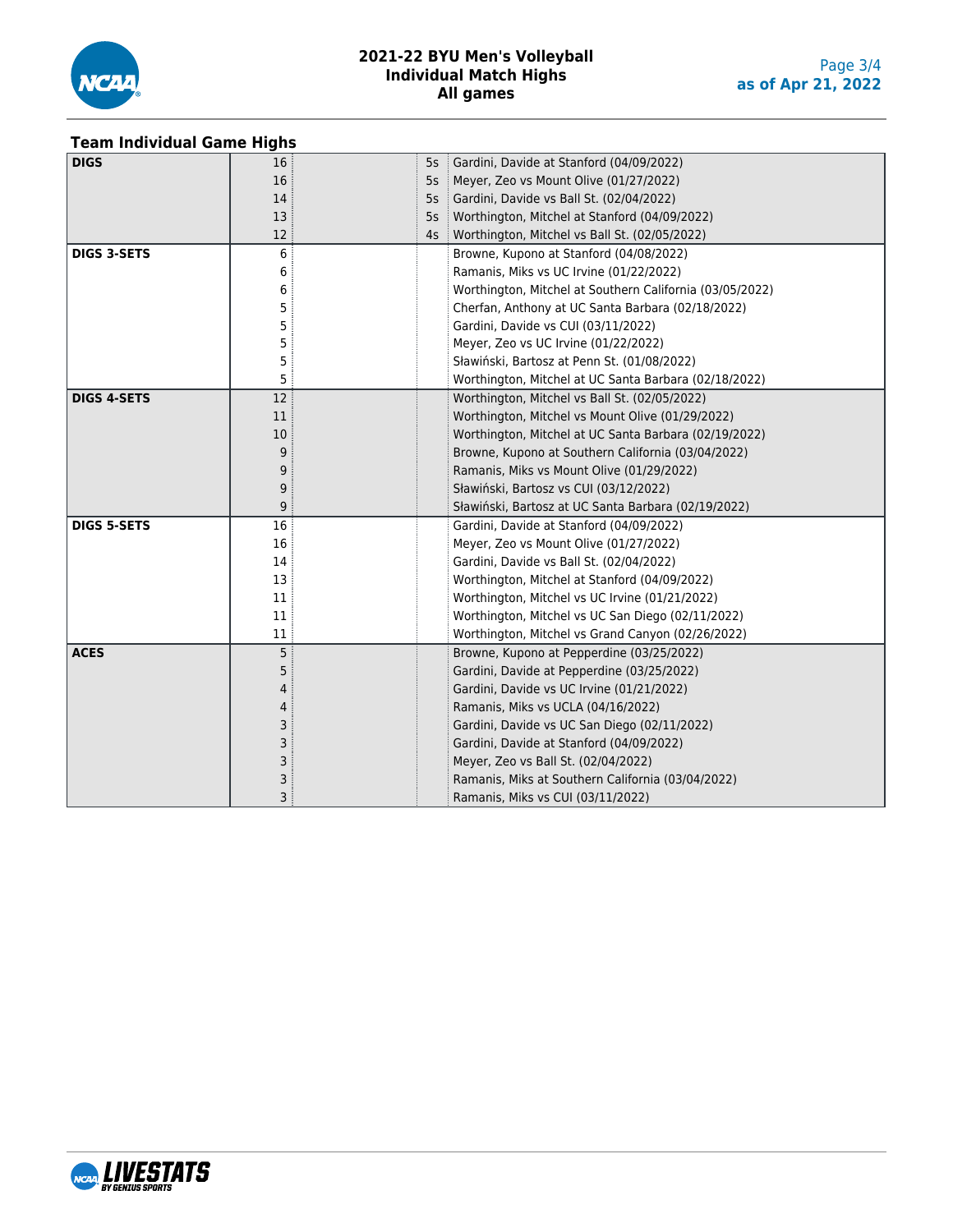# 2021-22 BYU Men's Volleyball
## Individual Match Highs
## All games

### Team Individual Game Highs

| Category | Value | | Sets | Player / Match |
|---|---|---|---|---|
| **DIGS** | 16 | | 5s | Gardini, Davide at Stanford (04/09/2022) |
| | 16 | | 5s | Meyer, Zeo vs Mount Olive (01/27/2022) |
| | 14 | | 5s | Gardini, Davide vs Ball St. (02/04/2022) |
| | 13 | | 5s | Worthington, Mitchel at Stanford (04/09/2022) |
| | 12 | | 4s | Worthington, Mitchel vs Ball St. (02/05/2022) |
| **DIGS 3-SETS** | 6 | | | Browne, Kupono at Stanford (04/08/2022) |
| | 6 | | | Ramanis, Miks vs UC Irvine (01/22/2022) |
| | 6 | | | Worthington, Mitchel at Southern California (03/05/2022) |
| | 5 | | | Cherfan, Anthony at UC Santa Barbara (02/18/2022) |
| | 5 | | | Gardini, Davide vs CUI (03/11/2022) |
| | 5 | | | Meyer, Zeo vs UC Irvine (01/22/2022) |
| | 5 | | | Sławiński, Bartosz at Penn St. (01/08/2022) |
| | 5 | | | Worthington, Mitchel at UC Santa Barbara (02/18/2022) |
| **DIGS 4-SETS** | 12 | | | Worthington, Mitchel vs Ball St. (02/05/2022) |
| | 11 | | | Worthington, Mitchel vs Mount Olive (01/29/2022) |
| | 10 | | | Worthington, Mitchel at UC Santa Barbara (02/19/2022) |
| | 9 | | | Browne, Kupono at Southern California (03/04/2022) |
| | 9 | | | Ramanis, Miks vs Mount Olive (01/29/2022) |
| | 9 | | | Sławiński, Bartosz vs CUI (03/12/2022) |
| | 9 | | | Sławiński, Bartosz at UC Santa Barbara (02/19/2022) |
| **DIGS 5-SETS** | 16 | | | Gardini, Davide at Stanford (04/09/2022) |
| | 16 | | | Meyer, Zeo vs Mount Olive (01/27/2022) |
| | 14 | | | Gardini, Davide vs Ball St. (02/04/2022) |
| | 13 | | | Worthington, Mitchel at Stanford (04/09/2022) |
| | 11 | | | Worthington, Mitchel vs UC Irvine (01/21/2022) |
| | 11 | | | Worthington, Mitchel vs UC San Diego (02/11/2022) |
| | 11 | | | Worthington, Mitchel vs Grand Canyon (02/26/2022) |
| **ACES** | 5 | | | Browne, Kupono at Pepperdine (03/25/2022) |
| | 5 | | | Gardini, Davide at Pepperdine (03/25/2022) |
| | 4 | | | Gardini, Davide vs UC Irvine (01/21/2022) |
| | 4 | | | Ramanis, Miks vs UCLA (04/16/2022) |
| | 3 | | | Gardini, Davide vs UC San Diego (02/11/2022) |
| | 3 | | | Gardini, Davide at Stanford (04/09/2022) |
| | 3 | | | Meyer, Zeo vs Ball St. (02/04/2022) |
| | 3 | | | Ramanis, Miks at Southern California (03/04/2022) |
| | 3 | | | Ramanis, Miks vs CUI (03/11/2022) |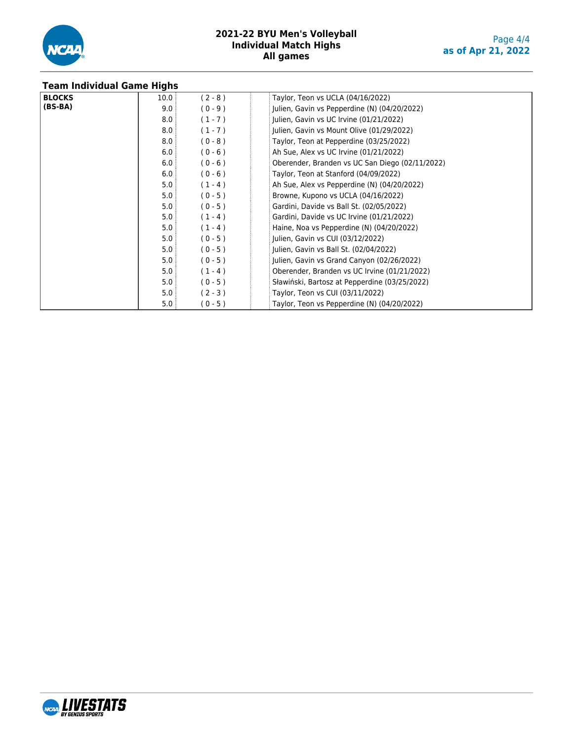# 2021-22 BYU Men's Volleyball
## Individual Match Highs
## All games

### Team Individual Game Highs

| | | | |
|---|---|---|---|
| **BLOCKS (BS-BA)** | 10.0 | ( 2 - 8 ) | Taylor, Teon vs UCLA (04/16/2022) |
| | 9.0 | ( 0 - 9 ) | Julien, Gavin vs Pepperdine (N) (04/20/2022) |
| | 8.0 | ( 1 - 7 ) | Julien, Gavin vs UC Irvine (01/21/2022) |
| | 8.0 | ( 1 - 7 ) | Julien, Gavin vs Mount Olive (01/29/2022) |
| | 8.0 | ( 0 - 8 ) | Taylor, Teon at Pepperdine (03/25/2022) |
| | 6.0 | ( 0 - 6 ) | Ah Sue, Alex vs UC Irvine (01/21/2022) |
| | 6.0 | ( 0 - 6 ) | Oberender, Branden vs UC San Diego (02/11/2022) |
| | 6.0 | ( 0 - 6 ) | Taylor, Teon at Stanford (04/09/2022) |
| | 5.0 | ( 1 - 4 ) | Ah Sue, Alex vs Pepperdine (N) (04/20/2022) |
| | 5.0 | ( 0 - 5 ) | Browne, Kupono vs UCLA (04/16/2022) |
| | 5.0 | ( 0 - 5 ) | Gardini, Davide vs Ball St. (02/05/2022) |
| | 5.0 | ( 1 - 4 ) | Gardini, Davide vs UC Irvine (01/21/2022) |
| | 5.0 | ( 1 - 4 ) | Haine, Noa vs Pepperdine (N) (04/20/2022) |
| | 5.0 | ( 0 - 5 ) | Julien, Gavin vs CUI (03/12/2022) |
| | 5.0 | ( 0 - 5 ) | Julien, Gavin vs Ball St. (02/04/2022) |
| | 5.0 | ( 0 - 5 ) | Julien, Gavin vs Grand Canyon (02/26/2022) |
| | 5.0 | ( 1 - 4 ) | Oberender, Branden vs UC Irvine (01/21/2022) |
| | 5.0 | ( 0 - 5 ) | Sławiński, Bartosz at Pepperdine (03/25/2022) |
| | 5.0 | ( 2 - 3 ) | Taylor, Teon vs CUI (03/11/2022) |
| | 5.0 | ( 0 - 5 ) | Taylor, Teon vs Pepperdine (N) (04/20/2022) |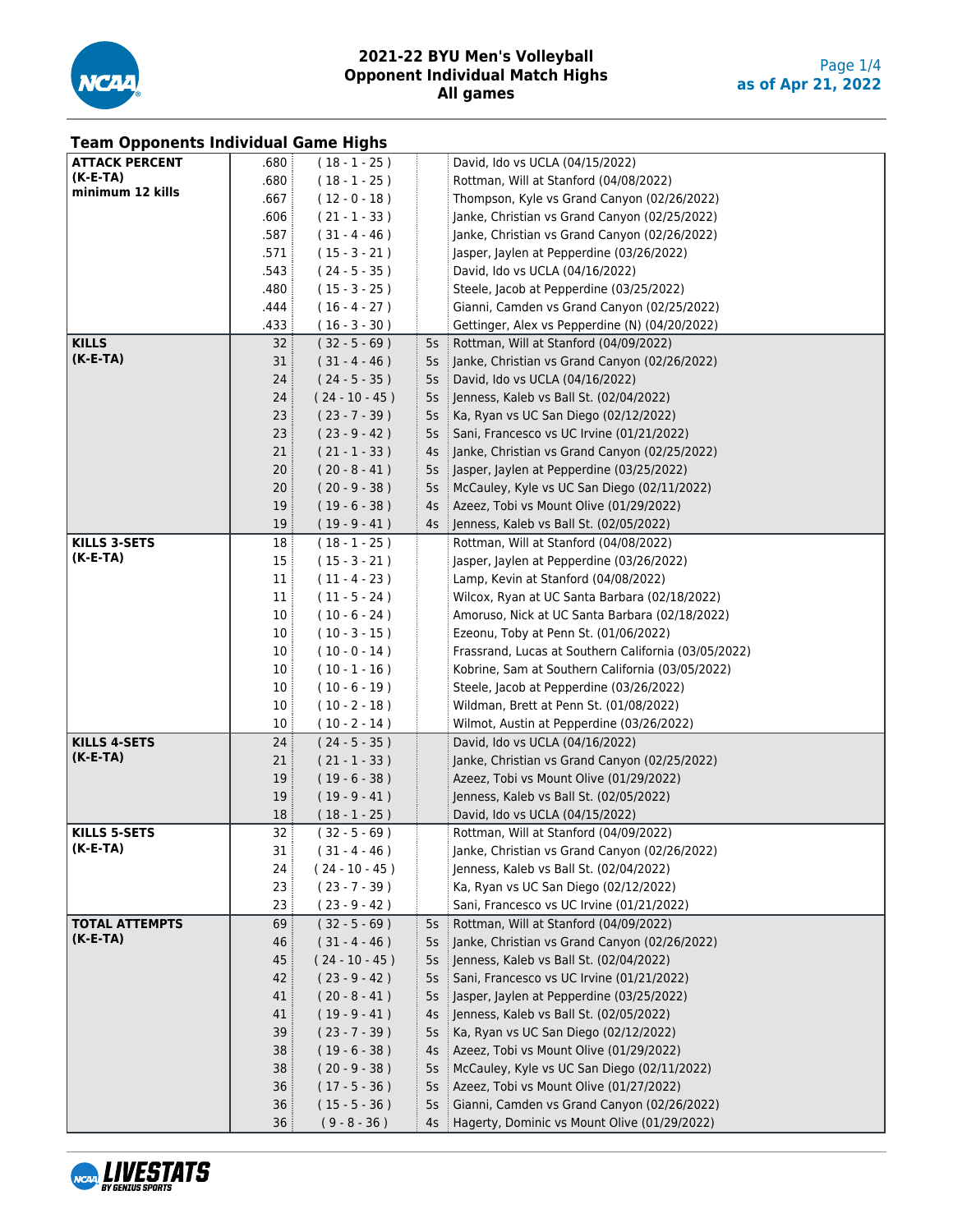# 2021-22 BYU Men's Volleyball
## Opponent Individual Match Highs
### All games

as of Apr 21, 2022

## Team Opponents Individual Game Highs

| Category | Value | (K-E-TA) | Sets | Player / Game |
|---|---|---|---|---|
| **ATTACK PERCENT (K-E-TA) minimum 12 kills** | .680 | ( 18 - 1 - 25 ) | | David, Ido vs UCLA (04/15/2022) |
| | .680 | ( 18 - 1 - 25 ) | | Rottman, Will at Stanford (04/08/2022) |
| | .667 | ( 12 - 0 - 18 ) | | Thompson, Kyle vs Grand Canyon (02/26/2022) |
| | .606 | ( 21 - 1 - 33 ) | | Janke, Christian vs Grand Canyon (02/25/2022) |
| | .587 | ( 31 - 4 - 46 ) | | Janke, Christian vs Grand Canyon (02/26/2022) |
| | .571 | ( 15 - 3 - 21 ) | | Jasper, Jaylen at Pepperdine (03/26/2022) |
| | .543 | ( 24 - 5 - 35 ) | | David, Ido vs UCLA (04/16/2022) |
| | .480 | ( 15 - 3 - 25 ) | | Steele, Jacob at Pepperdine (03/25/2022) |
| | .444 | ( 16 - 4 - 27 ) | | Gianni, Camden vs Grand Canyon (02/25/2022) |
| | .433 | ( 16 - 3 - 30 ) | | Gettinger, Alex vs Pepperdine (N) (04/20/2022) |
| **KILLS (K-E-TA)** | 32 | ( 32 - 5 - 69 ) | 5s | Rottman, Will at Stanford (04/09/2022) |
| | 31 | ( 31 - 4 - 46 ) | 5s | Janke, Christian vs Grand Canyon (02/26/2022) |
| | 24 | ( 24 - 5 - 35 ) | 5s | David, Ido vs UCLA (04/16/2022) |
| | 24 | ( 24 - 10 - 45 ) | 5s | Jenness, Kaleb vs Ball St. (02/04/2022) |
| | 23 | ( 23 - 7 - 39 ) | 5s | Ka, Ryan vs UC San Diego (02/12/2022) |
| | 23 | ( 23 - 9 - 42 ) | 5s | Sani, Francesco vs UC Irvine (01/21/2022) |
| | 21 | ( 21 - 1 - 33 ) | 4s | Janke, Christian vs Grand Canyon (02/25/2022) |
| | 20 | ( 20 - 8 - 41 ) | 5s | Jasper, Jaylen at Pepperdine (03/25/2022) |
| | 20 | ( 20 - 9 - 38 ) | 5s | McCauley, Kyle vs UC San Diego (02/11/2022) |
| | 19 | ( 19 - 6 - 38 ) | 4s | Azeez, Tobi vs Mount Olive (01/29/2022) |
| | 19 | ( 19 - 9 - 41 ) | 4s | Jenness, Kaleb vs Ball St. (02/05/2022) |
| **KILLS 3-SETS (K-E-TA)** | 18 | ( 18 - 1 - 25 ) | | Rottman, Will at Stanford (04/08/2022) |
| | 15 | ( 15 - 3 - 21 ) | | Jasper, Jaylen at Pepperdine (03/26/2022) |
| | 11 | ( 11 - 4 - 23 ) | | Lamp, Kevin at Stanford (04/08/2022) |
| | 11 | ( 11 - 5 - 24 ) | | Wilcox, Ryan at UC Santa Barbara (02/18/2022) |
| | 10 | ( 10 - 6 - 24 ) | | Amoruso, Nick at UC Santa Barbara (02/18/2022) |
| | 10 | ( 10 - 3 - 15 ) | | Ezeonu, Toby at Penn St. (01/06/2022) |
| | 10 | ( 10 - 0 - 14 ) | | Frassrand, Lucas at Southern California (03/05/2022) |
| | 10 | ( 10 - 1 - 16 ) | | Kobrine, Sam at Southern California (03/05/2022) |
| | 10 | ( 10 - 6 - 19 ) | | Steele, Jacob at Pepperdine (03/26/2022) |
| | 10 | ( 10 - 2 - 18 ) | | Wildman, Brett at Penn St. (01/08/2022) |
| | 10 | ( 10 - 2 - 14 ) | | Wilmot, Austin at Pepperdine (03/26/2022) |
| **KILLS 4-SETS (K-E-TA)** | 24 | ( 24 - 5 - 35 ) | | David, Ido vs UCLA (04/16/2022) |
| | 21 | ( 21 - 1 - 33 ) | | Janke, Christian vs Grand Canyon (02/25/2022) |
| | 19 | ( 19 - 6 - 38 ) | | Azeez, Tobi vs Mount Olive (01/29/2022) |
| | 19 | ( 19 - 9 - 41 ) | | Jenness, Kaleb vs Ball St. (02/05/2022) |
| | 18 | ( 18 - 1 - 25 ) | | David, Ido vs UCLA (04/15/2022) |
| **KILLS 5-SETS (K-E-TA)** | 32 | ( 32 - 5 - 69 ) | | Rottman, Will at Stanford (04/09/2022) |
| | 31 | ( 31 - 4 - 46 ) | | Janke, Christian vs Grand Canyon (02/26/2022) |
| | 24 | ( 24 - 10 - 45 ) | | Jenness, Kaleb vs Ball St. (02/04/2022) |
| | 23 | ( 23 - 7 - 39 ) | | Ka, Ryan vs UC San Diego (02/12/2022) |
| | 23 | ( 23 - 9 - 42 ) | | Sani, Francesco vs UC Irvine (01/21/2022) |
| **TOTAL ATTEMPTS (K-E-TA)** | 69 | ( 32 - 5 - 69 ) | 5s | Rottman, Will at Stanford (04/09/2022) |
| | 46 | ( 31 - 4 - 46 ) | 5s | Janke, Christian vs Grand Canyon (02/26/2022) |
| | 45 | ( 24 - 10 - 45 ) | 5s | Jenness, Kaleb vs Ball St. (02/04/2022) |
| | 42 | ( 23 - 9 - 42 ) | 5s | Sani, Francesco vs UC Irvine (01/21/2022) |
| | 41 | ( 20 - 8 - 41 ) | 5s | Jasper, Jaylen at Pepperdine (03/25/2022) |
| | 41 | ( 19 - 9 - 41 ) | 4s | Jenness, Kaleb vs Ball St. (02/05/2022) |
| | 39 | ( 23 - 7 - 39 ) | 5s | Ka, Ryan vs UC San Diego (02/12/2022) |
| | 38 | ( 19 - 6 - 38 ) | 4s | Azeez, Tobi vs Mount Olive (01/29/2022) |
| | 38 | ( 20 - 9 - 38 ) | 5s | McCauley, Kyle vs UC San Diego (02/11/2022) |
| | 36 | ( 17 - 5 - 36 ) | 5s | Azeez, Tobi vs Mount Olive (01/27/2022) |
| | 36 | ( 15 - 5 - 36 ) | 5s | Gianni, Camden vs Grand Canyon (02/26/2022) |
| | 36 | ( 9 - 8 - 36 ) | 4s | Hagerty, Dominic vs Mount Olive (01/29/2022) |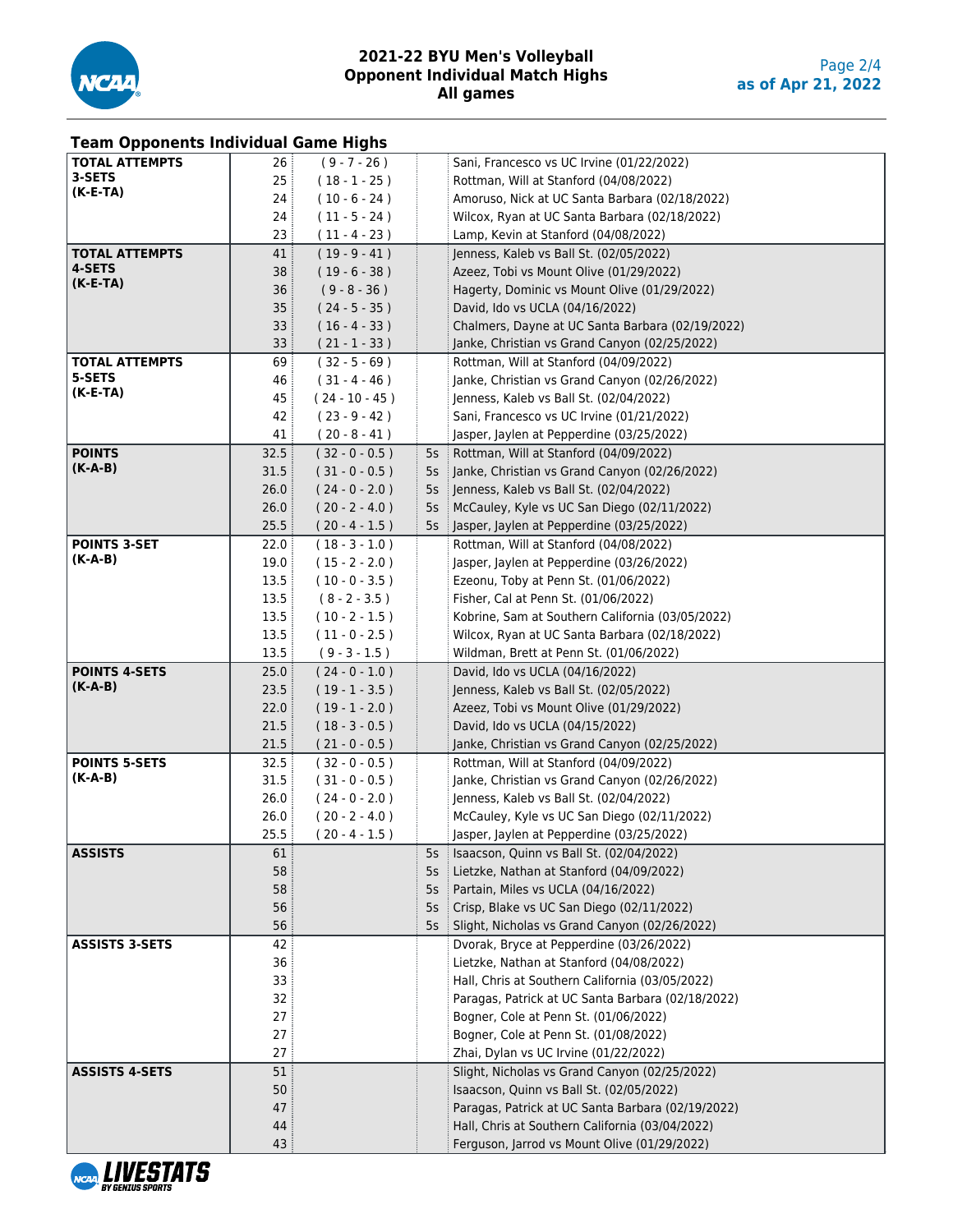# 2021-22 BYU Men's Volleyball
## Opponent Individual Match Highs
### All games

## Team Opponents Individual Game Highs

| Category | Value | Detail | Sets | Player |
|---|---|---|---|---|
| **TOTAL ATTEMPTS 3-SETS (K-E-TA)** | 26 | ( 9 - 7 - 26 ) | | Sani, Francesco vs UC Irvine (01/22/2022) |
| | 25 | ( 18 - 1 - 25 ) | | Rottman, Will at Stanford (04/08/2022) |
| | 24 | ( 10 - 6 - 24 ) | | Amoruso, Nick at UC Santa Barbara (02/18/2022) |
| | 24 | ( 11 - 5 - 24 ) | | Wilcox, Ryan at UC Santa Barbara (02/18/2022) |
| | 23 | ( 11 - 4 - 23 ) | | Lamp, Kevin at Stanford (04/08/2022) |
| **TOTAL ATTEMPTS 4-SETS (K-E-TA)** | 41 | ( 19 - 9 - 41 ) | | Jenness, Kaleb vs Ball St. (02/05/2022) |
| | 38 | ( 19 - 6 - 38 ) | | Azeez, Tobi vs Mount Olive (01/29/2022) |
| | 36 | ( 9 - 8 - 36 ) | | Hagerty, Dominic vs Mount Olive (01/29/2022) |
| | 35 | ( 24 - 5 - 35 ) | | David, Ido vs UCLA (04/16/2022) |
| | 33 | ( 16 - 4 - 33 ) | | Chalmers, Dayne at UC Santa Barbara (02/19/2022) |
| | 33 | ( 21 - 1 - 33 ) | | Janke, Christian vs Grand Canyon (02/25/2022) |
| **TOTAL ATTEMPTS 5-SETS (K-E-TA)** | 69 | ( 32 - 5 - 69 ) | | Rottman, Will at Stanford (04/09/2022) |
| | 46 | ( 31 - 4 - 46 ) | | Janke, Christian vs Grand Canyon (02/26/2022) |
| | 45 | ( 24 - 10 - 45 ) | | Jenness, Kaleb vs Ball St. (02/04/2022) |
| | 42 | ( 23 - 9 - 42 ) | | Sani, Francesco vs UC Irvine (01/21/2022) |
| | 41 | ( 20 - 8 - 41 ) | | Jasper, Jaylen at Pepperdine (03/25/2022) |
| **POINTS (K-A-B)** | 32.5 | ( 32 - 0 - 0.5 ) | 5s | Rottman, Will at Stanford (04/09/2022) |
| | 31.5 | ( 31 - 0 - 0.5 ) | 5s | Janke, Christian vs Grand Canyon (02/26/2022) |
| | 26.0 | ( 24 - 0 - 2.0 ) | 5s | Jenness, Kaleb vs Ball St. (02/04/2022) |
| | 26.0 | ( 20 - 2 - 4.0 ) | 5s | McCauley, Kyle vs UC San Diego (02/11/2022) |
| | 25.5 | ( 20 - 4 - 1.5 ) | 5s | Jasper, Jaylen at Pepperdine (03/25/2022) |
| **POINTS 3-SET (K-A-B)** | 22.0 | ( 18 - 3 - 1.0 ) | | Rottman, Will at Stanford (04/08/2022) |
| | 19.0 | ( 15 - 2 - 2.0 ) | | Jasper, Jaylen at Pepperdine (03/26/2022) |
| | 13.5 | ( 10 - 0 - 3.5 ) | | Ezeonu, Toby at Penn St. (01/06/2022) |
| | 13.5 | ( 8 - 2 - 3.5 ) | | Fisher, Cal at Penn St. (01/06/2022) |
| | 13.5 | ( 10 - 2 - 1.5 ) | | Kobrine, Sam at Southern California (03/05/2022) |
| | 13.5 | ( 11 - 0 - 2.5 ) | | Wilcox, Ryan at UC Santa Barbara (02/18/2022) |
| | 13.5 | ( 9 - 3 - 1.5 ) | | Wildman, Brett at Penn St. (01/06/2022) |
| **POINTS 4-SETS (K-A-B)** | 25.0 | ( 24 - 0 - 1.0 ) | | David, Ido vs UCLA (04/16/2022) |
| | 23.5 | ( 19 - 1 - 3.5 ) | | Jenness, Kaleb vs Ball St. (02/05/2022) |
| | 22.0 | ( 19 - 1 - 2.0 ) | | Azeez, Tobi vs Mount Olive (01/29/2022) |
| | 21.5 | ( 18 - 3 - 0.5 ) | | David, Ido vs UCLA (04/15/2022) |
| | 21.5 | ( 21 - 0 - 0.5 ) | | Janke, Christian vs Grand Canyon (02/25/2022) |
| **POINTS 5-SETS (K-A-B)** | 32.5 | ( 32 - 0 - 0.5 ) | | Rottman, Will at Stanford (04/09/2022) |
| | 31.5 | ( 31 - 0 - 0.5 ) | | Janke, Christian vs Grand Canyon (02/26/2022) |
| | 26.0 | ( 24 - 0 - 2.0 ) | | Jenness, Kaleb vs Ball St. (02/04/2022) |
| | 26.0 | ( 20 - 2 - 4.0 ) | | McCauley, Kyle vs UC San Diego (02/11/2022) |
| | 25.5 | ( 20 - 4 - 1.5 ) | | Jasper, Jaylen at Pepperdine (03/25/2022) |
| **ASSISTS** | 61 | | 5s | Isaacson, Quinn vs Ball St. (02/04/2022) |
| | 58 | | 5s | Lietzke, Nathan at Stanford (04/09/2022) |
| | 58 | | 5s | Partain, Miles vs UCLA (04/16/2022) |
| | 56 | | 5s | Crisp, Blake vs UC San Diego (02/11/2022) |
| | 56 | | 5s | Slight, Nicholas vs Grand Canyon (02/26/2022) |
| **ASSISTS 3-SETS** | 42 | | | Dvorak, Bryce at Pepperdine (03/26/2022) |
| | 36 | | | Lietzke, Nathan at Stanford (04/08/2022) |
| | 33 | | | Hall, Chris at Southern California (03/05/2022) |
| | 32 | | | Paragas, Patrick at UC Santa Barbara (02/18/2022) |
| | 27 | | | Bogner, Cole at Penn St. (01/06/2022) |
| | 27 | | | Bogner, Cole at Penn St. (01/08/2022) |
| | 27 | | | Zhai, Dylan vs UC Irvine (01/22/2022) |
| **ASSISTS 4-SETS** | 51 | | | Slight, Nicholas vs Grand Canyon (02/25/2022) |
| | 50 | | | Isaacson, Quinn vs Ball St. (02/05/2022) |
| | 47 | | | Paragas, Patrick at UC Santa Barbara (02/19/2022) |
| | 44 | | | Hall, Chris at Southern California (03/04/2022) |
| | 43 | | | Ferguson, Jarrod vs Mount Olive (01/29/2022) |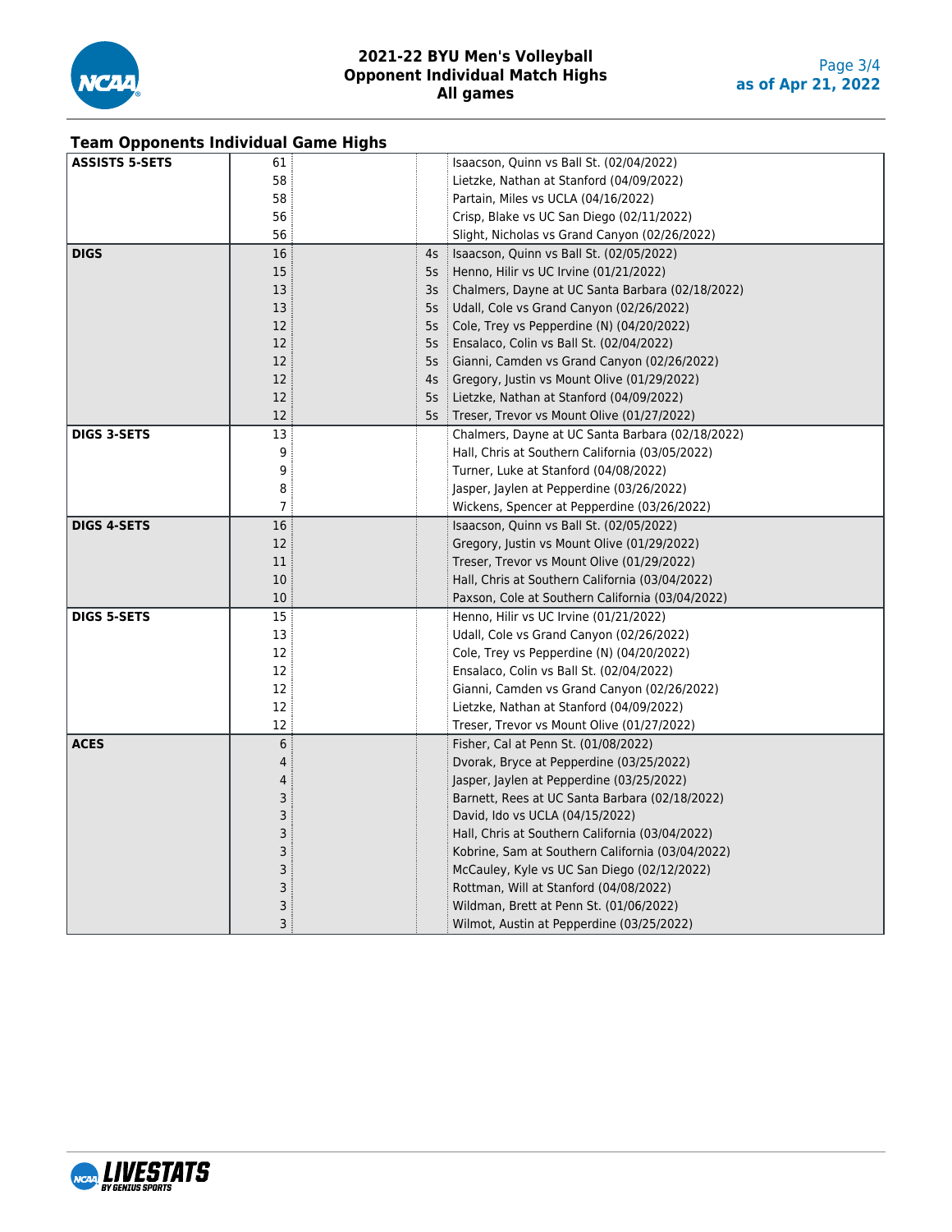# 2021-22 BYU Men's Volleyball
## Opponent Individual Match Highs
## All games

### Team Opponents Individual Game Highs

| Category | Value | Sets | Player / Game |
|---|---|---|---|
| **ASSISTS 5-SETS** | 61 | | Isaacson, Quinn vs Ball St. (02/04/2022) |
| | 58 | | Lietzke, Nathan at Stanford (04/09/2022) |
| | 58 | | Partain, Miles vs UCLA (04/16/2022) |
| | 56 | | Crisp, Blake vs UC San Diego (02/11/2022) |
| | 56 | | Slight, Nicholas vs Grand Canyon (02/26/2022) |
| **DIGS** | 16 | 4s | Isaacson, Quinn vs Ball St. (02/05/2022) |
| | 15 | 5s | Henno, Hilir vs UC Irvine (01/21/2022) |
| | 13 | 3s | Chalmers, Dayne at UC Santa Barbara (02/18/2022) |
| | 13 | 5s | Udall, Cole vs Grand Canyon (02/26/2022) |
| | 12 | 5s | Cole, Trey vs Pepperdine (N) (04/20/2022) |
| | 12 | 5s | Ensalaco, Colin vs Ball St. (02/04/2022) |
| | 12 | 5s | Gianni, Camden vs Grand Canyon (02/26/2022) |
| | 12 | 4s | Gregory, Justin vs Mount Olive (01/29/2022) |
| | 12 | 5s | Lietzke, Nathan at Stanford (04/09/2022) |
| | 12 | 5s | Treser, Trevor vs Mount Olive (01/27/2022) |
| **DIGS 3-SETS** | 13 | | Chalmers, Dayne at UC Santa Barbara (02/18/2022) |
| | 9 | | Hall, Chris at Southern California (03/05/2022) |
| | 9 | | Turner, Luke at Stanford (04/08/2022) |
| | 8 | | Jasper, Jaylen at Pepperdine (03/26/2022) |
| | 7 | | Wickens, Spencer at Pepperdine (03/26/2022) |
| **DIGS 4-SETS** | 16 | | Isaacson, Quinn vs Ball St. (02/05/2022) |
| | 12 | | Gregory, Justin vs Mount Olive (01/29/2022) |
| | 11 | | Treser, Trevor vs Mount Olive (01/29/2022) |
| | 10 | | Hall, Chris at Southern California (03/04/2022) |
| | 10 | | Paxson, Cole at Southern California (03/04/2022) |
| **DIGS 5-SETS** | 15 | | Henno, Hilir vs UC Irvine (01/21/2022) |
| | 13 | | Udall, Cole vs Grand Canyon (02/26/2022) |
| | 12 | | Cole, Trey vs Pepperdine (N) (04/20/2022) |
| | 12 | | Ensalaco, Colin vs Ball St. (02/04/2022) |
| | 12 | | Gianni, Camden vs Grand Canyon (02/26/2022) |
| | 12 | | Lietzke, Nathan at Stanford (04/09/2022) |
| | 12 | | Treser, Trevor vs Mount Olive (01/27/2022) |
| **ACES** | 6 | | Fisher, Cal at Penn St. (01/08/2022) |
| | 4 | | Dvorak, Bryce at Pepperdine (03/25/2022) |
| | 4 | | Jasper, Jaylen at Pepperdine (03/25/2022) |
| | 3 | | Barnett, Rees at UC Santa Barbara (02/18/2022) |
| | 3 | | David, Ido vs UCLA (04/15/2022) |
| | 3 | | Hall, Chris at Southern California (03/04/2022) |
| | 3 | | Kobrine, Sam at Southern California (03/04/2022) |
| | 3 | | McCauley, Kyle vs UC San Diego (02/12/2022) |
| | 3 | | Rottman, Will at Stanford (04/08/2022) |
| | 3 | | Wildman, Brett at Penn St. (01/06/2022) |
| | 3 | | Wilmot, Austin at Pepperdine (03/25/2022) |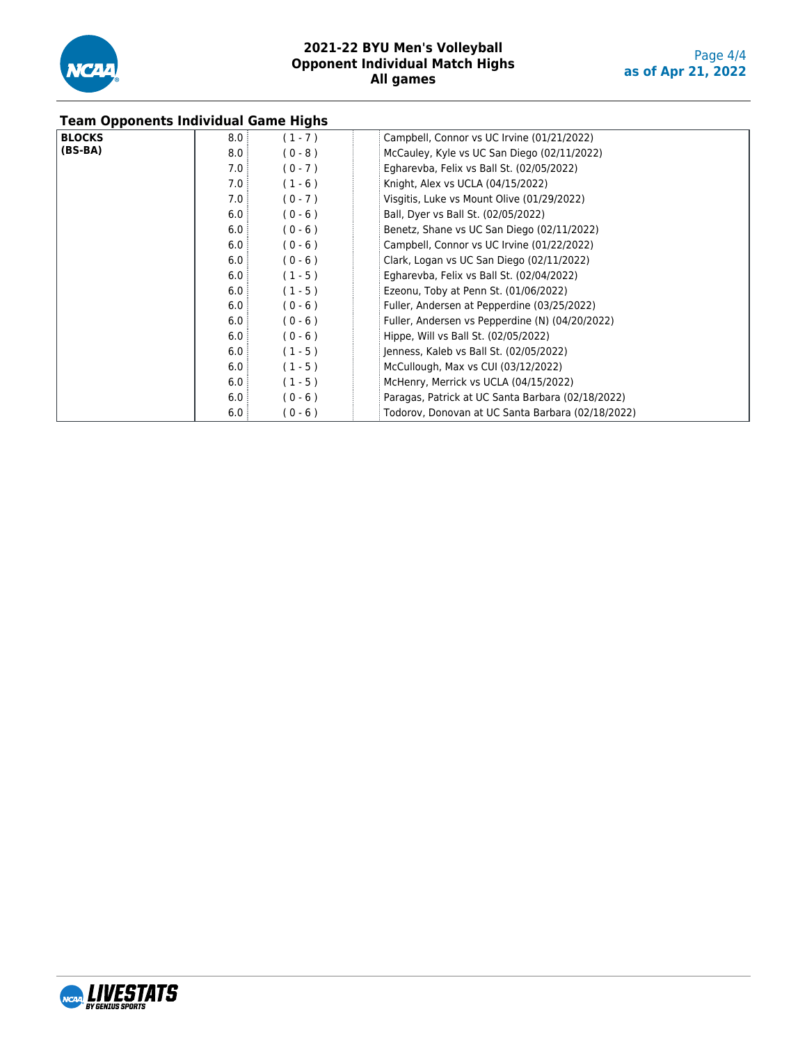# 2021-22 BYU Men's Volleyball
## Opponent Individual Match Highs
### All games

### Team Opponents Individual Game Highs

| | | | |
|---|---|---|---|
| **BLOCKS (BS-BA)** | 8.0 | ( 1 - 7 ) | Campbell, Connor vs UC Irvine (01/21/2022) |
| | 8.0 | ( 0 - 8 ) | McCauley, Kyle vs UC San Diego (02/11/2022) |
| | 7.0 | ( 0 - 7 ) | Egharevba, Felix vs Ball St. (02/05/2022) |
| | 7.0 | ( 1 - 6 ) | Knight, Alex vs UCLA (04/15/2022) |
| | 7.0 | ( 0 - 7 ) | Visgitis, Luke vs Mount Olive (01/29/2022) |
| | 6.0 | ( 0 - 6 ) | Ball, Dyer vs Ball St. (02/05/2022) |
| | 6.0 | ( 0 - 6 ) | Benetz, Shane vs UC San Diego (02/11/2022) |
| | 6.0 | ( 0 - 6 ) | Campbell, Connor vs UC Irvine (01/22/2022) |
| | 6.0 | ( 0 - 6 ) | Clark, Logan vs UC San Diego (02/11/2022) |
| | 6.0 | ( 1 - 5 ) | Egharevba, Felix vs Ball St. (02/04/2022) |
| | 6.0 | ( 1 - 5 ) | Ezeonu, Toby at Penn St. (01/06/2022) |
| | 6.0 | ( 0 - 6 ) | Fuller, Andersen at Pepperdine (03/25/2022) |
| | 6.0 | ( 0 - 6 ) | Fuller, Andersen vs Pepperdine (N) (04/20/2022) |
| | 6.0 | ( 0 - 6 ) | Hippe, Will vs Ball St. (02/05/2022) |
| | 6.0 | ( 1 - 5 ) | Jenness, Kaleb vs Ball St. (02/05/2022) |
| | 6.0 | ( 1 - 5 ) | McCullough, Max vs CUI (03/12/2022) |
| | 6.0 | ( 1 - 5 ) | McHenry, Merrick vs UCLA (04/15/2022) |
| | 6.0 | ( 0 - 6 ) | Paragas, Patrick at UC Santa Barbara (02/18/2022) |
| | 6.0 | ( 0 - 6 ) | Todorov, Donovan at UC Santa Barbara (02/18/2022) |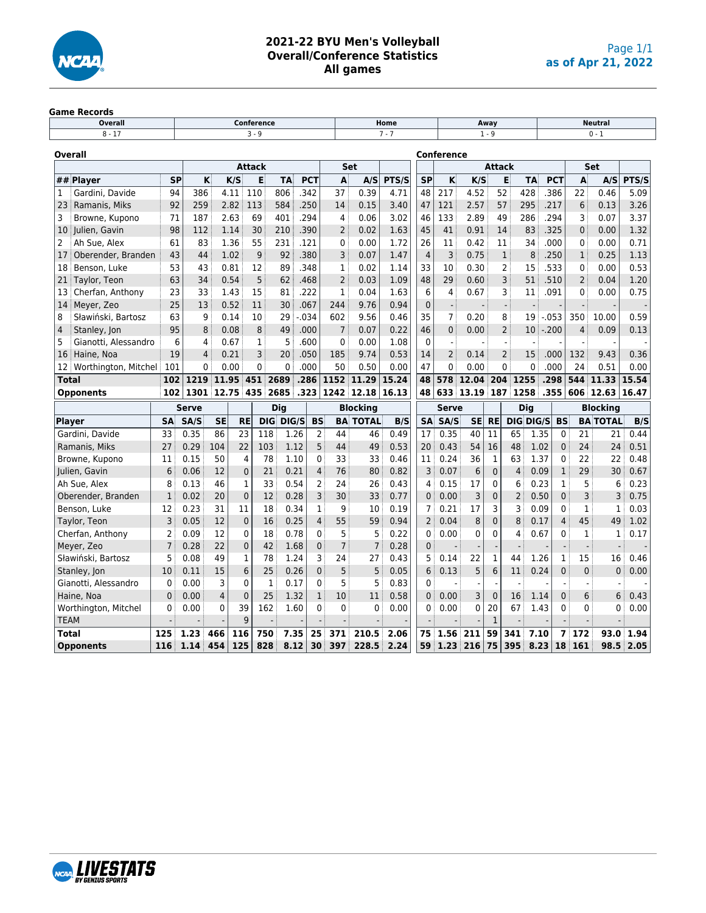# 2021-22 BYU Men's Volleyball
## Overall/Conference Statistics
## All games

as of Apr 21, 2022

### Game Records

| Overall | Conference | Home | Away | Neutral |
|---|---|---|---|---|
| 8 - 17 | 3 - 9 | 7 - 7 | 1 - 9 | 0 - 1 |

### Overall / Conference

| | | Overall | | Attack | | | | | Set | | | Conference | | Attack | | | | | Set | | |
|---|---|---|---|---|---|---|---|---|---|---|---|---|---|---|---|---|---|---|---|---|---|
| ## | Player | SP | K | K/S | E | TA | PCT | A | A/S | PTS/S | SP | K | K/S | E | TA | PCT | A | A/S | PTS/S |
| 1 | Gardini, Davide | 94 | 386 | 4.11 | 110 | 806 | .342 | 37 | 0.39 | 4.71 | 48 | 217 | 4.52 | 52 | 428 | .386 | 22 | 0.46 | 5.09 |
| 23 | Ramanis, Miks | 92 | 259 | 2.82 | 113 | 584 | .250 | 14 | 0.15 | 3.40 | 47 | 121 | 2.57 | 57 | 295 | .217 | 6 | 0.13 | 3.26 |
| 3 | Browne, Kupono | 71 | 187 | 2.63 | 69 | 401 | .294 | 4 | 0.06 | 3.02 | 46 | 133 | 2.89 | 49 | 286 | .294 | 3 | 0.07 | 3.37 |
| 10 | Julien, Gavin | 98 | 112 | 1.14 | 30 | 210 | .390 | 2 | 0.02 | 1.63 | 45 | 41 | 0.91 | 14 | 83 | .325 | 0 | 0.00 | 1.32 |
| 2 | Ah Sue, Alex | 61 | 83 | 1.36 | 55 | 231 | .121 | 0 | 0.00 | 1.72 | 26 | 11 | 0.42 | 11 | 34 | .000 | 0 | 0.00 | 0.71 |
| 17 | Oberender, Branden | 43 | 44 | 1.02 | 9 | 92 | .380 | 3 | 0.07 | 1.47 | 4 | 3 | 0.75 | 1 | 8 | .250 | 1 | 0.25 | 1.13 |
| 18 | Benson, Luke | 53 | 43 | 0.81 | 12 | 89 | .348 | 1 | 0.02 | 1.14 | 33 | 10 | 0.30 | 2 | 15 | .533 | 0 | 0.00 | 0.53 |
| 21 | Taylor, Teon | 63 | 34 | 0.54 | 5 | 62 | .468 | 2 | 0.03 | 1.09 | 48 | 29 | 0.60 | 3 | 51 | .510 | 2 | 0.04 | 1.20 |
| 13 | Cherfan, Anthony | 23 | 33 | 1.43 | 15 | 81 | .222 | 1 | 0.04 | 1.63 | 6 | 4 | 0.67 | 3 | 11 | .091 | 0 | 0.00 | 0.75 |
| 14 | Meyer, Zeo | 25 | 13 | 0.52 | 11 | 30 | .067 | 244 | 9.76 | 0.94 | 0 | - | - | - | - | - | - | - | - |
| 8 | Sławiński, Bartosz | 63 | 9 | 0.14 | 10 | 29 | -.034 | 602 | 9.56 | 0.46 | 35 | 7 | 0.20 | 8 | 19 | -.053 | 350 | 10.00 | 0.59 |
| 4 | Stanley, Jon | 95 | 8 | 0.08 | 8 | 49 | .000 | 7 | 0.07 | 0.22 | 46 | 0 | 0.00 | 2 | 10 | -.200 | 4 | 0.09 | 0.13 |
| 5 | Gianotti, Alessandro | 6 | 4 | 0.67 | 1 | 5 | .600 | 0 | 0.00 | 1.08 | 0 | - | - | - | - | - | - | - | - |
| 16 | Haine, Noa | 19 | 4 | 0.21 | 3 | 20 | .050 | 185 | 9.74 | 0.53 | 14 | 2 | 0.14 | 2 | 15 | .000 | 132 | 9.43 | 0.36 |
| 12 | Worthington, Mitchel | 101 | 0 | 0.00 | 0 | 0 | .000 | 50 | 0.50 | 0.00 | 47 | 0 | 0.00 | 0 | 0 | .000 | 24 | 0.51 | 0.00 |
| | **Total** | **102** | **1219** | **11.95** | **451** | **2689** | **.286** | **1152** | **11.29** | **15.24** | **48** | **578** | **12.04** | **204** | **1255** | **.298** | **544** | **11.33** | **15.54** |
| | **Opponents** | **102** | **1301** | **12.75** | **435** | **2685** | **.323** | **1242** | **12.18** | **16.13** | **48** | **633** | **13.19** | **187** | **1258** | **.355** | **606** | **12.63** | **16.47** |

| | Overall Serve | | | | Dig | | | Blocking | | | Conference Serve | | | | Dig | | | Blocking | | |
|---|---|---|---|---|---|---|---|---|---|---|---|---|---|---|---|---|---|---|---|---|
| Player | SA | SA/S | SE | RE | DIG | DIG/S | BS | BA | TOTAL | B/S | SA | SA/S | SE | RE | DIG | DIG/S | BS | BA | TOTAL | B/S |
| Gardini, Davide | 33 | 0.35 | 86 | 23 | 118 | 1.26 | 2 | 44 | 46 | 0.49 | 17 | 0.35 | 40 | 11 | 65 | 1.35 | 0 | 21 | 21 | 0.44 |
| Ramanis, Miks | 27 | 0.29 | 104 | 22 | 103 | 1.12 | 5 | 44 | 49 | 0.53 | 20 | 0.43 | 54 | 16 | 48 | 1.02 | 0 | 24 | 24 | 0.51 |
| Browne, Kupono | 11 | 0.15 | 50 | 4 | 78 | 1.10 | 0 | 33 | 33 | 0.46 | 11 | 0.24 | 36 | 1 | 63 | 1.37 | 0 | 22 | 22 | 0.48 |
| Julien, Gavin | 6 | 0.06 | 12 | 0 | 21 | 0.21 | 4 | 76 | 80 | 0.82 | 3 | 0.07 | 6 | 0 | 4 | 0.09 | 1 | 29 | 30 | 0.67 |
| Ah Sue, Alex | 8 | 0.13 | 46 | 1 | 33 | 0.54 | 2 | 24 | 26 | 0.43 | 4 | 0.15 | 17 | 0 | 6 | 0.23 | 1 | 5 | 6 | 0.23 |
| Oberender, Branden | 1 | 0.02 | 20 | 0 | 12 | 0.28 | 3 | 30 | 33 | 0.77 | 0 | 0.00 | 3 | 0 | 2 | 0.50 | 0 | 3 | 3 | 0.75 |
| Benson, Luke | 12 | 0.23 | 31 | 11 | 18 | 0.34 | 1 | 9 | 10 | 0.19 | 7 | 0.21 | 17 | 3 | 3 | 0.09 | 0 | 1 | 1 | 0.03 |
| Taylor, Teon | 3 | 0.05 | 12 | 0 | 16 | 0.25 | 4 | 55 | 59 | 0.94 | 2 | 0.04 | 8 | 0 | 8 | 0.17 | 4 | 45 | 49 | 1.02 |
| Cherfan, Anthony | 2 | 0.09 | 12 | 0 | 18 | 0.78 | 0 | 5 | 5 | 0.22 | 0 | 0.00 | 0 | 0 | 4 | 0.67 | 0 | 1 | 1 | 0.17 |
| Meyer, Zeo | 7 | 0.28 | 22 | 0 | 42 | 1.68 | 0 | 7 | 7 | 0.28 | 0 | - | - | - | - | - | - | - | - | - |
| Sławiński, Bartosz | 5 | 0.08 | 49 | 1 | 78 | 1.24 | 3 | 24 | 27 | 0.43 | 5 | 0.14 | 22 | 1 | 44 | 1.26 | 1 | 15 | 16 | 0.46 |
| Stanley, Jon | 10 | 0.11 | 15 | 6 | 25 | 0.26 | 0 | 5 | 5 | 0.05 | 6 | 0.13 | 5 | 6 | 11 | 0.24 | 0 | 0 | 0 | 0.00 |
| Gianotti, Alessandro | 0 | 0.00 | 3 | 0 | 1 | 0.17 | 0 | 5 | 5 | 0.83 | 0 | - | - | - | - | - | - | - | - | - |
| Haine, Noa | 0 | 0.00 | 4 | 0 | 25 | 1.32 | 1 | 10 | 11 | 0.58 | 0 | 0.00 | 3 | 0 | 16 | 1.14 | 0 | 6 | 6 | 0.43 |
| Worthington, Mitchel | 0 | 0.00 | 0 | 39 | 162 | 1.60 | 0 | 0 | 0 | 0.00 | 0 | 0.00 | 0 | 20 | 67 | 1.43 | 0 | 0 | 0 | 0.00 |
| TEAM | - | - | - | 9 | - | - | - | - | - | - | - | - | - | 1 | - | - | - | - | - | - |
| **Total** | **125** | **1.23** | **466** | **116** | **750** | **7.35** | **25** | **371** | **210.5** | **2.06** | **75** | **1.56** | **211** | **59** | **341** | **7.10** | **7** | **172** | **93.0** | **1.94** |
| **Opponents** | **116** | **1.14** | **454** | **125** | **828** | **8.12** | **30** | **397** | **228.5** | **2.24** | **59** | **1.23** | **216** | **75** | **395** | **8.23** | **18** | **161** | **98.5** | **2.05** |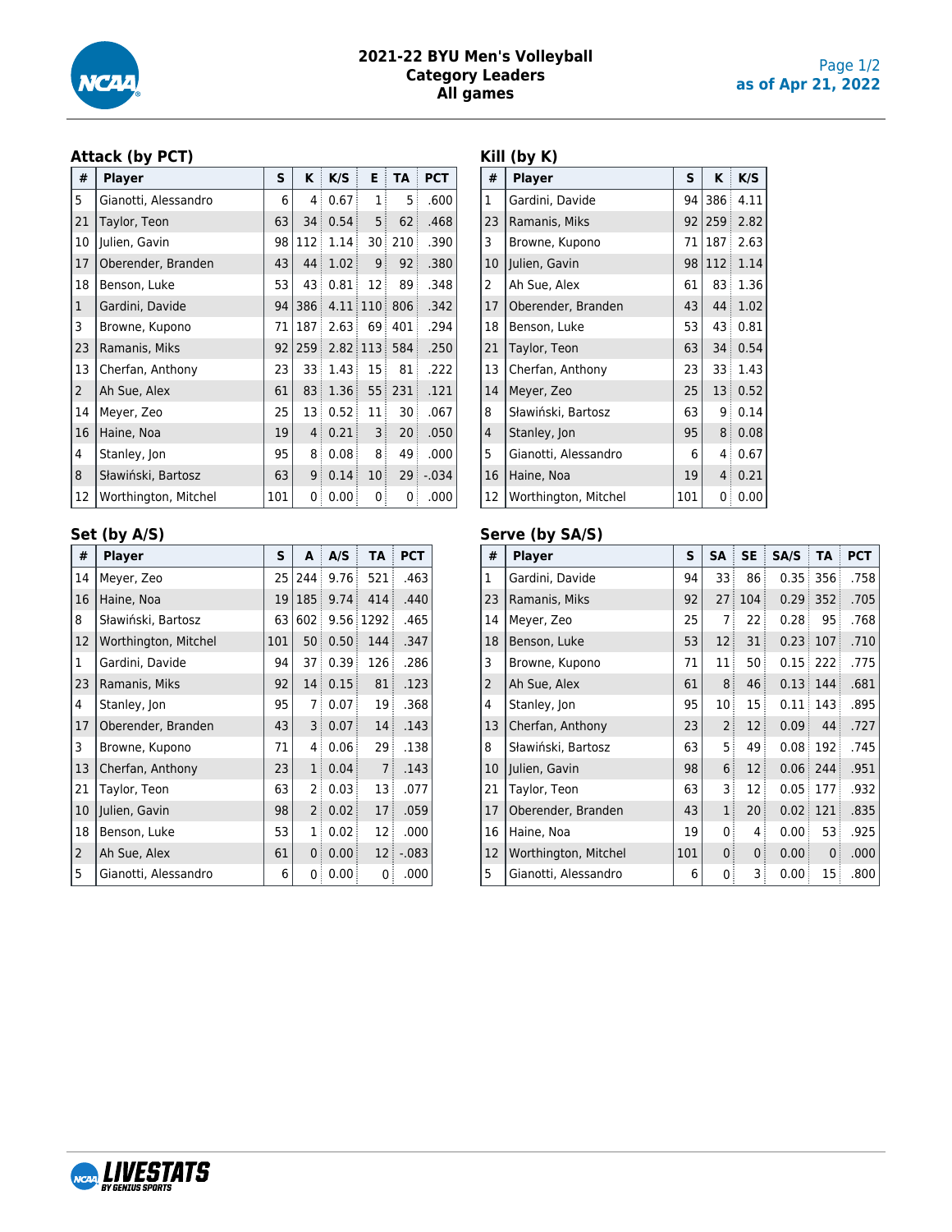# 2021-22 BYU Men's Volleyball
## Category Leaders
## All games

as of Apr 21, 2022

### Attack (by PCT)

| # | Player | S | K | K/S | E | TA | PCT |
|---|---|---|---|---|---|---|---|
| 5 | Gianotti, Alessandro | 6 | 4 | 0.67 | 1 | 5 | .600 |
| 21 | Taylor, Teon | 63 | 34 | 0.54 | 5 | 62 | .468 |
| 10 | Julien, Gavin | 98 | 112 | 1.14 | 30 | 210 | .390 |
| 17 | Oberender, Branden | 43 | 44 | 1.02 | 9 | 92 | .380 |
| 18 | Benson, Luke | 53 | 43 | 0.81 | 12 | 89 | .348 |
| 1 | Gardini, Davide | 94 | 386 | 4.11 | 110 | 806 | .342 |
| 3 | Browne, Kupono | 71 | 187 | 2.63 | 69 | 401 | .294 |
| 23 | Ramanis, Miks | 92 | 259 | 2.82 | 113 | 584 | .250 |
| 13 | Cherfan, Anthony | 23 | 33 | 1.43 | 15 | 81 | .222 |
| 2 | Ah Sue, Alex | 61 | 83 | 1.36 | 55 | 231 | .121 |
| 14 | Meyer, Zeo | 25 | 13 | 0.52 | 11 | 30 | .067 |
| 16 | Haine, Noa | 19 | 4 | 0.21 | 3 | 20 | .050 |
| 4 | Stanley, Jon | 95 | 8 | 0.08 | 8 | 49 | .000 |
| 8 | Sławiński, Bartosz | 63 | 9 | 0.14 | 10 | 29 | -.034 |
| 12 | Worthington, Mitchel | 101 | 0 | 0.00 | 0 | 0 | .000 |

### Kill (by K)

| # | Player | S | K | K/S |
|---|---|---|---|---|
| 1 | Gardini, Davide | 94 | 386 | 4.11 |
| 23 | Ramanis, Miks | 92 | 259 | 2.82 |
| 3 | Browne, Kupono | 71 | 187 | 2.63 |
| 10 | Julien, Gavin | 98 | 112 | 1.14 |
| 2 | Ah Sue, Alex | 61 | 83 | 1.36 |
| 17 | Oberender, Branden | 43 | 44 | 1.02 |
| 18 | Benson, Luke | 53 | 43 | 0.81 |
| 21 | Taylor, Teon | 63 | 34 | 0.54 |
| 13 | Cherfan, Anthony | 23 | 33 | 1.43 |
| 14 | Meyer, Zeo | 25 | 13 | 0.52 |
| 8 | Sławiński, Bartosz | 63 | 9 | 0.14 |
| 4 | Stanley, Jon | 95 | 8 | 0.08 |
| 5 | Gianotti, Alessandro | 6 | 4 | 0.67 |
| 16 | Haine, Noa | 19 | 4 | 0.21 |
| 12 | Worthington, Mitchel | 101 | 0 | 0.00 |

### Set (by A/S)

| # | Player | S | A | A/S | TA | PCT |
|---|---|---|---|---|---|---|
| 14 | Meyer, Zeo | 25 | 244 | 9.76 | 521 | .463 |
| 16 | Haine, Noa | 19 | 185 | 9.74 | 414 | .440 |
| 8 | Sławiński, Bartosz | 63 | 602 | 9.56 | 1292 | .465 |
| 12 | Worthington, Mitchel | 101 | 50 | 0.50 | 144 | .347 |
| 1 | Gardini, Davide | 94 | 37 | 0.39 | 126 | .286 |
| 23 | Ramanis, Miks | 92 | 14 | 0.15 | 81 | .123 |
| 4 | Stanley, Jon | 95 | 7 | 0.07 | 19 | .368 |
| 17 | Oberender, Branden | 43 | 3 | 0.07 | 14 | .143 |
| 3 | Browne, Kupono | 71 | 4 | 0.06 | 29 | .138 |
| 13 | Cherfan, Anthony | 23 | 1 | 0.04 | 7 | .143 |
| 21 | Taylor, Teon | 63 | 2 | 0.03 | 13 | .077 |
| 10 | Julien, Gavin | 98 | 2 | 0.02 | 17 | .059 |
| 18 | Benson, Luke | 53 | 1 | 0.02 | 12 | .000 |
| 2 | Ah Sue, Alex | 61 | 0 | 0.00 | 12 | -.083 |
| 5 | Gianotti, Alessandro | 6 | 0 | 0.00 | 0 | .000 |

### Serve (by SA/S)

| # | Player | S | SA | SE | SA/S | TA | PCT |
|---|---|---|---|---|---|---|---|
| 1 | Gardini, Davide | 94 | 33 | 86 | 0.35 | 356 | .758 |
| 23 | Ramanis, Miks | 92 | 27 | 104 | 0.29 | 352 | .705 |
| 14 | Meyer, Zeo | 25 | 7 | 22 | 0.28 | 95 | .768 |
| 18 | Benson, Luke | 53 | 12 | 31 | 0.23 | 107 | .710 |
| 3 | Browne, Kupono | 71 | 11 | 50 | 0.15 | 222 | .775 |
| 2 | Ah Sue, Alex | 61 | 8 | 46 | 0.13 | 144 | .681 |
| 4 | Stanley, Jon | 95 | 10 | 15 | 0.11 | 143 | .895 |
| 13 | Cherfan, Anthony | 23 | 2 | 12 | 0.09 | 44 | .727 |
| 8 | Sławiński, Bartosz | 63 | 5 | 49 | 0.08 | 192 | .745 |
| 10 | Julien, Gavin | 98 | 6 | 12 | 0.06 | 244 | .951 |
| 21 | Taylor, Teon | 63 | 3 | 12 | 0.05 | 177 | .932 |
| 17 | Oberender, Branden | 43 | 1 | 20 | 0.02 | 121 | .835 |
| 16 | Haine, Noa | 19 | 0 | 4 | 0.00 | 53 | .925 |
| 12 | Worthington, Mitchel | 101 | 0 | 0 | 0.00 | 0 | .000 |
| 5 | Gianotti, Alessandro | 6 | 0 | 3 | 0.00 | 15 | .800 |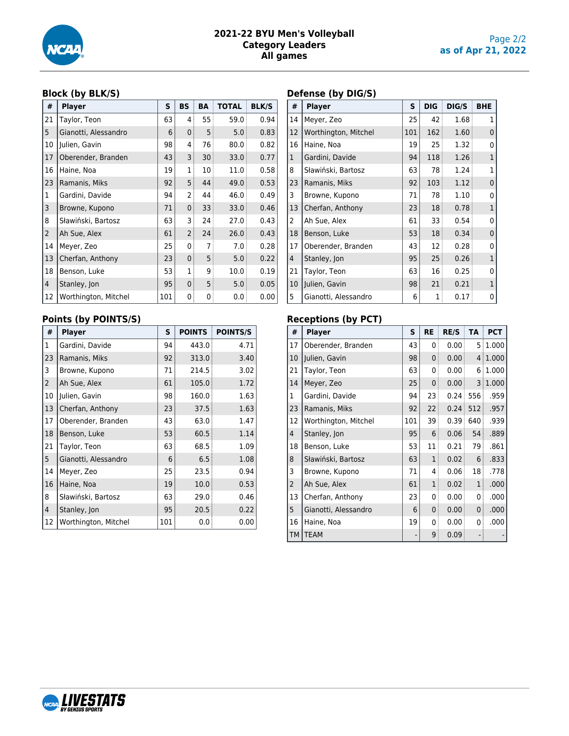# 2021-22 BYU Men's Volleyball
## Category Leaders
## All games

as of Apr 21, 2022

### Block (by BLK/S)

| # | Player | S | BS | BA | TOTAL | BLK/S |
|---|---|---|---|---|---|---|
| 21 | Taylor, Teon | 63 | 4 | 55 | 59.0 | 0.94 |
| 5 | Gianotti, Alessandro | 6 | 0 | 5 | 5.0 | 0.83 |
| 10 | Julien, Gavin | 98 | 4 | 76 | 80.0 | 0.82 |
| 17 | Oberender, Branden | 43 | 3 | 30 | 33.0 | 0.77 |
| 16 | Haine, Noa | 19 | 1 | 10 | 11.0 | 0.58 |
| 23 | Ramanis, Miks | 92 | 5 | 44 | 49.0 | 0.53 |
| 1 | Gardini, Davide | 94 | 2 | 44 | 46.0 | 0.49 |
| 3 | Browne, Kupono | 71 | 0 | 33 | 33.0 | 0.46 |
| 8 | Sławiński, Bartosz | 63 | 3 | 24 | 27.0 | 0.43 |
| 2 | Ah Sue, Alex | 61 | 2 | 24 | 26.0 | 0.43 |
| 14 | Meyer, Zeo | 25 | 0 | 7 | 7.0 | 0.28 |
| 13 | Cherfan, Anthony | 23 | 0 | 5 | 5.0 | 0.22 |
| 18 | Benson, Luke | 53 | 1 | 9 | 10.0 | 0.19 |
| 4 | Stanley, Jon | 95 | 0 | 5 | 5.0 | 0.05 |
| 12 | Worthington, Mitchel | 101 | 0 | 0 | 0.0 | 0.00 |

### Defense (by DIG/S)

| # | Player | S | DIG | DIG/S | BHE |
|---|---|---|---|---|---|
| 14 | Meyer, Zeo | 25 | 42 | 1.68 | 1 |
| 12 | Worthington, Mitchel | 101 | 162 | 1.60 | 0 |
| 16 | Haine, Noa | 19 | 25 | 1.32 | 0 |
| 1 | Gardini, Davide | 94 | 118 | 1.26 | 1 |
| 8 | Sławiński, Bartosz | 63 | 78 | 1.24 | 1 |
| 23 | Ramanis, Miks | 92 | 103 | 1.12 | 0 |
| 3 | Browne, Kupono | 71 | 78 | 1.10 | 0 |
| 13 | Cherfan, Anthony | 23 | 18 | 0.78 | 1 |
| 2 | Ah Sue, Alex | 61 | 33 | 0.54 | 0 |
| 18 | Benson, Luke | 53 | 18 | 0.34 | 0 |
| 17 | Oberender, Branden | 43 | 12 | 0.28 | 0 |
| 4 | Stanley, Jon | 95 | 25 | 0.26 | 1 |
| 21 | Taylor, Teon | 63 | 16 | 0.25 | 0 |
| 10 | Julien, Gavin | 98 | 21 | 0.21 | 1 |
| 5 | Gianotti, Alessandro | 6 | 1 | 0.17 | 0 |

### Points (by POINTS/S)

| # | Player | S | POINTS | POINTS/S |
|---|---|---|---|---|
| 1 | Gardini, Davide | 94 | 443.0 | 4.71 |
| 23 | Ramanis, Miks | 92 | 313.0 | 3.40 |
| 3 | Browne, Kupono | 71 | 214.5 | 3.02 |
| 2 | Ah Sue, Alex | 61 | 105.0 | 1.72 |
| 10 | Julien, Gavin | 98 | 160.0 | 1.63 |
| 13 | Cherfan, Anthony | 23 | 37.5 | 1.63 |
| 17 | Oberender, Branden | 43 | 63.0 | 1.47 |
| 18 | Benson, Luke | 53 | 60.5 | 1.14 |
| 21 | Taylor, Teon | 63 | 68.5 | 1.09 |
| 5 | Gianotti, Alessandro | 6 | 6.5 | 1.08 |
| 14 | Meyer, Zeo | 25 | 23.5 | 0.94 |
| 16 | Haine, Noa | 19 | 10.0 | 0.53 |
| 8 | Sławiński, Bartosz | 63 | 29.0 | 0.46 |
| 4 | Stanley, Jon | 95 | 20.5 | 0.22 |
| 12 | Worthington, Mitchel | 101 | 0.0 | 0.00 |

### Receptions (by PCT)

| # | Player | S | RE | RE/S | TA | PCT |
|---|---|---|---|---|---|---|
| 17 | Oberender, Branden | 43 | 0 | 0.00 | 5 | 1.000 |
| 10 | Julien, Gavin | 98 | 0 | 0.00 | 4 | 1.000 |
| 21 | Taylor, Teon | 63 | 0 | 0.00 | 6 | 1.000 |
| 14 | Meyer, Zeo | 25 | 0 | 0.00 | 3 | 1.000 |
| 1 | Gardini, Davide | 94 | 23 | 0.24 | 556 | .959 |
| 23 | Ramanis, Miks | 92 | 22 | 0.24 | 512 | .957 |
| 12 | Worthington, Mitchel | 101 | 39 | 0.39 | 640 | .939 |
| 4 | Stanley, Jon | 95 | 6 | 0.06 | 54 | .889 |
| 18 | Benson, Luke | 53 | 11 | 0.21 | 79 | .861 |
| 8 | Sławiński, Bartosz | 63 | 1 | 0.02 | 6 | .833 |
| 3 | Browne, Kupono | 71 | 4 | 0.06 | 18 | .778 |
| 2 | Ah Sue, Alex | 61 | 1 | 0.02 | 1 | .000 |
| 13 | Cherfan, Anthony | 23 | 0 | 0.00 | 0 | .000 |
| 5 | Gianotti, Alessandro | 6 | 0 | 0.00 | 0 | .000 |
| 16 | Haine, Noa | 19 | 0 | 0.00 | 0 | .000 |
| TM | TEAM | - | 9 | 0.09 | - | - |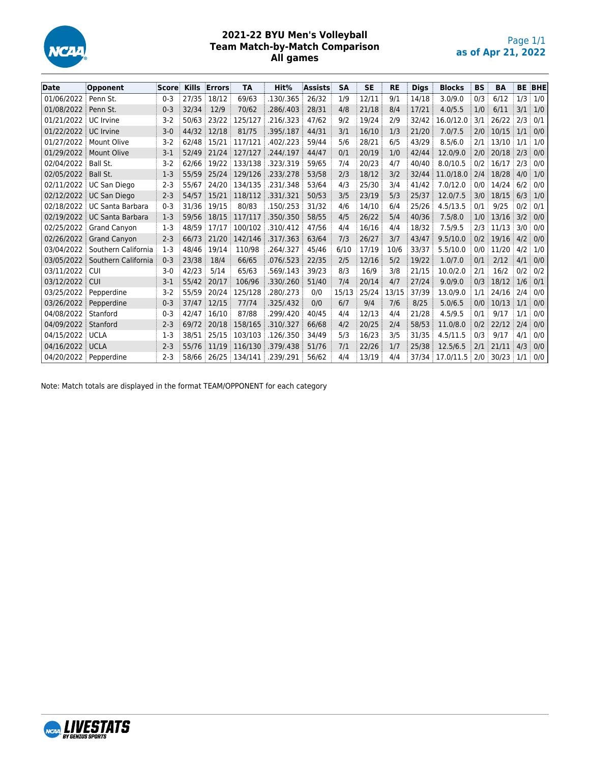# 2021-22 BYU Men's Volleyball
## Team Match-by-Match Comparison
### All games

as of Apr 21, 2022

| Date | Opponent | Score | Kills | Errors | TA | Hit% | Assists | SA | SE | RE | Digs | Blocks | BS | BA | BE | BHE |
|---|---|---|---|---|---|---|---|---|---|---|---|---|---|---|---|---|
| 01/06/2022 | Penn St. | 0-3 | 27/35 | 18/12 | 69/63 | .130/.365 | 26/32 | 1/9 | 12/11 | 9/1 | 14/18 | 3.0/9.0 | 0/3 | 6/12 | 1/3 | 1/0 |
| 01/08/2022 | Penn St. | 0-3 | 32/34 | 12/9 | 70/62 | .286/.403 | 28/31 | 4/8 | 21/18 | 8/4 | 17/21 | 4.0/5.5 | 1/0 | 6/11 | 3/1 | 1/0 |
| 01/21/2022 | UC Irvine | 3-2 | 50/63 | 23/22 | 125/127 | .216/.323 | 47/62 | 9/2 | 19/24 | 2/9 | 32/42 | 16.0/12.0 | 3/1 | 26/22 | 2/3 | 0/1 |
| 01/22/2022 | UC Irvine | 3-0 | 44/32 | 12/18 | 81/75 | .395/.187 | 44/31 | 3/1 | 16/10 | 1/3 | 21/20 | 7.0/7.5 | 2/0 | 10/15 | 1/1 | 0/0 |
| 01/27/2022 | Mount Olive | 3-2 | 62/48 | 15/21 | 117/121 | .402/.223 | 59/44 | 5/6 | 28/21 | 6/5 | 43/29 | 8.5/6.0 | 2/1 | 13/10 | 1/1 | 1/0 |
| 01/29/2022 | Mount Olive | 3-1 | 52/49 | 21/24 | 127/127 | .244/.197 | 44/47 | 0/1 | 20/19 | 1/0 | 42/44 | 12.0/9.0 | 2/0 | 20/18 | 2/3 | 0/0 |
| 02/04/2022 | Ball St. | 3-2 | 62/66 | 19/22 | 133/138 | .323/.319 | 59/65 | 7/4 | 20/23 | 4/7 | 40/40 | 8.0/10.5 | 0/2 | 16/17 | 2/3 | 0/0 |
| 02/05/2022 | Ball St. | 1-3 | 55/59 | 25/24 | 129/126 | .233/.278 | 53/58 | 2/3 | 18/12 | 3/2 | 32/44 | 11.0/18.0 | 2/4 | 18/28 | 4/0 | 1/0 |
| 02/11/2022 | UC San Diego | 2-3 | 55/67 | 24/20 | 134/135 | .231/.348 | 53/64 | 4/3 | 25/30 | 3/4 | 41/42 | 7.0/12.0 | 0/0 | 14/24 | 6/2 | 0/0 |
| 02/12/2022 | UC San Diego | 2-3 | 54/57 | 15/21 | 118/112 | .331/.321 | 50/53 | 3/5 | 23/19 | 5/3 | 25/37 | 12.0/7.5 | 3/0 | 18/15 | 6/3 | 1/0 |
| 02/18/2022 | UC Santa Barbara | 0-3 | 31/36 | 19/15 | 80/83 | .150/.253 | 31/32 | 4/6 | 14/10 | 6/4 | 25/26 | 4.5/13.5 | 0/1 | 9/25 | 0/2 | 0/1 |
| 02/19/2022 | UC Santa Barbara | 1-3 | 59/56 | 18/15 | 117/117 | .350/.350 | 58/55 | 4/5 | 26/22 | 5/4 | 40/36 | 7.5/8.0 | 1/0 | 13/16 | 3/2 | 0/0 |
| 02/25/2022 | Grand Canyon | 1-3 | 48/59 | 17/17 | 100/102 | .310/.412 | 47/56 | 4/4 | 16/16 | 4/4 | 18/32 | 7.5/9.5 | 2/3 | 11/13 | 3/0 | 0/0 |
| 02/26/2022 | Grand Canyon | 2-3 | 66/73 | 21/20 | 142/146 | .317/.363 | 63/64 | 7/3 | 26/27 | 3/7 | 43/47 | 9.5/10.0 | 0/2 | 19/16 | 4/2 | 0/0 |
| 03/04/2022 | Southern California | 1-3 | 48/46 | 19/14 | 110/98 | .264/.327 | 45/46 | 6/10 | 17/19 | 10/6 | 33/37 | 5.5/10.0 | 0/0 | 11/20 | 4/2 | 1/0 |
| 03/05/2022 | Southern California | 0-3 | 23/38 | 18/4 | 66/65 | .076/.523 | 22/35 | 2/5 | 12/16 | 5/2 | 19/22 | 1.0/7.0 | 0/1 | 2/12 | 4/1 | 0/0 |
| 03/11/2022 | CUI | 3-0 | 42/23 | 5/14 | 65/63 | .569/.143 | 39/23 | 8/3 | 16/9 | 3/8 | 21/15 | 10.0/2.0 | 2/1 | 16/2 | 0/2 | 0/2 |
| 03/12/2022 | CUI | 3-1 | 55/42 | 20/17 | 106/96 | .330/.260 | 51/40 | 7/4 | 20/14 | 4/7 | 27/24 | 9.0/9.0 | 0/3 | 18/12 | 1/6 | 0/1 |
| 03/25/2022 | Pepperdine | 3-2 | 55/59 | 20/24 | 125/128 | .280/.273 | 0/0 | 15/13 | 25/24 | 13/15 | 37/39 | 13.0/9.0 | 1/1 | 24/16 | 2/4 | 0/0 |
| 03/26/2022 | Pepperdine | 0-3 | 37/47 | 12/15 | 77/74 | .325/.432 | 0/0 | 6/7 | 9/4 | 7/6 | 8/25 | 5.0/6.5 | 0/0 | 10/13 | 1/1 | 0/0 |
| 04/08/2022 | Stanford | 0-3 | 42/47 | 16/10 | 87/88 | .299/.420 | 40/45 | 4/4 | 12/13 | 4/4 | 21/28 | 4.5/9.5 | 0/1 | 9/17 | 1/1 | 0/0 |
| 04/09/2022 | Stanford | 2-3 | 69/72 | 20/18 | 158/165 | .310/.327 | 66/68 | 4/2 | 20/25 | 2/4 | 58/53 | 11.0/8.0 | 0/2 | 22/12 | 2/4 | 0/0 |
| 04/15/2022 | UCLA | 1-3 | 38/51 | 25/15 | 103/103 | .126/.350 | 34/49 | 5/3 | 16/23 | 3/5 | 31/35 | 4.5/11.5 | 0/3 | 9/17 | 4/1 | 0/0 |
| 04/16/2022 | UCLA | 2-3 | 55/76 | 11/19 | 116/130 | .379/.438 | 51/76 | 7/1 | 22/26 | 1/7 | 25/38 | 12.5/6.5 | 2/1 | 21/11 | 4/3 | 0/0 |
| 04/20/2022 | Pepperdine | 2-3 | 58/66 | 26/25 | 134/141 | .239/.291 | 56/62 | 4/4 | 13/19 | 4/4 | 37/34 | 17.0/11.5 | 2/0 | 30/23 | 1/1 | 0/0 |

Note: Match totals are displayed in the format TEAM/OPPONENT for each category